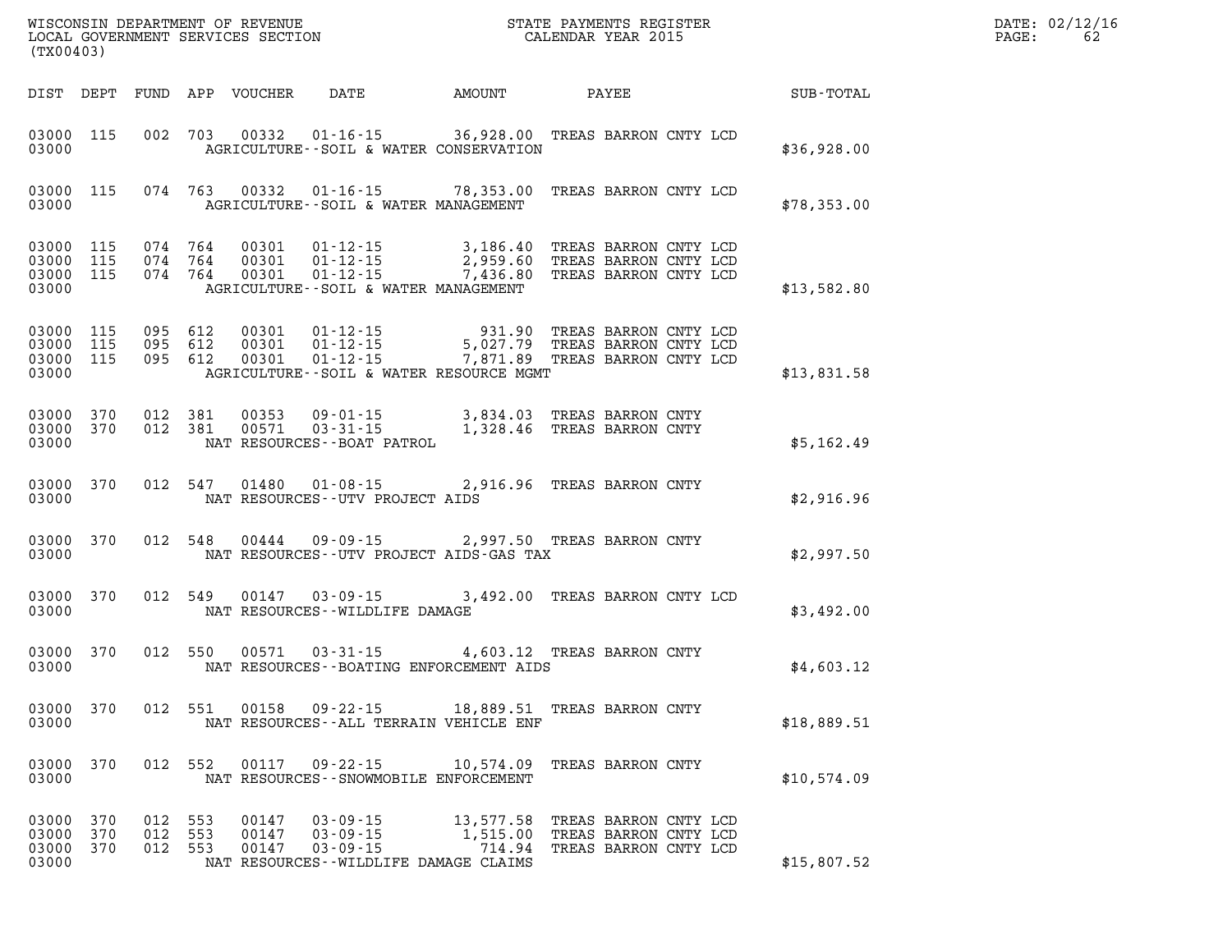WISCONSIN DEPARTMENT OF REVENUE
LOCAL GOVERNMENT SERVICES SECTION
(TX00403)

STATE PAYMENTS REGISTER
CALENDAR YEAR 2015

DATE: 02/12/16
PAGE: 62

| DIST | DEPT | FUND | APP | VOUCHER | DATE | AMOUNT | PAYEE | SUB-TOTAL |
|---|---|---|---|---|---|---|---|---|
| 03000 | 115 | 002 | 703 | 00332 | 01-16-15 | 36,928.00 | TREAS BARRON CNTY LCD | |
| 03000 | | | | | AGRICULTURE--SOIL & WATER CONSERVATION | | | $36,928.00 |
| 03000 | 115 | 074 | 763 | 00332 | 01-16-15 | 78,353.00 | TREAS BARRON CNTY LCD | |
| 03000 | | | | | AGRICULTURE--SOIL & WATER MANAGEMENT | | | $78,353.00 |
| 03000 | 115 | 074 | 764 | 00301 | 01-12-15 | 3,186.40 | TREAS BARRON CNTY LCD | |
| 03000 | 115 | 074 | 764 | 00301 | 01-12-15 | 2,959.60 | TREAS BARRON CNTY LCD | |
| 03000 | 115 | 074 | 764 | 00301 | 01-12-15 | 7,436.80 | TREAS BARRON CNTY LCD | |
| 03000 | | | | | AGRICULTURE--SOIL & WATER MANAGEMENT | | | $13,582.80 |
| 03000 | 115 | 095 | 612 | 00301 | 01-12-15 | 931.90 | TREAS BARRON CNTY LCD | |
| 03000 | 115 | 095 | 612 | 00301 | 01-12-15 | 5,027.79 | TREAS BARRON CNTY LCD | |
| 03000 | 115 | 095 | 612 | 00301 | 01-12-15 | 7,871.89 | TREAS BARRON CNTY LCD | |
| 03000 | | | | | AGRICULTURE--SOIL & WATER RESOURCE MGMT | | | $13,831.58 |
| 03000 | 370 | 012 | 381 | 00353 | 09-01-15 | 3,834.03 | TREAS BARRON CNTY | |
| 03000 | 370 | 012 | 381 | 00571 | 03-31-15 | 1,328.46 | TREAS BARRON CNTY | |
| 03000 | | | | | NAT RESOURCES--BOAT PATROL | | | $5,162.49 |
| 03000 | 370 | 012 | 547 | 01480 | 01-08-15 | 2,916.96 | TREAS BARRON CNTY | |
| 03000 | | | | | NAT RESOURCES--UTV PROJECT AIDS | | | $2,916.96 |
| 03000 | 370 | 012 | 548 | 00444 | 09-09-15 | 2,997.50 | TREAS BARRON CNTY | |
| 03000 | | | | | NAT RESOURCES--UTV PROJECT AIDS-GAS TAX | | | $2,997.50 |
| 03000 | 370 | 012 | 549 | 00147 | 03-09-15 | 3,492.00 | TREAS BARRON CNTY LCD | |
| 03000 | | | | | NAT RESOURCES--WILDLIFE DAMAGE | | | $3,492.00 |
| 03000 | 370 | 012 | 550 | 00571 | 03-31-15 | 4,603.12 | TREAS BARRON CNTY | |
| 03000 | | | | | NAT RESOURCES--BOATING ENFORCEMENT AIDS | | | $4,603.12 |
| 03000 | 370 | 012 | 551 | 00158 | 09-22-15 | 18,889.51 | TREAS BARRON CNTY | |
| 03000 | | | | | NAT RESOURCES--ALL TERRAIN VEHICLE ENF | | | $18,889.51 |
| 03000 | 370 | 012 | 552 | 00117 | 09-22-15 | 10,574.09 | TREAS BARRON CNTY | |
| 03000 | | | | | NAT RESOURCES--SNOWMOBILE ENFORCEMENT | | | $10,574.09 |
| 03000 | 370 | 012 | 553 | 00147 | 03-09-15 | 13,577.58 | TREAS BARRON CNTY LCD | |
| 03000 | 370 | 012 | 553 | 00147 | 03-09-15 | 1,515.00 | TREAS BARRON CNTY LCD | |
| 03000 | 370 | 012 | 553 | 00147 | 03-09-15 | 714.94 | TREAS BARRON CNTY LCD | |
| 03000 | | | | | NAT RESOURCES--WILDLIFE DAMAGE CLAIMS | | | $15,807.52 |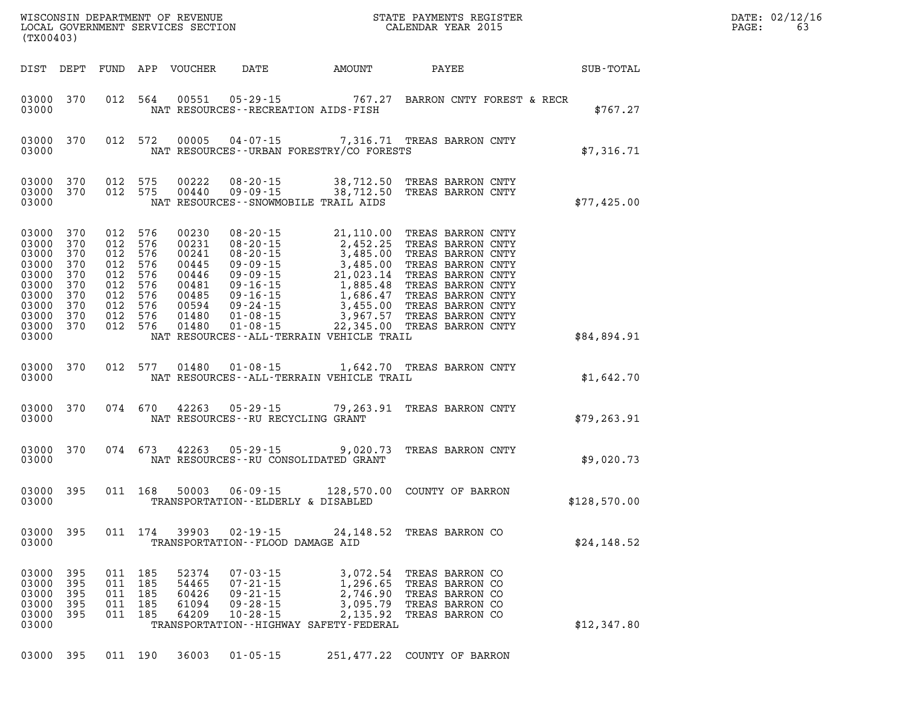WISCONSIN DEPARTMENT OF REVENUE
LOCAL GOVERNMENT SERVICES SECTION
(TX00403)

STATE PAYMENTS REGISTER
CALENDAR YEAR 2015

| DIST | DEPT | FUND | APP | VOUCHER | DATE | AMOUNT | PAYEE | SUB-TOTAL |
|---|---|---|---|---|---|---|---|---|
| 03000 | 370 | 012 | 564 | 00551 | 05-29-15 | 767.27 | BARRON CNTY FOREST & RECR | |
| 03000 | | | | | NAT RESOURCES--RECREATION AIDS-FISH | | | $767.27 |
| 03000 | 370 | 012 | 572 | 00005 | 04-07-15 | 7,316.71 | TREAS BARRON CNTY | |
| 03000 | | | | | NAT RESOURCES--URBAN FORESTRY/CO FORESTS | | | $7,316.71 |
| 03000 | 370 | 012 | 575 | 00222 | 08-20-15 | 38,712.50 | TREAS BARRON CNTY | |
| 03000 | 370 | 012 | 575 | 00440 | 09-09-15 | 38,712.50 | TREAS BARRON CNTY | |
| 03000 | | | | | NAT RESOURCES--SNOWMOBILE TRAIL AIDS | | | $77,425.00 |
| 03000 | 370 | 012 | 576 | 00230 | 08-20-15 | 21,110.00 | TREAS BARRON CNTY | |
| 03000 | 370 | 012 | 576 | 00231 | 08-20-15 | 2,452.25 | TREAS BARRON CNTY | |
| 03000 | 370 | 012 | 576 | 00241 | 08-20-15 | 3,485.00 | TREAS BARRON CNTY | |
| 03000 | 370 | 012 | 576 | 00445 | 09-09-15 | 3,485.00 | TREAS BARRON CNTY | |
| 03000 | 370 | 012 | 576 | 00446 | 09-09-15 | 21,023.14 | TREAS BARRON CNTY | |
| 03000 | 370 | 012 | 576 | 00481 | 09-16-15 | 1,885.48 | TREAS BARRON CNTY | |
| 03000 | 370 | 012 | 576 | 00485 | 09-16-15 | 1,686.47 | TREAS BARRON CNTY | |
| 03000 | 370 | 012 | 576 | 00594 | 09-24-15 | 3,455.00 | TREAS BARRON CNTY | |
| 03000 | 370 | 012 | 576 | 01480 | 01-08-15 | 3,967.57 | TREAS BARRON CNTY | |
| 03000 | 370 | 012 | 576 | 01480 | 01-08-15 | 22,345.00 | TREAS BARRON CNTY | |
| 03000 | | | | | NAT RESOURCES--ALL-TERRAIN VEHICLE TRAIL | | | $84,894.91 |
| 03000 | 370 | 012 | 577 | 01480 | 01-08-15 | 1,642.70 | TREAS BARRON CNTY | |
| 03000 | | | | | NAT RESOURCES--ALL-TERRAIN VEHICLE TRAIL | | | $1,642.70 |
| 03000 | 370 | 074 | 670 | 42263 | 05-29-15 | 79,263.91 | TREAS BARRON CNTY | |
| 03000 | | | | | NAT RESOURCES--RU RECYCLING GRANT | | | $79,263.91 |
| 03000 | 370 | 074 | 673 | 42263 | 05-29-15 | 9,020.73 | TREAS BARRON CNTY | |
| 03000 | | | | | NAT RESOURCES--RU CONSOLIDATED GRANT | | | $9,020.73 |
| 03000 | 395 | 011 | 168 | 50003 | 06-09-15 | 128,570.00 | COUNTY OF BARRON | |
| 03000 | | | | | TRANSPORTATION--ELDERLY & DISABLED | | | $128,570.00 |
| 03000 | 395 | 011 | 174 | 39903 | 02-19-15 | 24,148.52 | TREAS BARRON CO | |
| 03000 | | | | | TRANSPORTATION--FLOOD DAMAGE AID | | | $24,148.52 |
| 03000 | 395 | 011 | 185 | 52374 | 07-03-15 | 3,072.54 | TREAS BARRON CO | |
| 03000 | 395 | 011 | 185 | 54465 | 07-21-15 | 1,296.65 | TREAS BARRON CO | |
| 03000 | 395 | 011 | 185 | 60426 | 09-21-15 | 2,746.90 | TREAS BARRON CO | |
| 03000 | 395 | 011 | 185 | 61094 | 09-28-15 | 3,095.79 | TREAS BARRON CO | |
| 03000 | 395 | 011 | 185 | 64209 | 10-28-15 | 2,135.92 | TREAS BARRON CO | |
| 03000 | | | | | TRANSPORTATION--HIGHWAY SAFETY-FEDERAL | | | $12,347.80 |
| 03000 | 395 | 011 | 190 | 36003 | 01-05-15 | 251,477.22 | COUNTY OF BARRON | |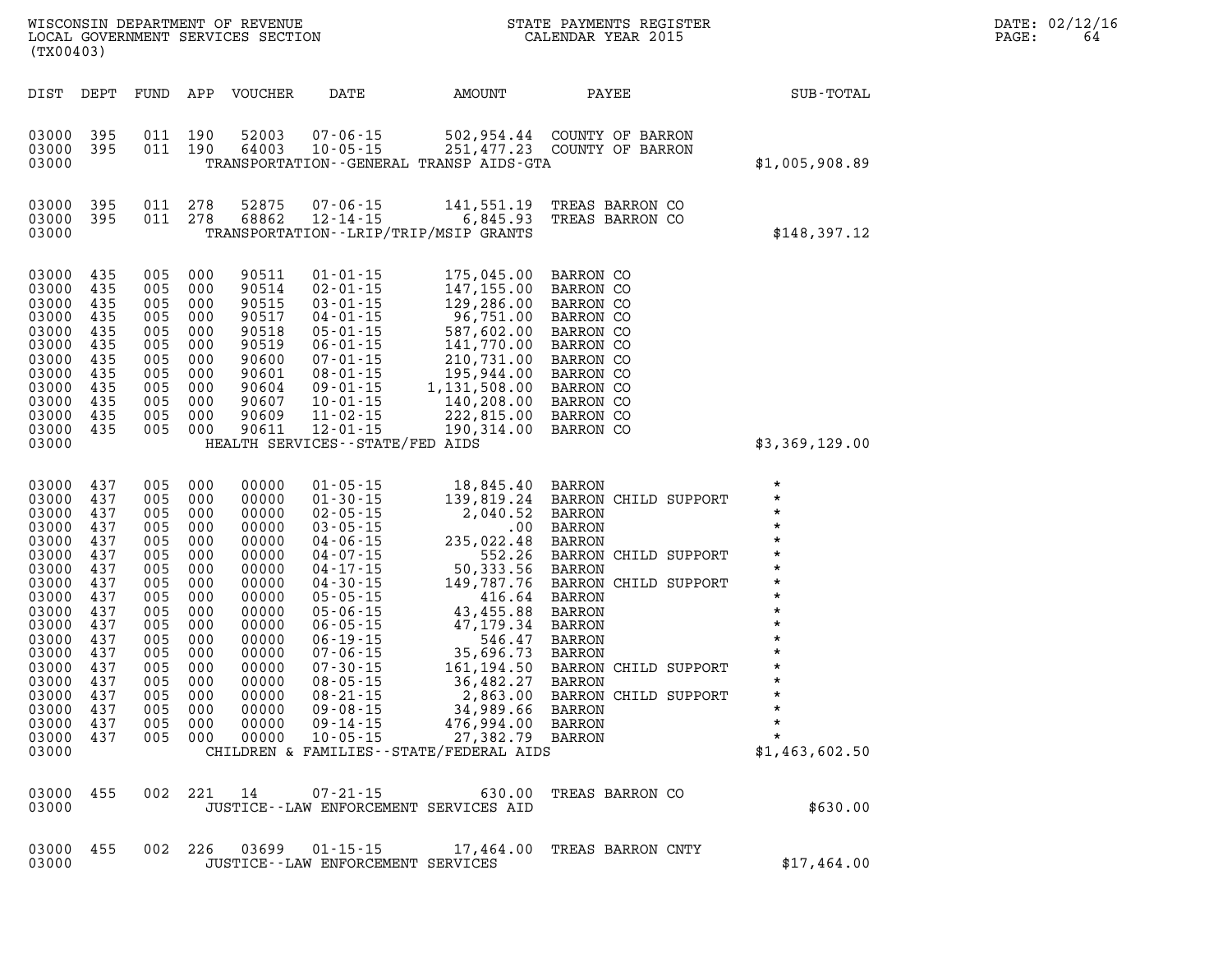WISCONSIN DEPARTMENT OF REVENUE
LOCAL GOVERNMENT SERVICES SECTION
(TX00403)

STATE PAYMENTS REGISTER
CALENDAR YEAR 2015

DATE: 02/12/16

| DIST | DEPT | FUND | APP | VOUCHER | DATE | AMOUNT | PAYEE | SUB-TOTAL |
|---|---|---|---|---|---|---|---|---|
| 03000 | 395 | 011 | 190 | 52003 | 07-06-15 | 502,954.44 | COUNTY OF BARRON | |
| 03000 | 395 | 011 | 190 | 64003 | 10-05-15 | 251,477.23 | COUNTY OF BARRON | |
| 03000 | | | | | TRANSPORTATION--GENERAL TRANSP AIDS-GTA | | | $1,005,908.89 |
| 03000 | 395 | 011 | 278 | 52875 | 07-06-15 | 141,551.19 | TREAS BARRON CO | |
| 03000 | 395 | 011 | 278 | 68862 | 12-14-15 | 6,845.93 | TREAS BARRON CO | |
| 03000 | | | | | TRANSPORTATION--LRIP/TRIP/MSIP GRANTS | | | $148,397.12 |
| 03000 | 435 | 005 | 000 | 90511 | 01-01-15 | 175,045.00 | BARRON CO | |
| 03000 | 435 | 005 | 000 | 90514 | 02-01-15 | 147,155.00 | BARRON CO | |
| 03000 | 435 | 005 | 000 | 90515 | 03-01-15 | 129,286.00 | BARRON CO | |
| 03000 | 435 | 005 | 000 | 90517 | 04-01-15 | 96,751.00 | BARRON CO | |
| 03000 | 435 | 005 | 000 | 90518 | 05-01-15 | 587,602.00 | BARRON CO | |
| 03000 | 435 | 005 | 000 | 90519 | 06-01-15 | 141,770.00 | BARRON CO | |
| 03000 | 435 | 005 | 000 | 90600 | 07-01-15 | 210,731.00 | BARRON CO | |
| 03000 | 435 | 005 | 000 | 90601 | 08-01-15 | 195,944.00 | BARRON CO | |
| 03000 | 435 | 005 | 000 | 90604 | 09-01-15 | 1,131,508.00 | BARRON CO | |
| 03000 | 435 | 005 | 000 | 90607 | 10-01-15 | 140,208.00 | BARRON CO | |
| 03000 | 435 | 005 | 000 | 90609 | 11-02-15 | 222,815.00 | BARRON CO | |
| 03000 | 435 | 005 | 000 | 90611 | 12-01-15 | 190,314.00 | BARRON CO | |
| 03000 | | | | | HEALTH SERVICES--STATE/FED AIDS | | | $3,369,129.00 |
| 03000 | 437 | 005 | 000 | 00000 | 01-05-15 | 18,845.40 | BARRON | * |
| 03000 | 437 | 005 | 000 | 00000 | 01-30-15 | 139,819.24 | BARRON CHILD SUPPORT | * |
| 03000 | 437 | 005 | 000 | 00000 | 02-05-15 | 2,040.52 | BARRON | * |
| 03000 | 437 | 005 | 000 | 00000 | 03-05-15 | .00 | BARRON | * |
| 03000 | 437 | 005 | 000 | 00000 | 04-06-15 | 235,022.48 | BARRON | * |
| 03000 | 437 | 005 | 000 | 00000 | 04-07-15 | 552.26 | BARRON CHILD SUPPORT | * |
| 03000 | 437 | 005 | 000 | 00000 | 04-17-15 | 50,333.56 | BARRON | * |
| 03000 | 437 | 005 | 000 | 00000 | 04-30-15 | 149,787.76 | BARRON CHILD SUPPORT | * |
| 03000 | 437 | 005 | 000 | 00000 | 05-05-15 | 416.64 | BARRON | * |
| 03000 | 437 | 005 | 000 | 00000 | 05-06-15 | 43,455.88 | BARRON | * |
| 03000 | 437 | 005 | 000 | 00000 | 06-05-15 | 47,179.34 | BARRON | * |
| 03000 | 437 | 005 | 000 | 00000 | 06-19-15 | 546.47 | BARRON | * |
| 03000 | 437 | 005 | 000 | 00000 | 07-06-15 | 35,696.73 | BARRON | * |
| 03000 | 437 | 005 | 000 | 00000 | 07-30-15 | 161,194.50 | BARRON CHILD SUPPORT | * |
| 03000 | 437 | 005 | 000 | 00000 | 08-05-15 | 36,482.27 | BARRON | * |
| 03000 | 437 | 005 | 000 | 00000 | 08-21-15 | 2,863.00 | BARRON CHILD SUPPORT | * |
| 03000 | 437 | 005 | 000 | 00000 | 09-08-15 | 34,989.66 | BARRON | * |
| 03000 | 437 | 005 | 000 | 00000 | 09-14-15 | 476,994.00 | BARRON | * |
| 03000 | 437 | 005 | 000 | 00000 | 10-05-15 | 27,382.79 | BARRON | * |
| 03000 | | | | | CHILDREN & FAMILIES--STATE/FEDERAL AIDS | | | $1,463,602.50 |
| 03000 | 455 | 002 | 221 | 14 | 07-21-15 | 630.00 | TREAS BARRON CO | |
| 03000 | | | | | JUSTICE--LAW ENFORCEMENT SERVICES AID | | | $630.00 |
| 03000 | 455 | 002 | 226 | 03699 | 01-15-15 | 17,464.00 | TREAS BARRON CNTY | |
| 03000 | | | | | JUSTICE--LAW ENFORCEMENT SERVICES | | | $17,464.00 |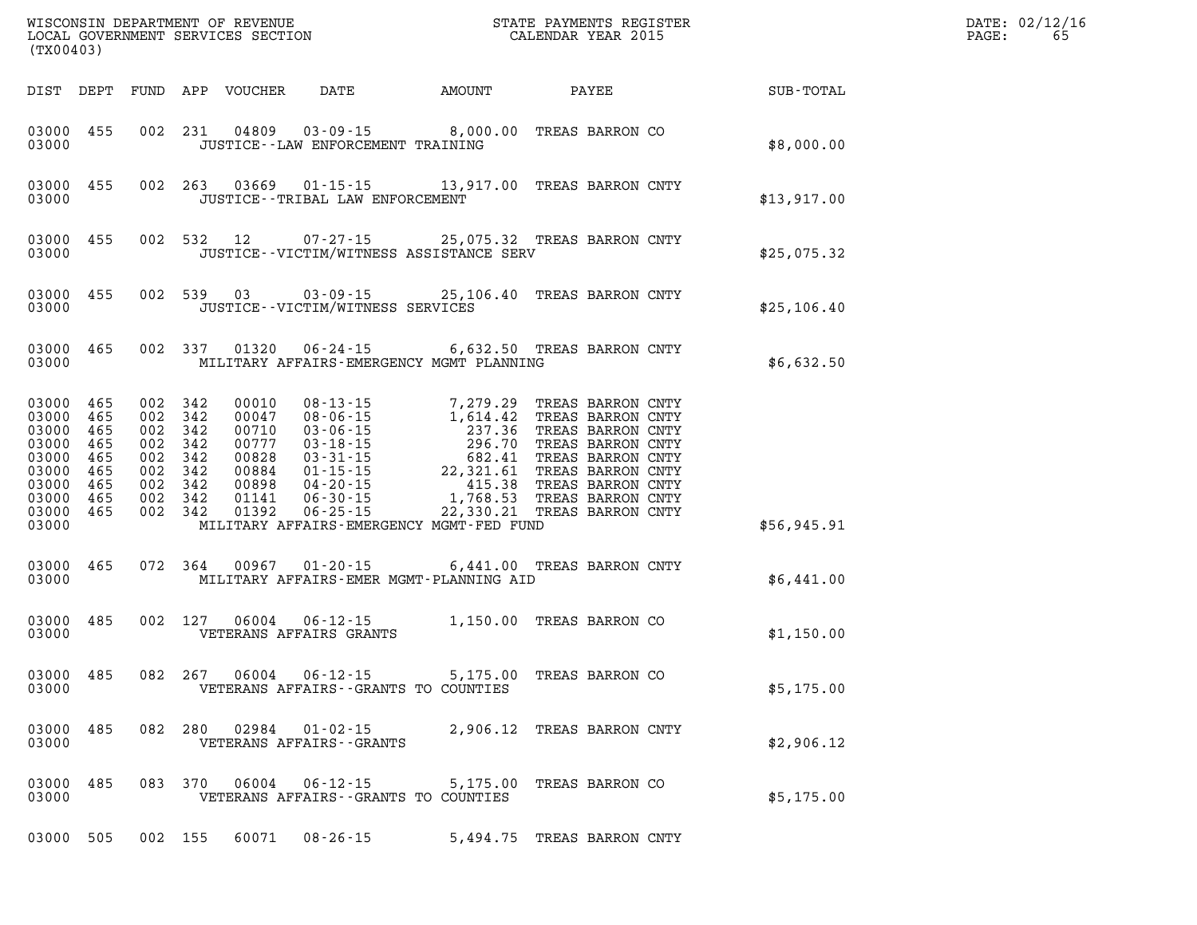WISCONSIN DEPARTMENT OF REVENUE
LOCAL GOVERNMENT SERVICES SECTION
(TX00403)

STATE PAYMENTS REGISTER
CALENDAR YEAR 2015

DATE: 02/12/16
PAGE: 65

| DIST | DEPT | FUND | APP | VOUCHER | DATE | AMOUNT | PAYEE | SUB-TOTAL |
|---|---|---|---|---|---|---|---|---|
| 03000 | 455 | 002 | 231 | 04809 | 03-09-15 | 8,000.00 | TREAS BARRON CO | |
| 03000 | | | | | JUSTICE--LAW ENFORCEMENT TRAINING | | | $8,000.00 |
| 03000 | 455 | 002 | 263 | 03669 | 01-15-15 | 13,917.00 | TREAS BARRON CNTY | |
| 03000 | | | | | JUSTICE--TRIBAL LAW ENFORCEMENT | | | $13,917.00 |
| 03000 | 455 | 002 | 532 | 12 | 07-27-15 | 25,075.32 | TREAS BARRON CNTY | |
| 03000 | | | | | JUSTICE--VICTIM/WITNESS ASSISTANCE SERV | | | $25,075.32 |
| 03000 | 455 | 002 | 539 | 03 | 03-09-15 | 25,106.40 | TREAS BARRON CNTY | |
| 03000 | | | | | JUSTICE--VICTIM/WITNESS SERVICES | | | $25,106.40 |
| 03000 | 465 | 002 | 337 | 01320 | 06-24-15 | 6,632.50 | TREAS BARRON CNTY | |
| 03000 | | | | | MILITARY AFFAIRS-EMERGENCY MGMT PLANNING | | | $6,632.50 |
| 03000 | 465 | 002 | 342 | 00010 | 08-13-15 | 7,279.29 | TREAS BARRON CNTY | |
| 03000 | 465 | 002 | 342 | 00047 | 08-06-15 | 1,614.42 | TREAS BARRON CNTY | |
| 03000 | 465 | 002 | 342 | 00710 | 03-06-15 | 237.36 | TREAS BARRON CNTY | |
| 03000 | 465 | 002 | 342 | 00777 | 03-18-15 | 296.70 | TREAS BARRON CNTY | |
| 03000 | 465 | 002 | 342 | 00828 | 03-31-15 | 682.41 | TREAS BARRON CNTY | |
| 03000 | 465 | 002 | 342 | 00884 | 01-15-15 | 22,321.61 | TREAS BARRON CNTY | |
| 03000 | 465 | 002 | 342 | 00898 | 04-20-15 | 415.38 | TREAS BARRON CNTY | |
| 03000 | 465 | 002 | 342 | 01141 | 06-30-15 | 1,768.53 | TREAS BARRON CNTY | |
| 03000 | 465 | 002 | 342 | 01392 | 06-25-15 | 22,330.21 | TREAS BARRON CNTY | |
| 03000 | | | | | MILITARY AFFAIRS-EMERGENCY MGMT-FED FUND | | | $56,945.91 |
| 03000 | 465 | 072 | 364 | 00967 | 01-20-15 | 6,441.00 | TREAS BARRON CNTY | |
| 03000 | | | | | MILITARY AFFAIRS-EMER MGMT-PLANNING AID | | | $6,441.00 |
| 03000 | 485 | 002 | 127 | 06004 | 06-12-15 | 1,150.00 | TREAS BARRON CO | |
| 03000 | | | | | VETERANS AFFAIRS GRANTS | | | $1,150.00 |
| 03000 | 485 | 082 | 267 | 06004 | 06-12-15 | 5,175.00 | TREAS BARRON CO | |
| 03000 | | | | | VETERANS AFFAIRS--GRANTS TO COUNTIES | | | $5,175.00 |
| 03000 | 485 | 082 | 280 | 02984 | 01-02-15 | 2,906.12 | TREAS BARRON CNTY | |
| 03000 | | | | | VETERANS AFFAIRS--GRANTS | | | $2,906.12 |
| 03000 | 485 | 083 | 370 | 06004 | 06-12-15 | 5,175.00 | TREAS BARRON CO | |
| 03000 | | | | | VETERANS AFFAIRS--GRANTS TO COUNTIES | | | $5,175.00 |
| 03000 | 505 | 002 | 155 | 60071 | 08-26-15 | 5,494.75 | TREAS BARRON CNTY | |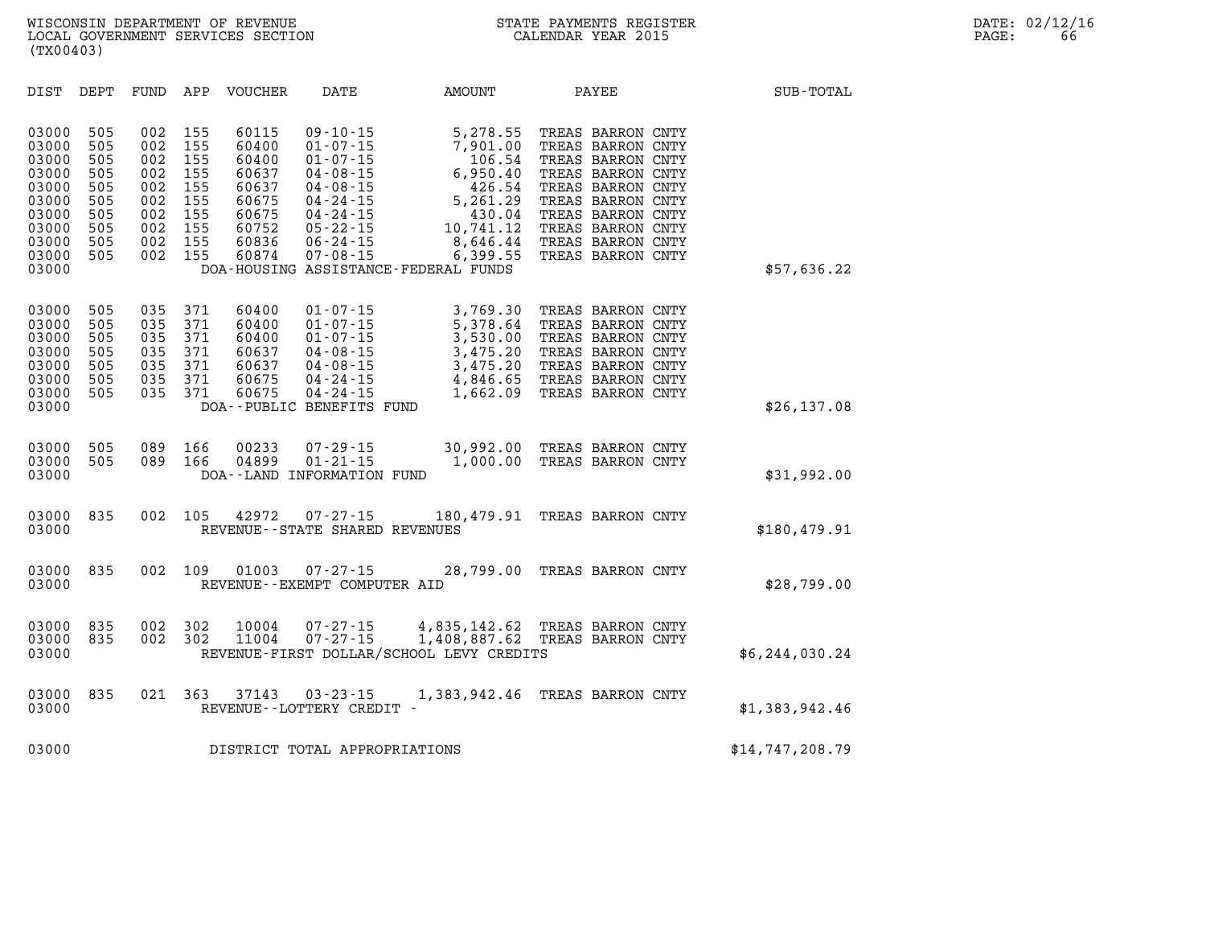WISCONSIN DEPARTMENT OF REVENUE
LOCAL GOVERNMENT SERVICES SECTION
(TX00403)

STATE PAYMENTS REGISTER
CALENDAR YEAR 2015

DATE: 02/12/16
PAGE: 66

| DIST | DEPT | FUND | APP | VOUCHER | DATE | AMOUNT | PAYEE | SUB-TOTAL |
|---|---|---|---|---|---|---|---|---|
| 03000 | 505 | 002 | 155 | 60115 | 09-10-15 | 5,278.55 | TREAS BARRON CNTY | |
| 03000 | 505 | 002 | 155 | 60400 | 01-07-15 | 7,901.00 | TREAS BARRON CNTY | |
| 03000 | 505 | 002 | 155 | 60400 | 01-07-15 | 106.54 | TREAS BARRON CNTY | |
| 03000 | 505 | 002 | 155 | 60637 | 04-08-15 | 6,950.40 | TREAS BARRON CNTY | |
| 03000 | 505 | 002 | 155 | 60637 | 04-08-15 | 426.54 | TREAS BARRON CNTY | |
| 03000 | 505 | 002 | 155 | 60675 | 04-24-15 | 5,261.29 | TREAS BARRON CNTY | |
| 03000 | 505 | 002 | 155 | 60675 | 04-24-15 | 430.04 | TREAS BARRON CNTY | |
| 03000 | 505 | 002 | 155 | 60752 | 05-22-15 | 10,741.12 | TREAS BARRON CNTY | |
| 03000 | 505 | 002 | 155 | 60836 | 06-24-15 | 8,646.44 | TREAS BARRON CNTY | |
| 03000 | 505 | 002 | 155 | 60874 | 07-08-15 | 6,399.55 | TREAS BARRON CNTY | |
| 03000 | | | | | DOA-HOUSING ASSISTANCE-FEDERAL FUNDS | | | $57,636.22 |
| 03000 | 505 | 035 | 371 | 60400 | 01-07-15 | 3,769.30 | TREAS BARRON CNTY | |
| 03000 | 505 | 035 | 371 | 60400 | 01-07-15 | 5,378.64 | TREAS BARRON CNTY | |
| 03000 | 505 | 035 | 371 | 60400 | 01-07-15 | 3,530.00 | TREAS BARRON CNTY | |
| 03000 | 505 | 035 | 371 | 60637 | 04-08-15 | 3,475.20 | TREAS BARRON CNTY | |
| 03000 | 505 | 035 | 371 | 60637 | 04-08-15 | 3,475.20 | TREAS BARRON CNTY | |
| 03000 | 505 | 035 | 371 | 60675 | 04-24-15 | 4,846.65 | TREAS BARRON CNTY | |
| 03000 | 505 | 035 | 371 | 60675 | 04-24-15 | 1,662.09 | TREAS BARRON CNTY | |
| 03000 | | | | | DOA--PUBLIC BENEFITS FUND | | | $26,137.08 |
| 03000 | 505 | 089 | 166 | 00233 | 07-29-15 | 30,992.00 | TREAS BARRON CNTY | |
| 03000 | 505 | 089 | 166 | 04899 | 01-21-15 | 1,000.00 | TREAS BARRON CNTY | |
| 03000 | | | | | DOA--LAND INFORMATION FUND | | | $31,992.00 |
| 03000 | 835 | 002 | 105 | 42972 | 07-27-15 | 180,479.91 | TREAS BARRON CNTY | |
| 03000 | | | | | REVENUE--STATE SHARED REVENUES | | | $180,479.91 |
| 03000 | 835 | 002 | 109 | 01003 | 07-27-15 | 28,799.00 | TREAS BARRON CNTY | |
| 03000 | | | | | REVENUE--EXEMPT COMPUTER AID | | | $28,799.00 |
| 03000 | 835 | 002 | 302 | 10004 | 07-27-15 | 4,835,142.62 | TREAS BARRON CNTY | |
| 03000 | 835 | 002 | 302 | 11004 | 07-27-15 | 1,408,887.62 | TREAS BARRON CNTY | |
| 03000 | | | | | REVENUE-FIRST DOLLAR/SCHOOL LEVY CREDITS | | | $6,244,030.24 |
| 03000 | 835 | 021 | 363 | 37143 | 03-23-15 | 1,383,942.46 | TREAS BARRON CNTY | |
| 03000 | | | | | REVENUE--LOTTERY CREDIT - | | | $1,383,942.46 |
| 03000 | | | | | DISTRICT TOTAL APPROPRIATIONS | | | $14,747,208.79 |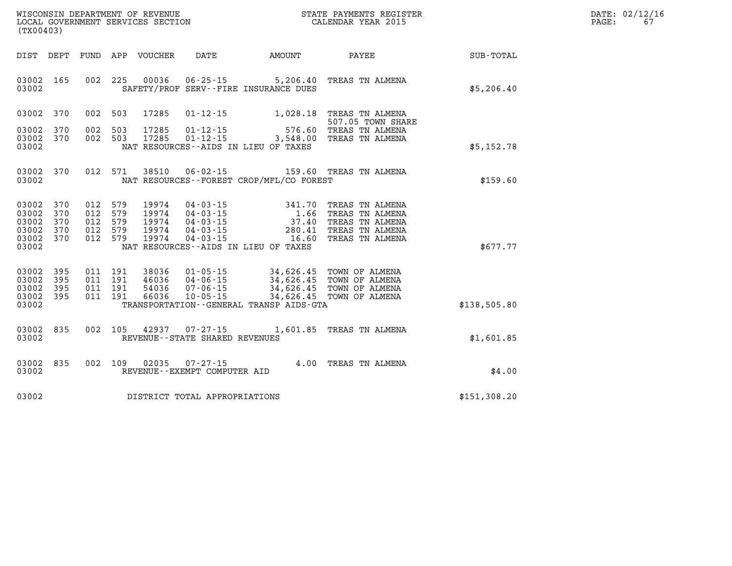WISCONSIN DEPARTMENT OF REVENUE
LOCAL GOVERNMENT SERVICES SECTION
(TX00403)

STATE PAYMENTS REGISTER
CALENDAR YEAR 2015

DATE: 02/12/16

| DIST | DEPT | FUND | APP | VOUCHER | DATE | AMOUNT | PAYEE | SUB-TOTAL |
|---|---|---|---|---|---|---|---|---|
| 03002 | 165 | 002 | 225 | 00036 | 06-25-15 | 5,206.40 | TREAS TN ALMENA | |
| 03002 | | | | | SAFETY/PROF SERV--FIRE INSURANCE DUES | | | $5,206.40 |
| 03002 | 370 | 002 | 503 | 17285 | 01-12-15 | 1,028.18 | TREAS TN ALMENA 507.05 TOWN SHARE | |
| 03002 | 370 | 002 | 503 | 17285 | 01-12-15 | 576.60 | TREAS TN ALMENA | |
| 03002 | 370 | 002 | 503 | 17285 | 01-12-15 | 3,548.00 | TREAS TN ALMENA | |
| 03002 | | | | | NAT RESOURCES--AIDS IN LIEU OF TAXES | | | $5,152.78 |
| 03002 | 370 | 012 | 571 | 38510 | 06-02-15 | 159.60 | TREAS TN ALMENA | |
| 03002 | | | | | NAT RESOURCES--FOREST CROP/MFL/CO FOREST | | | $159.60 |
| 03002 | 370 | 012 | 579 | 19974 | 04-03-15 | 341.70 | TREAS TN ALMENA | |
| 03002 | 370 | 012 | 579 | 19974 | 04-03-15 | 1.66 | TREAS TN ALMENA | |
| 03002 | 370 | 012 | 579 | 19974 | 04-03-15 | 37.40 | TREAS TN ALMENA | |
| 03002 | 370 | 012 | 579 | 19974 | 04-03-15 | 280.41 | TREAS TN ALMENA | |
| 03002 | 370 | 012 | 579 | 19974 | 04-03-15 | 16.60 | TREAS TN ALMENA | |
| 03002 | | | | | NAT RESOURCES--AIDS IN LIEU OF TAXES | | | $677.77 |
| 03002 | 395 | 011 | 191 | 38036 | 01-05-15 | 34,626.45 | TOWN OF ALMENA | |
| 03002 | 395 | 011 | 191 | 46036 | 04-06-15 | 34,626.45 | TOWN OF ALMENA | |
| 03002 | 395 | 011 | 191 | 54036 | 07-06-15 | 34,626.45 | TOWN OF ALMENA | |
| 03002 | 395 | 011 | 191 | 66036 | 10-05-15 | 34,626.45 | TOWN OF ALMENA | |
| 03002 | | | | | TRANSPORTATION--GENERAL TRANSP AIDS-GTA | | | $138,505.80 |
| 03002 | 835 | 002 | 105 | 42937 | 07-27-15 | 1,601.85 | TREAS TN ALMENA | |
| 03002 | | | | | REVENUE--STATE SHARED REVENUES | | | $1,601.85 |
| 03002 | 835 | 002 | 109 | 02035 | 07-27-15 | 4.00 | TREAS TN ALMENA | |
| 03002 | | | | | REVENUE--EXEMPT COMPUTER AID | | | $4.00 |
| 03002 | | | | | DISTRICT TOTAL APPROPRIATIONS | | | $151,308.20 |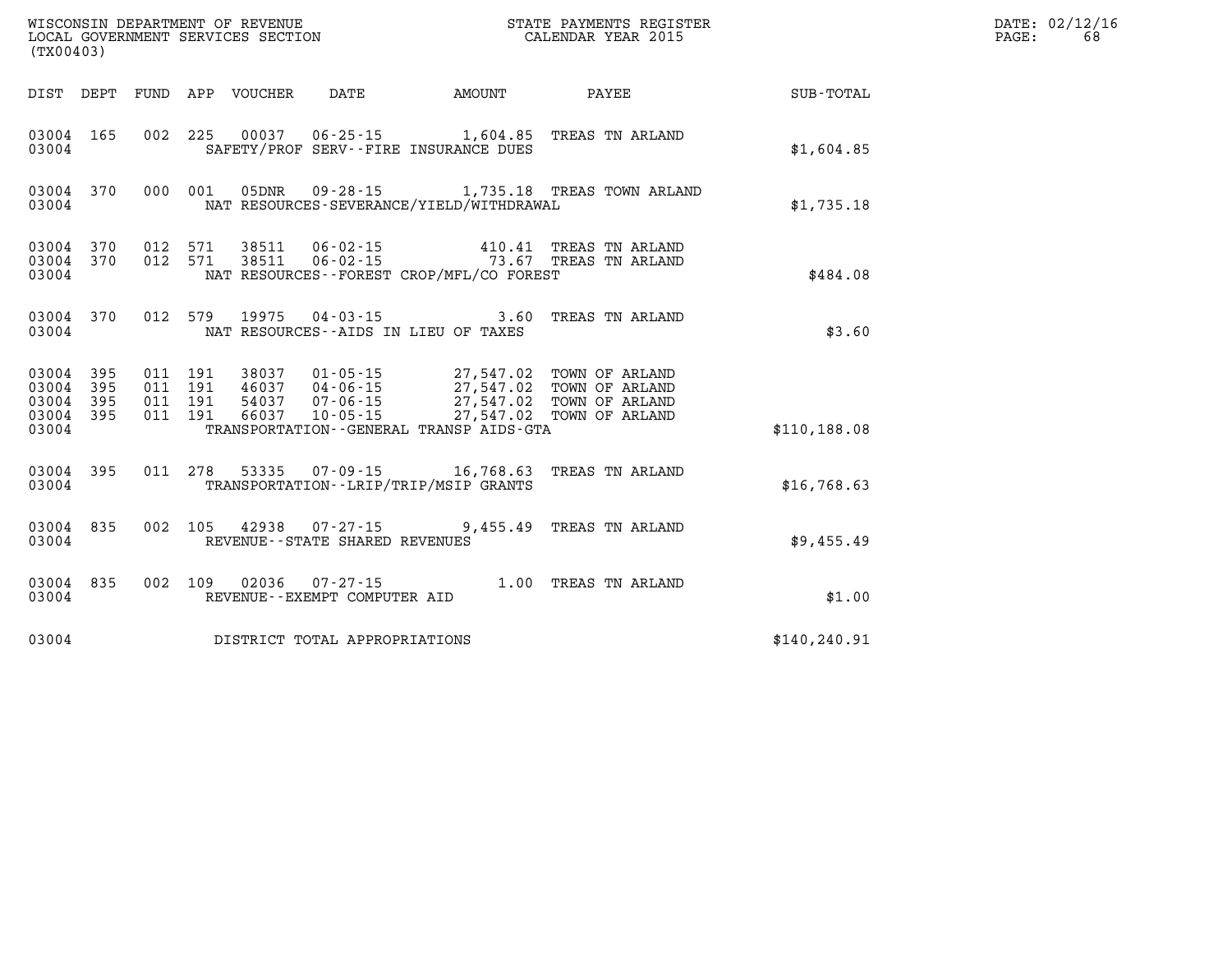WISCONSIN DEPARTMENT OF REVENUE
LOCAL GOVERNMENT SERVICES SECTION
(TX00403)

STATE PAYMENTS REGISTER
CALENDAR YEAR 2015

DATE: 02/12/16

| DIST | DEPT | FUND | APP | VOUCHER | DATE | AMOUNT | PAYEE | SUB-TOTAL |
|---|---|---|---|---|---|---|---|---|
| 03004 | 165 | 002 | 225 | 00037 | 06-25-15 | 1,604.85 | TREAS TN ARLAND | |
| 03004 | | | | | SAFETY/PROF SERV--FIRE INSURANCE DUES | | | $1,604.85 |
| 03004 | 370 | 000 | 001 | 05DNR | 09-28-15 | 1,735.18 | TREAS TOWN ARLAND | |
| 03004 | | | | | NAT RESOURCES-SEVERANCE/YIELD/WITHDRAWAL | | | $1,735.18 |
| 03004 | 370 | 012 | 571 | 38511 | 06-02-15 | 410.41 | TREAS TN ARLAND | |
| 03004 | 370 | 012 | 571 | 38511 | 06-02-15 | 73.67 | TREAS TN ARLAND | |
| 03004 | | | | | NAT RESOURCES--FOREST CROP/MFL/CO FOREST | | | $484.08 |
| 03004 | 370 | 012 | 579 | 19975 | 04-03-15 | 3.60 | TREAS TN ARLAND | |
| 03004 | | | | | NAT RESOURCES--AIDS IN LIEU OF TAXES | | | $3.60 |
| 03004 | 395 | 011 | 191 | 38037 | 01-05-15 | 27,547.02 | TOWN OF ARLAND | |
| 03004 | 395 | 011 | 191 | 46037 | 04-06-15 | 27,547.02 | TOWN OF ARLAND | |
| 03004 | 395 | 011 | 191 | 54037 | 07-06-15 | 27,547.02 | TOWN OF ARLAND | |
| 03004 | 395 | 011 | 191 | 66037 | 10-05-15 | 27,547.02 | TOWN OF ARLAND | |
| 03004 | | | | | TRANSPORTATION--GENERAL TRANSP AIDS-GTA | | | $110,188.08 |
| 03004 | 395 | 011 | 278 | 53335 | 07-09-15 | 16,768.63 | TREAS TN ARLAND | |
| 03004 | | | | | TRANSPORTATION--LRIP/TRIP/MSIP GRANTS | | | $16,768.63 |
| 03004 | 835 | 002 | 105 | 42938 | 07-27-15 | 9,455.49 | TREAS TN ARLAND | |
| 03004 | | | | | REVENUE--STATE SHARED REVENUES | | | $9,455.49 |
| 03004 | 835 | 002 | 109 | 02036 | 07-27-15 | 1.00 | TREAS TN ARLAND | |
| 03004 | | | | | REVENUE--EXEMPT COMPUTER AID | | | $1.00 |
| 03004 | | | | | DISTRICT TOTAL APPROPRIATIONS | | | $140,240.91 |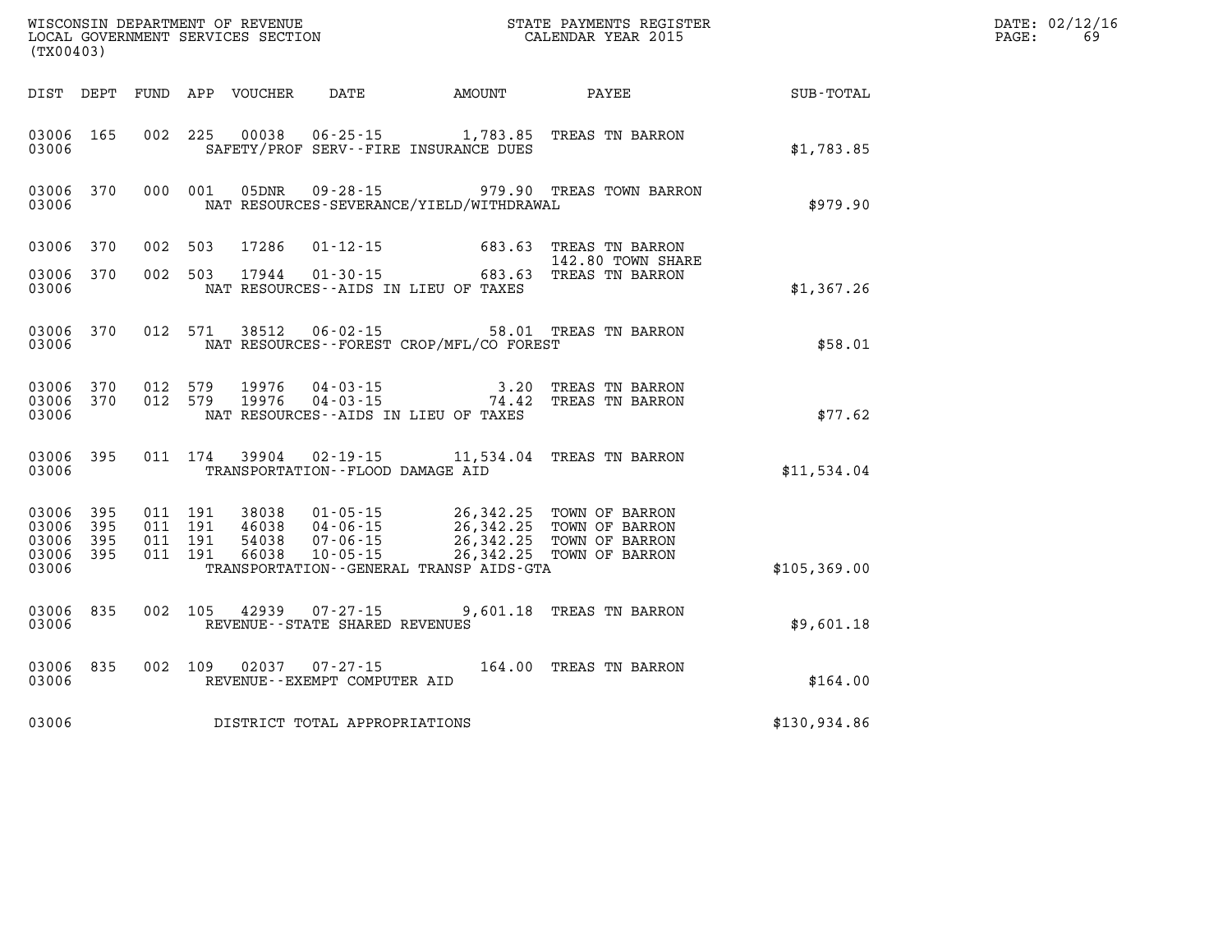WISCONSIN DEPARTMENT OF REVENUE
LOCAL GOVERNMENT SERVICES SECTION
(TX00403)

STATE PAYMENTS REGISTER
CALENDAR YEAR 2015

DATE: 02/12/16

| DIST | DEPT | FUND | APP | VOUCHER | DATE | AMOUNT | PAYEE | SUB-TOTAL |
|---|---|---|---|---|---|---|---|---|
| 03006 | 165 | 002 | 225 | 00038 | 06-25-15 | 1,783.85 | TREAS TN BARRON | |
| 03006 | | | | | SAFETY/PROF SERV--FIRE INSURANCE DUES | | | $1,783.85 |
| 03006 | 370 | 000 | 001 | 05DNR | 09-28-15 | 979.90 | TREAS TOWN BARRON | |
| 03006 | | | | | NAT RESOURCES-SEVERANCE/YIELD/WITHDRAWAL | | | $979.90 |
| 03006 | 370 | 002 | 503 | 17286 | 01-12-15 | 683.63 | TREAS TN BARRON 142.80 TOWN SHARE | |
| 03006 | 370 | 002 | 503 | 17944 | 01-30-15 | 683.63 | TREAS TN BARRON | |
| 03006 | | | | | NAT RESOURCES--AIDS IN LIEU OF TAXES | | | $1,367.26 |
| 03006 | 370 | 012 | 571 | 38512 | 06-02-15 | 58.01 | TREAS TN BARRON | |
| 03006 | | | | | NAT RESOURCES--FOREST CROP/MFL/CO FOREST | | | $58.01 |
| 03006 | 370 | 012 | 579 | 19976 | 04-03-15 | 3.20 | TREAS TN BARRON | |
| 03006 | 370 | 012 | 579 | 19976 | 04-03-15 | 74.42 | TREAS TN BARRON | |
| 03006 | | | | | NAT RESOURCES--AIDS IN LIEU OF TAXES | | | $77.62 |
| 03006 | 395 | 011 | 174 | 39904 | 02-19-15 | 11,534.04 | TREAS TN BARRON | |
| 03006 | | | | | TRANSPORTATION--FLOOD DAMAGE AID | | | $11,534.04 |
| 03006 | 395 | 011 | 191 | 38038 | 01-05-15 | 26,342.25 | TOWN OF BARRON | |
| 03006 | 395 | 011 | 191 | 46038 | 04-06-15 | 26,342.25 | TOWN OF BARRON | |
| 03006 | 395 | 011 | 191 | 54038 | 07-06-15 | 26,342.25 | TOWN OF BARRON | |
| 03006 | 395 | 011 | 191 | 66038 | 10-05-15 | 26,342.25 | TOWN OF BARRON | |
| 03006 | | | | | TRANSPORTATION--GENERAL TRANSP AIDS-GTA | | | $105,369.00 |
| 03006 | 835 | 002 | 105 | 42939 | 07-27-15 | 9,601.18 | TREAS TN BARRON | |
| 03006 | | | | | REVENUE--STATE SHARED REVENUES | | | $9,601.18 |
| 03006 | 835 | 002 | 109 | 02037 | 07-27-15 | 164.00 | TREAS TN BARRON | |
| 03006 | | | | | REVENUE--EXEMPT COMPUTER AID | | | $164.00 |
| 03006 | | | | | DISTRICT TOTAL APPROPRIATIONS | | | $130,934.86 |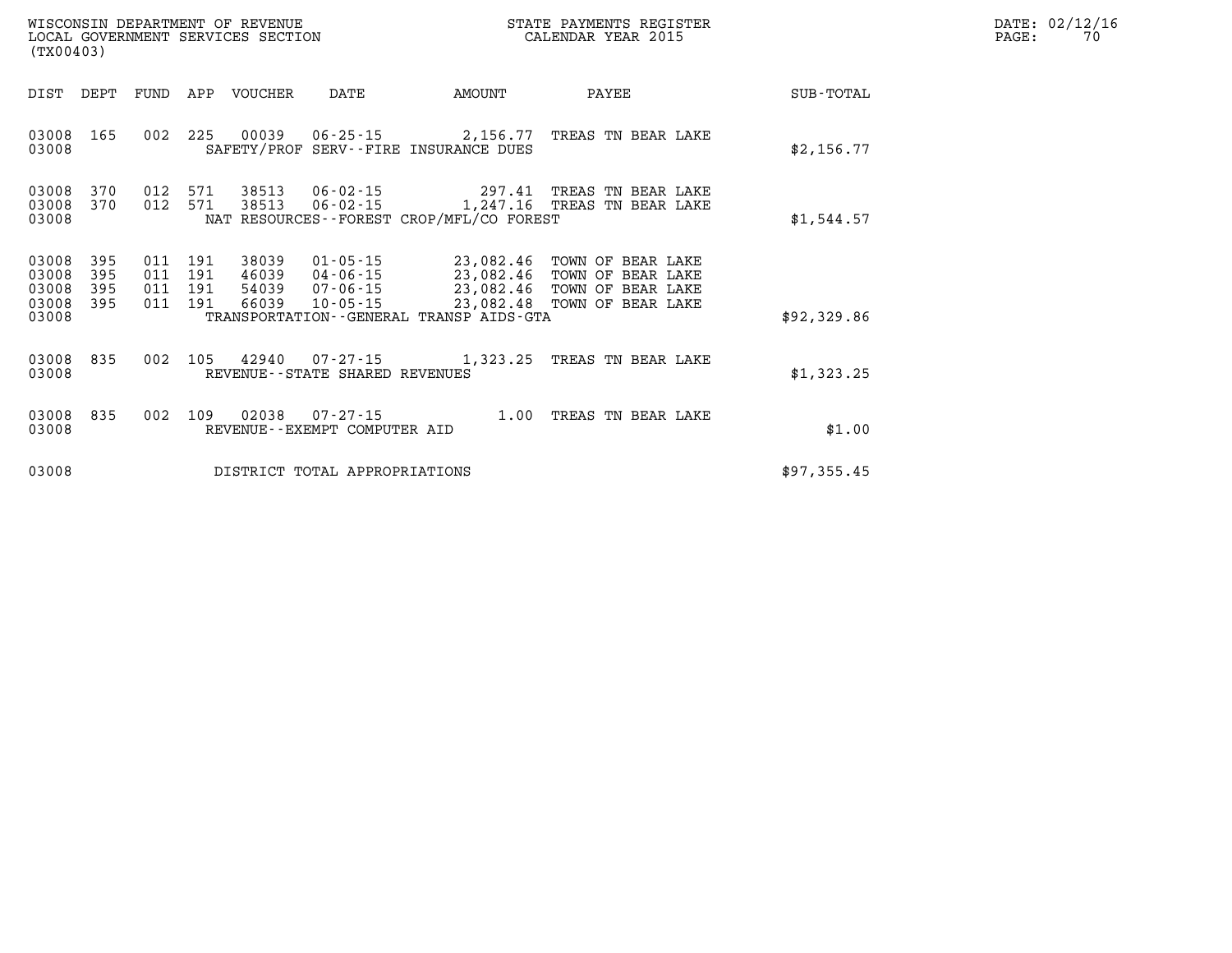WISCONSIN DEPARTMENT OF REVENUE
LOCAL GOVERNMENT SERVICES SECTION
(TX00403)

STATE PAYMENTS REGISTER
CALENDAR YEAR 2015

DATE: 02/12/16

| DIST | DEPT | FUND | APP | VOUCHER | DATE | AMOUNT | PAYEE | SUB-TOTAL |
|---|---|---|---|---|---|---|---|---|
| 03008 | 165 | 002 | 225 | 00039 | 06-25-15 | 2,156.77 | TREAS TN BEAR LAKE | |
| 03008 | | | | SAFETY/PROF SERV--FIRE INSURANCE DUES | | | | $2,156.77 |
| 03008 | 370 | 012 | 571 | 38513 | 06-02-15 | 297.41 | TREAS TN BEAR LAKE | |
| 03008 | 370 | 012 | 571 | 38513 | 06-02-15 | 1,247.16 | TREAS TN BEAR LAKE | |
| 03008 | | | | NAT RESOURCES--FOREST CROP/MFL/CO FOREST | | | | $1,544.57 |
| 03008 | 395 | 011 | 191 | 38039 | 01-05-15 | 23,082.46 | TOWN OF BEAR LAKE | |
| 03008 | 395 | 011 | 191 | 46039 | 04-06-15 | 23,082.46 | TOWN OF BEAR LAKE | |
| 03008 | 395 | 011 | 191 | 54039 | 07-06-15 | 23,082.46 | TOWN OF BEAR LAKE | |
| 03008 | 395 | 011 | 191 | 66039 | 10-05-15 | 23,082.48 | TOWN OF BEAR LAKE | |
| 03008 | | | | TRANSPORTATION--GENERAL TRANSP AIDS-GTA | | | | $92,329.86 |
| 03008 | 835 | 002 | 105 | 42940 | 07-27-15 | 1,323.25 | TREAS TN BEAR LAKE | |
| 03008 | | | | REVENUE--STATE SHARED REVENUES | | | | $1,323.25 |
| 03008 | 835 | 002 | 109 | 02038 | 07-27-15 | 1.00 | TREAS TN BEAR LAKE | |
| 03008 | | | | REVENUE--EXEMPT COMPUTER AID | | | | $1.00 |
| 03008 | | | | DISTRICT TOTAL APPROPRIATIONS | | | | $97,355.45 |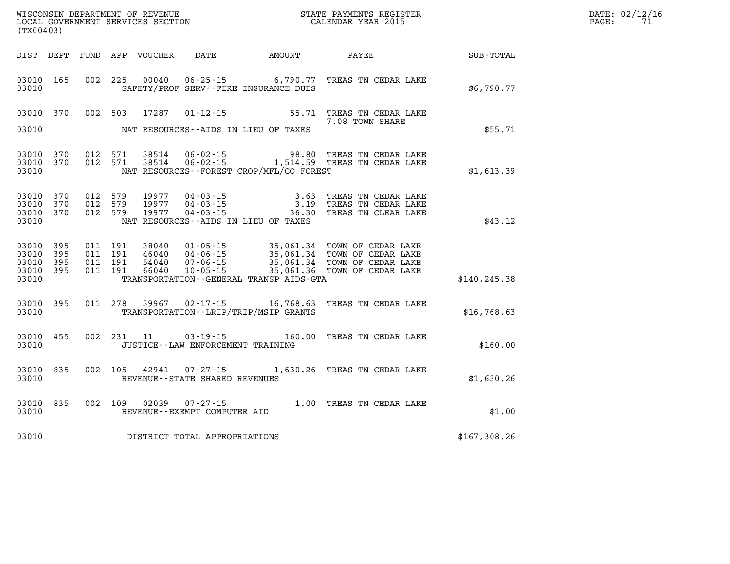WISCONSIN DEPARTMENT OF REVENUE
LOCAL GOVERNMENT SERVICES SECTION
(TX00403)

STATE PAYMENTS REGISTER
CALENDAR YEAR 2015

DATE: 02/12/16

| DIST | DEPT | FUND | APP | VOUCHER | DATE | AMOUNT | PAYEE | SUB-TOTAL |
|---|---|---|---|---|---|---|---|---|
| 03010 | 165 | 002 | 225 | 00040 | 06-25-15 | 6,790.77 | TREAS TN CEDAR LAKE | |
| 03010 | | | | | SAFETY/PROF SERV--FIRE INSURANCE DUES | | | $6,790.77 |
| 03010 | 370 | 002 | 503 | 17287 | 01-12-15 | 55.71 | TREAS TN CEDAR LAKE 7.08 TOWN SHARE | |
| 03010 | | | | | NAT RESOURCES--AIDS IN LIEU OF TAXES | | | $55.71 |
| 03010 | 370 | 012 | 571 | 38514 | 06-02-15 | 98.80 | TREAS TN CEDAR LAKE | |
| 03010 | 370 | 012 | 571 | 38514 | 06-02-15 | 1,514.59 | TREAS TN CEDAR LAKE | |
| 03010 | | | | | NAT RESOURCES--FOREST CROP/MFL/CO FOREST | | | $1,613.39 |
| 03010 | 370 | 012 | 579 | 19977 | 04-03-15 | 3.63 | TREAS TN CEDAR LAKE | |
| 03010 | 370 | 012 | 579 | 19977 | 04-03-15 | 3.19 | TREAS TN CEDAR LAKE | |
| 03010 | 370 | 012 | 579 | 19977 | 04-03-15 | 36.30 | TREAS TN CLEAR LAKE | |
| 03010 | | | | | NAT RESOURCES--AIDS IN LIEU OF TAXES | | | $43.12 |
| 03010 | 395 | 011 | 191 | 38040 | 01-05-15 | 35,061.34 | TOWN OF CEDAR LAKE | |
| 03010 | 395 | 011 | 191 | 46040 | 04-06-15 | 35,061.34 | TOWN OF CEDAR LAKE | |
| 03010 | 395 | 011 | 191 | 54040 | 07-06-15 | 35,061.34 | TOWN OF CEDAR LAKE | |
| 03010 | 395 | 011 | 191 | 66040 | 10-05-15 | 35,061.36 | TOWN OF CEDAR LAKE | |
| 03010 | | | | | TRANSPORTATION--GENERAL TRANSP AIDS-GTA | | | $140,245.38 |
| 03010 | 395 | 011 | 278 | 39967 | 02-17-15 | 16,768.63 | TREAS TN CEDAR LAKE | |
| 03010 | | | | | TRANSPORTATION--LRIP/TRIP/MSIP GRANTS | | | $16,768.63 |
| 03010 | 455 | 002 | 231 | 11 | 03-19-15 | 160.00 | TREAS TN CEDAR LAKE | |
| 03010 | | | | | JUSTICE--LAW ENFORCEMENT TRAINING | | | $160.00 |
| 03010 | 835 | 002 | 105 | 42941 | 07-27-15 | 1,630.26 | TREAS TN CEDAR LAKE | |
| 03010 | | | | | REVENUE--STATE SHARED REVENUES | | | $1,630.26 |
| 03010 | 835 | 002 | 109 | 02039 | 07-27-15 | 1.00 | TREAS TN CEDAR LAKE | |
| 03010 | | | | | REVENUE--EXEMPT COMPUTER AID | | | $1.00 |
| 03010 | | | | | DISTRICT TOTAL APPROPRIATIONS | | | $167,308.26 |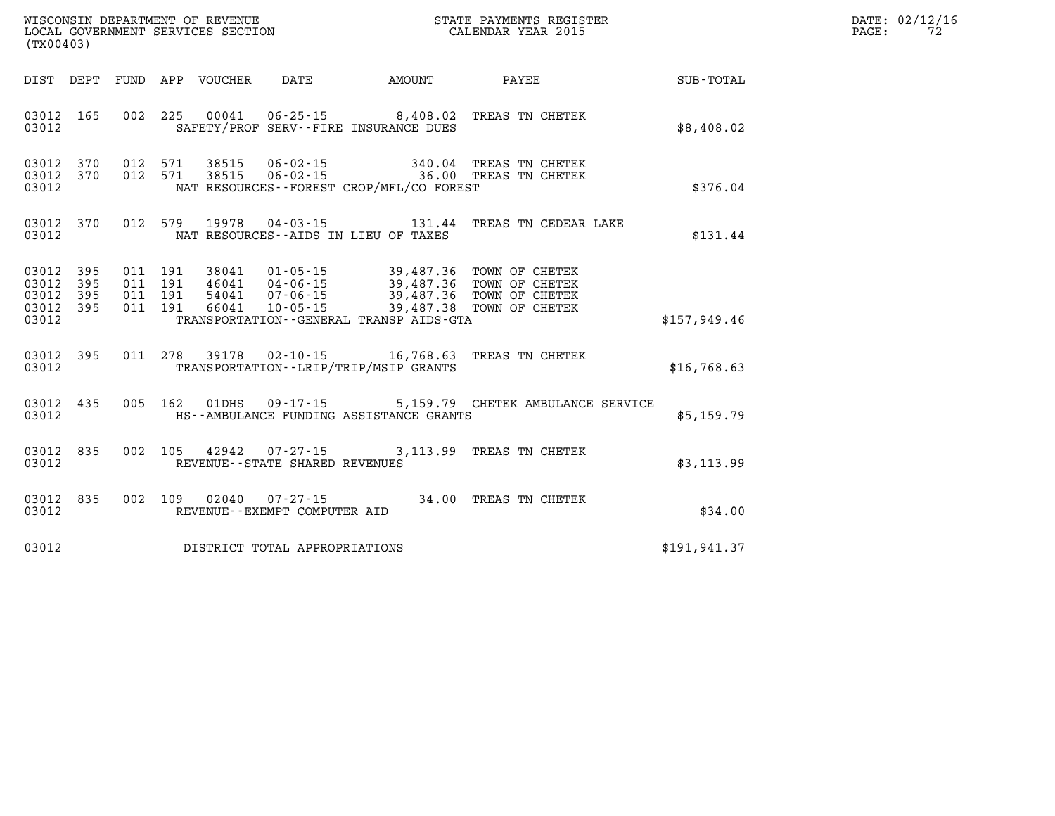WISCONSIN DEPARTMENT OF REVENUE
LOCAL GOVERNMENT SERVICES SECTION
(TX00403)

STATE PAYMENTS REGISTER
CALENDAR YEAR 2015

DATE: 02/12/16

| DIST | DEPT | FUND | APP | VOUCHER | DATE | AMOUNT | PAYEE | SUB-TOTAL |
|---|---|---|---|---|---|---|---|---|
| 03012 | 165 | 002 | 225 | 00041 | 06-25-15 | 8,408.02 | TREAS TN CHETEK | |
| 03012 | | | | | SAFETY/PROF SERV--FIRE INSURANCE DUES | | | $8,408.02 |
| 03012 | 370 | 012 | 571 | 38515 | 06-02-15 | 340.04 | TREAS TN CHETEK | |
| 03012 | 370 | 012 | 571 | 38515 | 06-02-15 | 36.00 | TREAS TN CHETEK | |
| 03012 | | | | | NAT RESOURCES--FOREST CROP/MFL/CO FOREST | | | $376.04 |
| 03012 | 370 | 012 | 579 | 19978 | 04-03-15 | 131.44 | TREAS TN CEDEAR LAKE | |
| 03012 | | | | | NAT RESOURCES--AIDS IN LIEU OF TAXES | | | $131.44 |
| 03012 | 395 | 011 | 191 | 38041 | 01-05-15 | 39,487.36 | TOWN OF CHETEK | |
| 03012 | 395 | 011 | 191 | 46041 | 04-06-15 | 39,487.36 | TOWN OF CHETEK | |
| 03012 | 395 | 011 | 191 | 54041 | 07-06-15 | 39,487.36 | TOWN OF CHETEK | |
| 03012 | 395 | 011 | 191 | 66041 | 10-05-15 | 39,487.38 | TOWN OF CHETEK | |
| 03012 | | | | | TRANSPORTATION--GENERAL TRANSP AIDS-GTA | | | $157,949.46 |
| 03012 | 395 | 011 | 278 | 39178 | 02-10-15 | 16,768.63 | TREAS TN CHETEK | |
| 03012 | | | | | TRANSPORTATION--LRIP/TRIP/MSIP GRANTS | | | $16,768.63 |
| 03012 | 435 | 005 | 162 | 01DHS | 09-17-15 | 5,159.79 | CHETEK AMBULANCE SERVICE | |
| 03012 | | | | | HS--AMBULANCE FUNDING ASSISTANCE GRANTS | | | $5,159.79 |
| 03012 | 835 | 002 | 105 | 42942 | 07-27-15 | 3,113.99 | TREAS TN CHETEK | |
| 03012 | | | | | REVENUE--STATE SHARED REVENUES | | | $3,113.99 |
| 03012 | 835 | 002 | 109 | 02040 | 07-27-15 | 34.00 | TREAS TN CHETEK | |
| 03012 | | | | | REVENUE--EXEMPT COMPUTER AID | | | $34.00 |
| 03012 | | | | | DISTRICT TOTAL APPROPRIATIONS | | | $191,941.37 |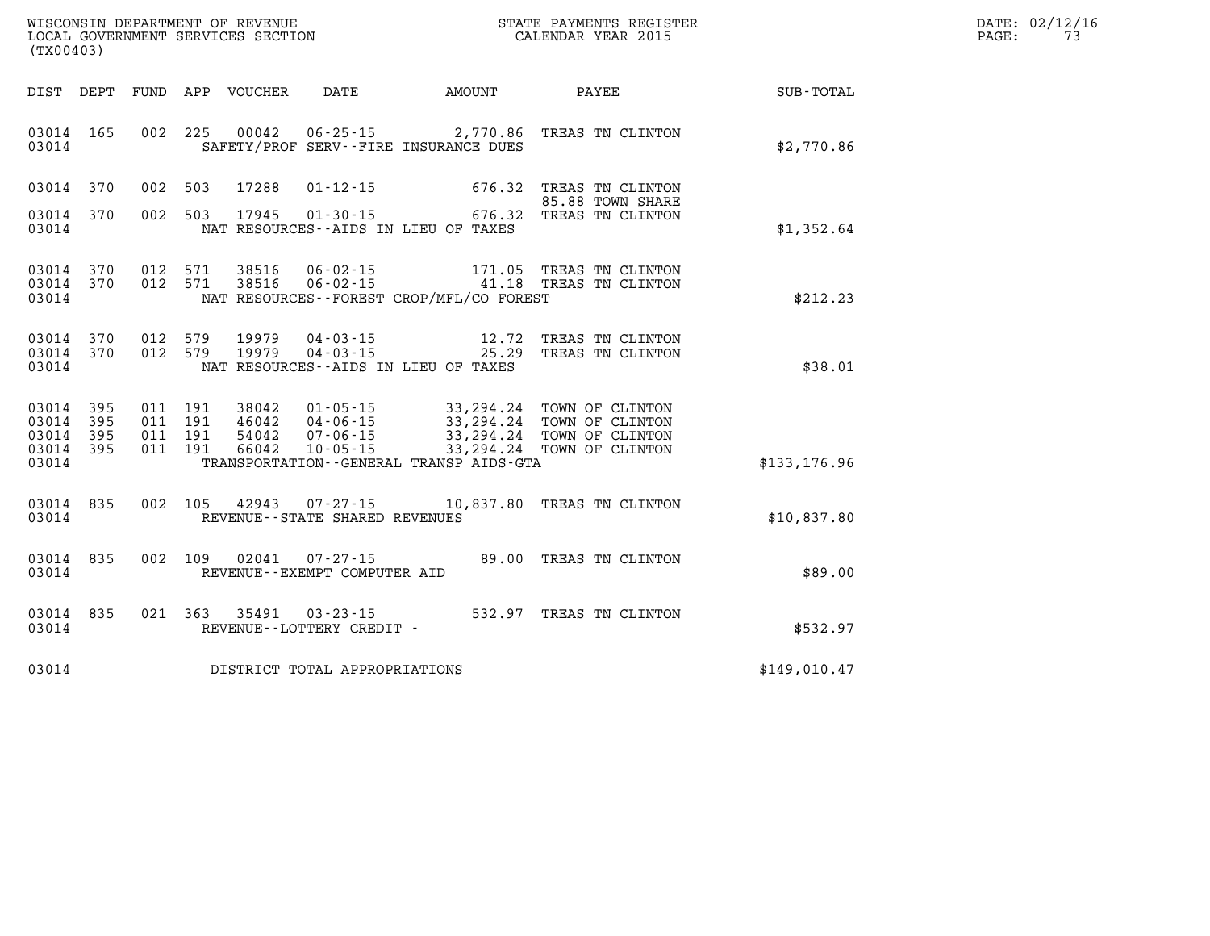WISCONSIN DEPARTMENT OF REVENUE
LOCAL GOVERNMENT SERVICES SECTION
(TX00403)

STATE PAYMENTS REGISTER
CALENDAR YEAR 2015

DATE: 02/12/16

| DIST | DEPT | FUND | APP | VOUCHER | DATE | AMOUNT | PAYEE | SUB-TOTAL |
|---|---|---|---|---|---|---|---|---|
| 03014 | 165 | 002 | 225 | 00042 | 06-25-15 | 2,770.86 | TREAS TN CLINTON | |
| 03014 | | | | | SAFETY/PROF SERV--FIRE INSURANCE DUES | | | $2,770.86 |
| 03014 | 370 | 002 | 503 | 17288 | 01-12-15 | 676.32 | TREAS TN CLINTON | |
| | | | | | | | 85.88 TOWN SHARE | |
| 03014 | 370 | 002 | 503 | 17945 | 01-30-15 | 676.32 | TREAS TN CLINTON | |
| 03014 | | | | | NAT RESOURCES--AIDS IN LIEU OF TAXES | | | $1,352.64 |
| 03014 | 370 | 012 | 571 | 38516 | 06-02-15 | 171.05 | TREAS TN CLINTON | |
| 03014 | 370 | 012 | 571 | 38516 | 06-02-15 | 41.18 | TREAS TN CLINTON | |
| 03014 | | | | | NAT RESOURCES--FOREST CROP/MFL/CO FOREST | | | $212.23 |
| 03014 | 370 | 012 | 579 | 19979 | 04-03-15 | 12.72 | TREAS TN CLINTON | |
| 03014 | 370 | 012 | 579 | 19979 | 04-03-15 | 25.29 | TREAS TN CLINTON | |
| 03014 | | | | | NAT RESOURCES--AIDS IN LIEU OF TAXES | | | $38.01 |
| 03014 | 395 | 011 | 191 | 38042 | 01-05-15 | 33,294.24 | TOWN OF CLINTON | |
| 03014 | 395 | 011 | 191 | 46042 | 04-06-15 | 33,294.24 | TOWN OF CLINTON | |
| 03014 | 395 | 011 | 191 | 54042 | 07-06-15 | 33,294.24 | TOWN OF CLINTON | |
| 03014 | 395 | 011 | 191 | 66042 | 10-05-15 | 33,294.24 | TOWN OF CLINTON | |
| 03014 | | | | | TRANSPORTATION--GENERAL TRANSP AIDS-GTA | | | $133,176.96 |
| 03014 | 835 | 002 | 105 | 42943 | 07-27-15 | 10,837.80 | TREAS TN CLINTON | |
| 03014 | | | | | REVENUE--STATE SHARED REVENUES | | | $10,837.80 |
| 03014 | 835 | 002 | 109 | 02041 | 07-27-15 | 89.00 | TREAS TN CLINTON | |
| 03014 | | | | | REVENUE--EXEMPT COMPUTER AID | | | $89.00 |
| 03014 | 835 | 021 | 363 | 35491 | 03-23-15 | 532.97 | TREAS TN CLINTON | |
| 03014 | | | | | REVENUE--LOTTERY CREDIT - | | | $532.97 |
| 03014 | | | | | DISTRICT TOTAL APPROPRIATIONS | | | $149,010.47 |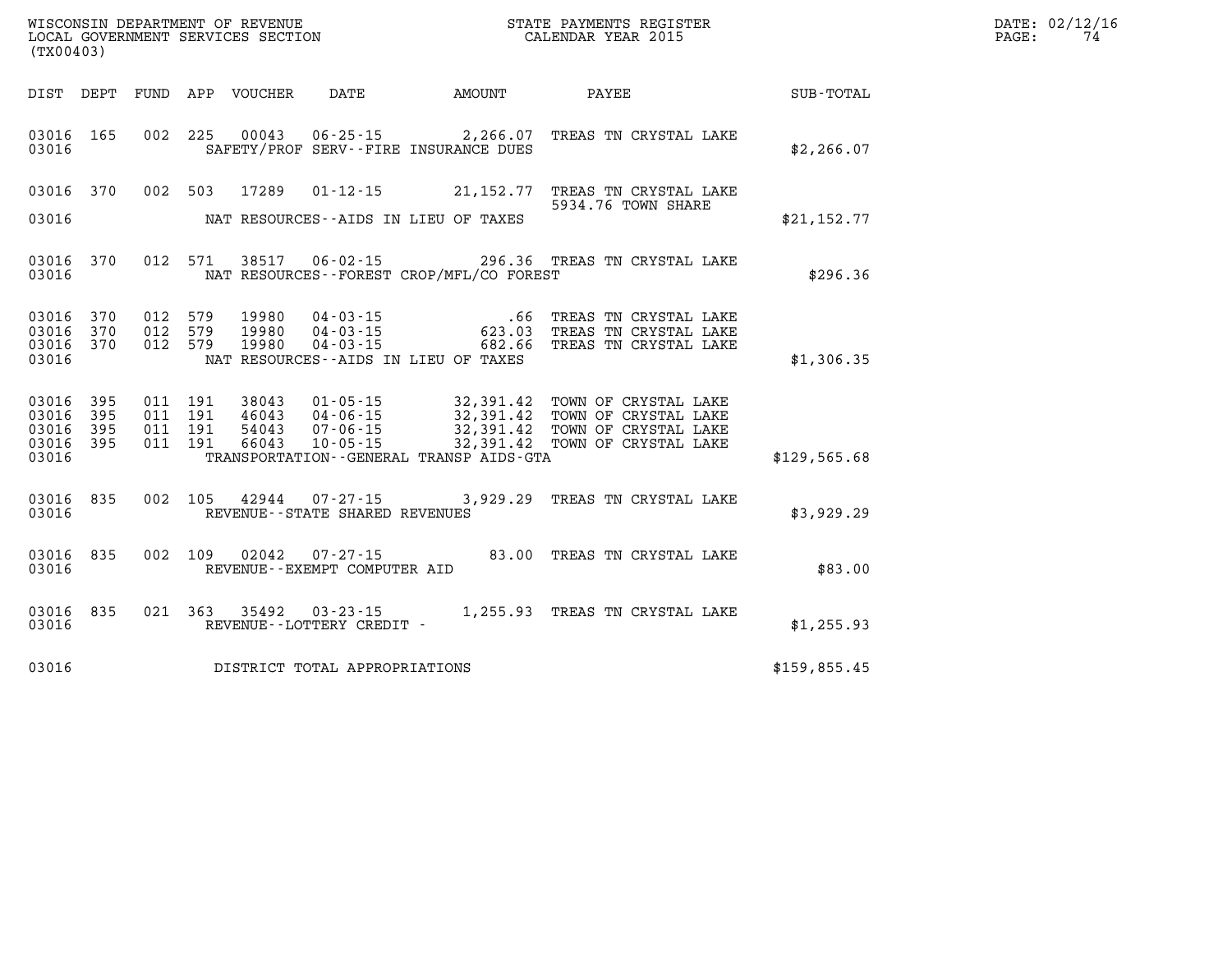WISCONSIN DEPARTMENT OF REVENUE
LOCAL GOVERNMENT SERVICES SECTION
(TX00403)

STATE PAYMENTS REGISTER
CALENDAR YEAR 2015

| DIST | DEPT | FUND | APP | VOUCHER | DATE | AMOUNT | PAYEE | SUB-TOTAL |
|---|---|---|---|---|---|---|---|---|
| 03016 | 165 | 002 | 225 | 00043 | 06-25-15 | 2,266.07 | TREAS TN CRYSTAL LAKE | |
| 03016 | | | | | SAFETY/PROF SERV--FIRE INSURANCE DUES | | | $2,266.07 |
| 03016 | 370 | 002 | 503 | 17289 | 01-12-15 | 21,152.77 | TREAS TN CRYSTAL LAKE 5934.76 TOWN SHARE | |
| 03016 | | | | | NAT RESOURCES--AIDS IN LIEU OF TAXES | | | $21,152.77 |
| 03016 | 370 | 012 | 571 | 38517 | 06-02-15 | 296.36 | TREAS TN CRYSTAL LAKE | |
| 03016 | | | | | NAT RESOURCES--FOREST CROP/MFL/CO FOREST | | | $296.36 |
| 03016 | 370 | 012 | 579 | 19980 | 04-03-15 | .66 | TREAS TN CRYSTAL LAKE | |
| 03016 | 370 | 012 | 579 | 19980 | 04-03-15 | 623.03 | TREAS TN CRYSTAL LAKE | |
| 03016 | 370 | 012 | 579 | 19980 | 04-03-15 | 682.66 | TREAS TN CRYSTAL LAKE | |
| 03016 | | | | | NAT RESOURCES--AIDS IN LIEU OF TAXES | | | $1,306.35 |
| 03016 | 395 | 011 | 191 | 38043 | 01-05-15 | 32,391.42 | TOWN OF CRYSTAL LAKE | |
| 03016 | 395 | 011 | 191 | 46043 | 04-06-15 | 32,391.42 | TOWN OF CRYSTAL LAKE | |
| 03016 | 395 | 011 | 191 | 54043 | 07-06-15 | 32,391.42 | TOWN OF CRYSTAL LAKE | |
| 03016 | 395 | 011 | 191 | 66043 | 10-05-15 | 32,391.42 | TOWN OF CRYSTAL LAKE | |
| 03016 | | | | | TRANSPORTATION--GENERAL TRANSP AIDS-GTA | | | $129,565.68 |
| 03016 | 835 | 002 | 105 | 42944 | 07-27-15 | 3,929.29 | TREAS TN CRYSTAL LAKE | |
| 03016 | | | | | REVENUE--STATE SHARED REVENUES | | | $3,929.29 |
| 03016 | 835 | 002 | 109 | 02042 | 07-27-15 | 83.00 | TREAS TN CRYSTAL LAKE | |
| 03016 | | | | | REVENUE--EXEMPT COMPUTER AID | | | $83.00 |
| 03016 | 835 | 021 | 363 | 35492 | 03-23-15 | 1,255.93 | TREAS TN CRYSTAL LAKE | |
| 03016 | | | | | REVENUE--LOTTERY CREDIT - | | | $1,255.93 |
| 03016 | | | | | DISTRICT TOTAL APPROPRIATIONS | | | $159,855.45 |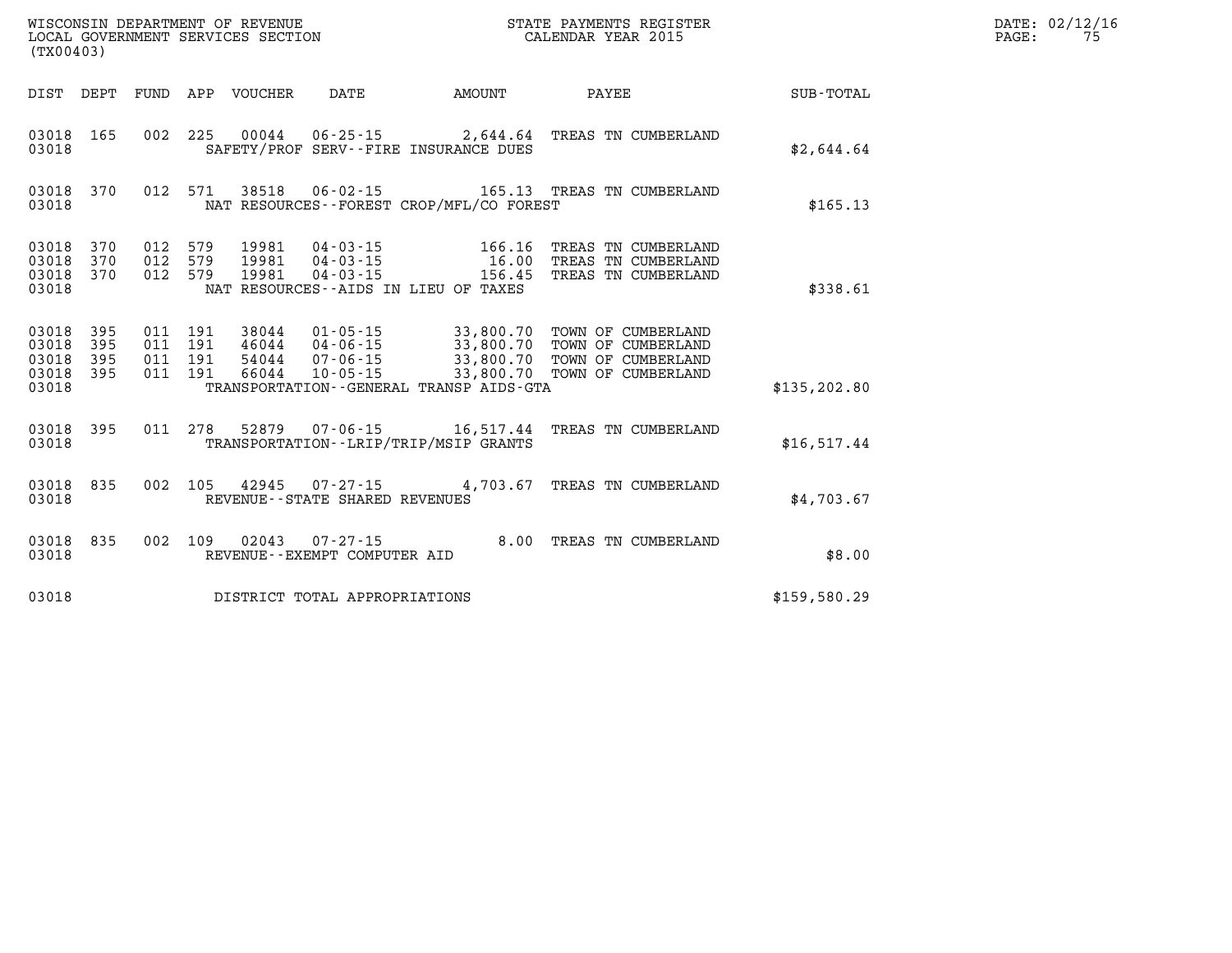WISCONSIN DEPARTMENT OF REVENUE
LOCAL GOVERNMENT SERVICES SECTION
(TX00403)

STATE PAYMENTS REGISTER
CALENDAR YEAR 2015

| DIST | DEPT | FUND | APP | VOUCHER | DATE | AMOUNT | PAYEE | SUB-TOTAL |
|---|---|---|---|---|---|---|---|---|
| 03018 | 165 | 002 | 225 | 00044 | 06-25-15 | 2,644.64 | TREAS TN CUMBERLAND | |
| 03018 | | | | SAFETY/PROF SERV--FIRE INSURANCE DUES | | | | $2,644.64 |
| 03018 | 370 | 012 | 571 | 38518 | 06-02-15 | 165.13 | TREAS TN CUMBERLAND | |
| 03018 | | | | NAT RESOURCES--FOREST CROP/MFL/CO FOREST | | | | $165.13 |
| 03018 | 370 | 012 | 579 | 19981 | 04-03-15 | 166.16 | TREAS TN CUMBERLAND | |
| 03018 | 370 | 012 | 579 | 19981 | 04-03-15 | 16.00 | TREAS TN CUMBERLAND | |
| 03018 | 370 | 012 | 579 | 19981 | 04-03-15 | 156.45 | TREAS TN CUMBERLAND | |
| 03018 | | | | NAT RESOURCES--AIDS IN LIEU OF TAXES | | | | $338.61 |
| 03018 | 395 | 011 | 191 | 38044 | 01-05-15 | 33,800.70 | TOWN OF CUMBERLAND | |
| 03018 | 395 | 011 | 191 | 46044 | 04-06-15 | 33,800.70 | TOWN OF CUMBERLAND | |
| 03018 | 395 | 011 | 191 | 54044 | 07-06-15 | 33,800.70 | TOWN OF CUMBERLAND | |
| 03018 | 395 | 011 | 191 | 66044 | 10-05-15 | 33,800.70 | TOWN OF CUMBERLAND | |
| 03018 | | | | TRANSPORTATION--GENERAL TRANSP AIDS-GTA | | | | $135,202.80 |
| 03018 | 395 | 011 | 278 | 52879 | 07-06-15 | 16,517.44 | TREAS TN CUMBERLAND | |
| 03018 | | | | TRANSPORTATION--LRIP/TRIP/MSIP GRANTS | | | | $16,517.44 |
| 03018 | 835 | 002 | 105 | 42945 | 07-27-15 | 4,703.67 | TREAS TN CUMBERLAND | |
| 03018 | | | | REVENUE--STATE SHARED REVENUES | | | | $4,703.67 |
| 03018 | 835 | 002 | 109 | 02043 | 07-27-15 | 8.00 | TREAS TN CUMBERLAND | |
| 03018 | | | | REVENUE--EXEMPT COMPUTER AID | | | | $8.00 |
| 03018 | | | | DISTRICT TOTAL APPROPRIATIONS | | | | $159,580.29 |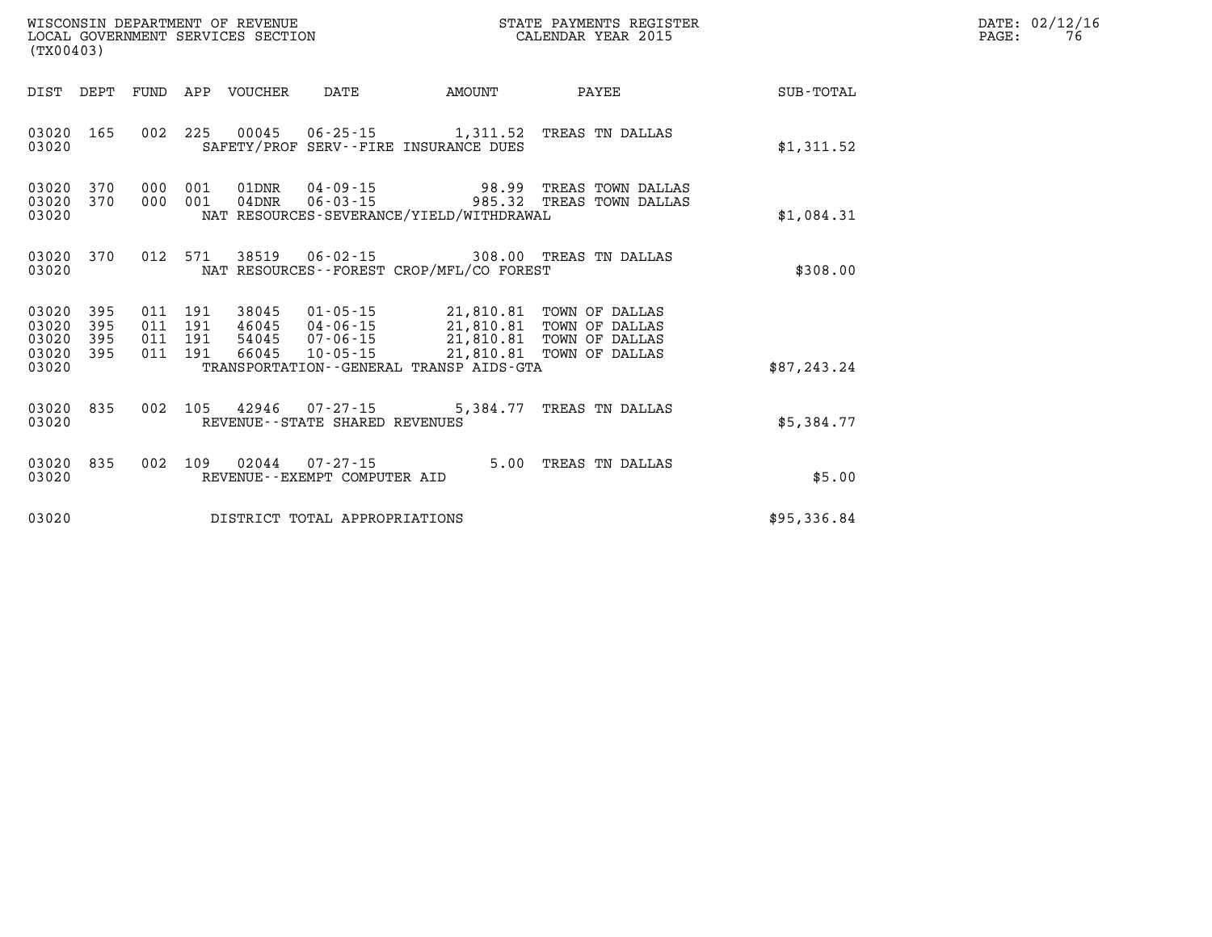WISCONSIN DEPARTMENT OF REVENUE
LOCAL GOVERNMENT SERVICES SECTION
(TX00403)

STATE PAYMENTS REGISTER
CALENDAR YEAR 2015

DATE: 02/12/16

| DIST | DEPT | FUND | APP | VOUCHER | DATE | AMOUNT | PAYEE | SUB-TOTAL |
|---|---|---|---|---|---|---|---|---|
| 03020 | 165 | 002 | 225 | 00045 | 06-25-15 | 1,311.52 | TREAS TN DALLAS | |
| 03020 | | | | SAFETY/PROF SERV--FIRE INSURANCE DUES | | | | $1,311.52 |
| 03020 | 370 | 000 | 001 | 01DNR | 04-09-15 | 98.99 | TREAS TOWN DALLAS | |
| 03020 | 370 | 000 | 001 | 04DNR | 06-03-15 | 985.32 | TREAS TOWN DALLAS | |
| 03020 | | | | NAT RESOURCES-SEVERANCE/YIELD/WITHDRAWAL | | | | $1,084.31 |
| 03020 | 370 | 012 | 571 | 38519 | 06-02-15 | 308.00 | TREAS TN DALLAS | |
| 03020 | | | | NAT RESOURCES--FOREST CROP/MFL/CO FOREST | | | | $308.00 |
| 03020 | 395 | 011 | 191 | 38045 | 01-05-15 | 21,810.81 | TOWN OF DALLAS | |
| 03020 | 395 | 011 | 191 | 46045 | 04-06-15 | 21,810.81 | TOWN OF DALLAS | |
| 03020 | 395 | 011 | 191 | 54045 | 07-06-15 | 21,810.81 | TOWN OF DALLAS | |
| 03020 | 395 | 011 | 191 | 66045 | 10-05-15 | 21,810.81 | TOWN OF DALLAS | |
| 03020 | | | | TRANSPORTATION--GENERAL TRANSP AIDS-GTA | | | | $87,243.24 |
| 03020 | 835 | 002 | 105 | 42946 | 07-27-15 | 5,384.77 | TREAS TN DALLAS | |
| 03020 | | | | REVENUE--STATE SHARED REVENUES | | | | $5,384.77 |
| 03020 | 835 | 002 | 109 | 02044 | 07-27-15 | 5.00 | TREAS TN DALLAS | |
| 03020 | | | | REVENUE--EXEMPT COMPUTER AID | | | | $5.00 |
| 03020 | | | | DISTRICT TOTAL APPROPRIATIONS | | | | $95,336.84 |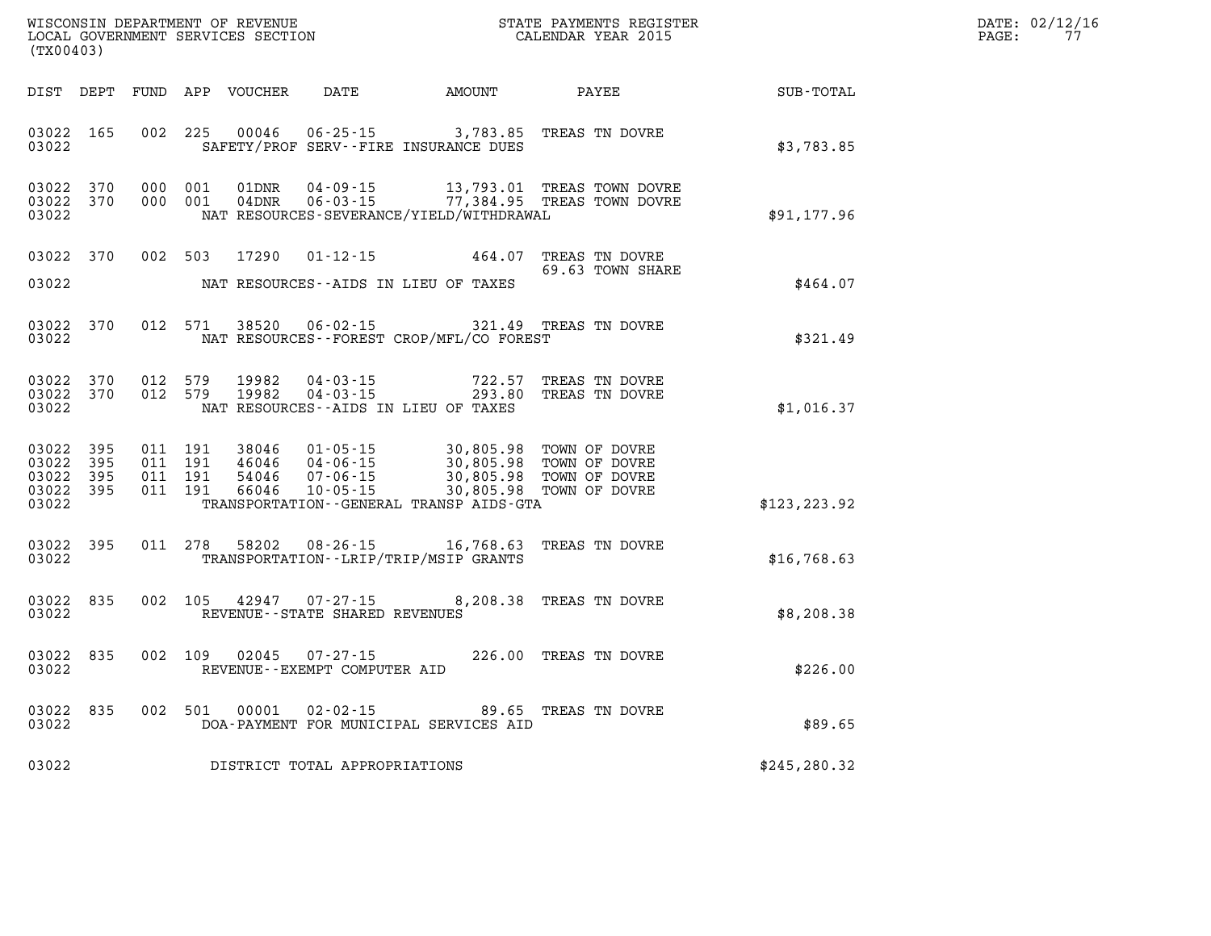WISCONSIN DEPARTMENT OF REVENUE
LOCAL GOVERNMENT SERVICES SECTION
(TX00403)

STATE PAYMENTS REGISTER
CALENDAR YEAR 2015

DATE: 02/12/16
PAGE: 77

| DIST | DEPT | FUND | APP | VOUCHER | DATE | AMOUNT | PAYEE | SUB-TOTAL |
|---|---|---|---|---|---|---|---|---|
| 03022 | 165 | 002 | 225 | 00046 | 06-25-15 | 3,783.85 | TREAS TN DOVRE | |
| 03022 | | | | SAFETY/PROF SERV--FIRE INSURANCE DUES | | | | $3,783.85 |
| 03022 | 370 | 000 | 001 | 01DNR | 04-09-15 | 13,793.01 | TREAS TOWN DOVRE | |
| 03022 | 370 | 000 | 001 | 04DNR | 06-03-15 | 77,384.95 | TREAS TOWN DOVRE | |
| 03022 | | | | NAT RESOURCES-SEVERANCE/YIELD/WITHDRAWAL | | | | $91,177.96 |
| 03022 | 370 | 002 | 503 | 17290 | 01-12-15 | 464.07 | TREAS TN DOVRE | |
| | | | | | | 69.63 | TOWN SHARE | |
| 03022 | | | | NAT RESOURCES--AIDS IN LIEU OF TAXES | | | | $464.07 |
| 03022 | 370 | 012 | 571 | 38520 | 06-02-15 | 321.49 | TREAS TN DOVRE | |
| 03022 | | | | NAT RESOURCES--FOREST CROP/MFL/CO FOREST | | | | $321.49 |
| 03022 | 370 | 012 | 579 | 19982 | 04-03-15 | 722.57 | TREAS TN DOVRE | |
| 03022 | 370 | 012 | 579 | 19982 | 04-03-15 | 293.80 | TREAS TN DOVRE | |
| 03022 | | | | NAT RESOURCES--AIDS IN LIEU OF TAXES | | | | $1,016.37 |
| 03022 | 395 | 011 | 191 | 38046 | 01-05-15 | 30,805.98 | TOWN OF DOVRE | |
| 03022 | 395 | 011 | 191 | 46046 | 04-06-15 | 30,805.98 | TOWN OF DOVRE | |
| 03022 | 395 | 011 | 191 | 54046 | 07-06-15 | 30,805.98 | TOWN OF DOVRE | |
| 03022 | 395 | 011 | 191 | 66046 | 10-05-15 | 30,805.98 | TOWN OF DOVRE | |
| 03022 | | | | TRANSPORTATION--GENERAL TRANSP AIDS-GTA | | | | $123,223.92 |
| 03022 | 395 | 011 | 278 | 58202 | 08-26-15 | 16,768.63 | TREAS TN DOVRE | |
| 03022 | | | | TRANSPORTATION--LRIP/TRIP/MSIP GRANTS | | | | $16,768.63 |
| 03022 | 835 | 002 | 105 | 42947 | 07-27-15 | 8,208.38 | TREAS TN DOVRE | |
| 03022 | | | | REVENUE--STATE SHARED REVENUES | | | | $8,208.38 |
| 03022 | 835 | 002 | 109 | 02045 | 07-27-15 | 226.00 | TREAS TN DOVRE | |
| 03022 | | | | REVENUE--EXEMPT COMPUTER AID | | | | $226.00 |
| 03022 | 835 | 002 | 501 | 00001 | 02-02-15 | 89.65 | TREAS TN DOVRE | |
| 03022 | | | | DOA-PAYMENT FOR MUNICIPAL SERVICES AID | | | | $89.65 |
| 03022 | | | | DISTRICT TOTAL APPROPRIATIONS | | | | $245,280.32 |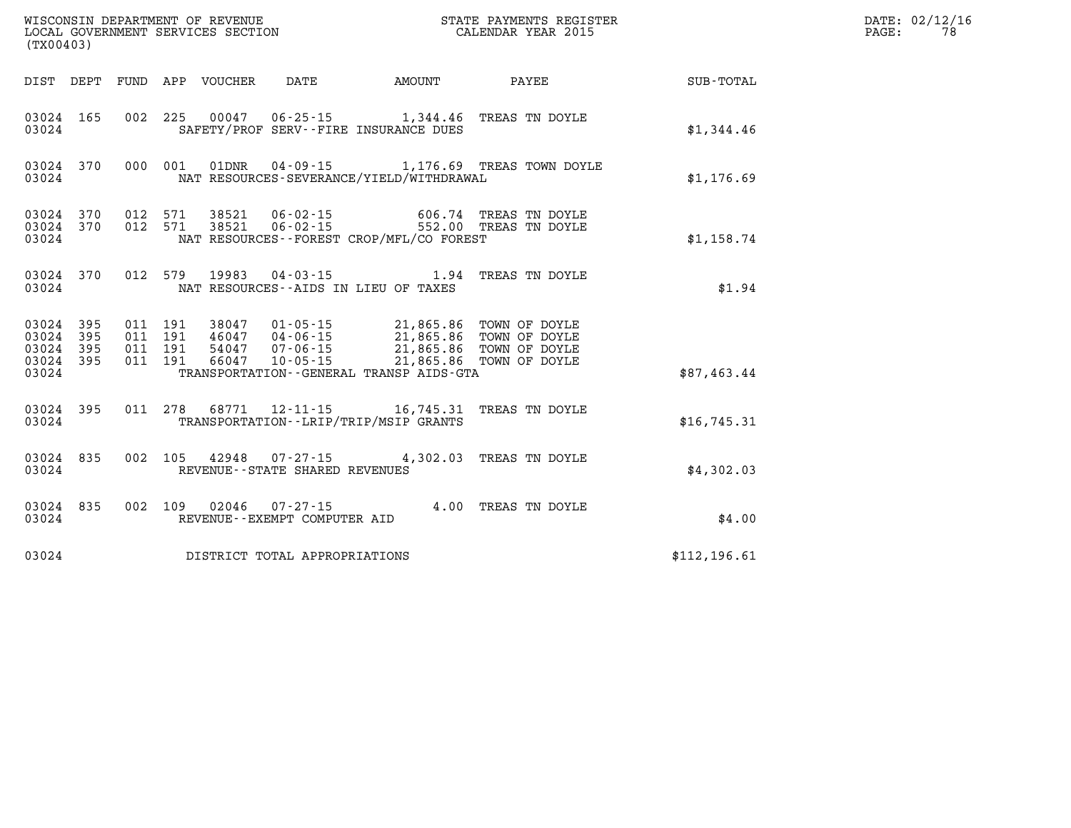WISCONSIN DEPARTMENT OF REVENUE
LOCAL GOVERNMENT SERVICES SECTION
(TX00403)

STATE PAYMENTS REGISTER
CALENDAR YEAR 2015

DATE: 02/12/16

| DIST | DEPT | FUND | APP | VOUCHER | DATE | AMOUNT | PAYEE | SUB-TOTAL |
|---|---|---|---|---|---|---|---|---|
| 03024 | 165 | 002 | 225 | 00047 | 06-25-15 | 1,344.46 | TREAS TN DOYLE | |
| 03024 | | | | | SAFETY/PROF SERV--FIRE INSURANCE DUES | | | $1,344.46 |
| 03024 | 370 | 000 | 001 | 01DNR | 04-09-15 | 1,176.69 | TREAS TOWN DOYLE | |
| 03024 | | | | | NAT RESOURCES-SEVERANCE/YIELD/WITHDRAWAL | | | $1,176.69 |
| 03024 | 370 | 012 | 571 | 38521 | 06-02-15 | 606.74 | TREAS TN DOYLE | |
| 03024 | 370 | 012 | 571 | 38521 | 06-02-15 | 552.00 | TREAS TN DOYLE | |
| 03024 | | | | | NAT RESOURCES--FOREST CROP/MFL/CO FOREST | | | $1,158.74 |
| 03024 | 370 | 012 | 579 | 19983 | 04-03-15 | 1.94 | TREAS TN DOYLE | |
| 03024 | | | | | NAT RESOURCES--AIDS IN LIEU OF TAXES | | | $1.94 |
| 03024 | 395 | 011 | 191 | 38047 | 01-05-15 | 21,865.86 | TOWN OF DOYLE | |
| 03024 | 395 | 011 | 191 | 46047 | 04-06-15 | 21,865.86 | TOWN OF DOYLE | |
| 03024 | 395 | 011 | 191 | 54047 | 07-06-15 | 21,865.86 | TOWN OF DOYLE | |
| 03024 | 395 | 011 | 191 | 66047 | 10-05-15 | 21,865.86 | TOWN OF DOYLE | |
| 03024 | | | | | TRANSPORTATION--GENERAL TRANSP AIDS-GTA | | | $87,463.44 |
| 03024 | 395 | 011 | 278 | 68771 | 12-11-15 | 16,745.31 | TREAS TN DOYLE | |
| 03024 | | | | | TRANSPORTATION--LRIP/TRIP/MSIP GRANTS | | | $16,745.31 |
| 03024 | 835 | 002 | 105 | 42948 | 07-27-15 | 4,302.03 | TREAS TN DOYLE | |
| 03024 | | | | | REVENUE--STATE SHARED REVENUES | | | $4,302.03 |
| 03024 | 835 | 002 | 109 | 02046 | 07-27-15 | 4.00 | TREAS TN DOYLE | |
| 03024 | | | | | REVENUE--EXEMPT COMPUTER AID | | | $4.00 |
| 03024 | | | | | DISTRICT TOTAL APPROPRIATIONS | | | $112,196.61 |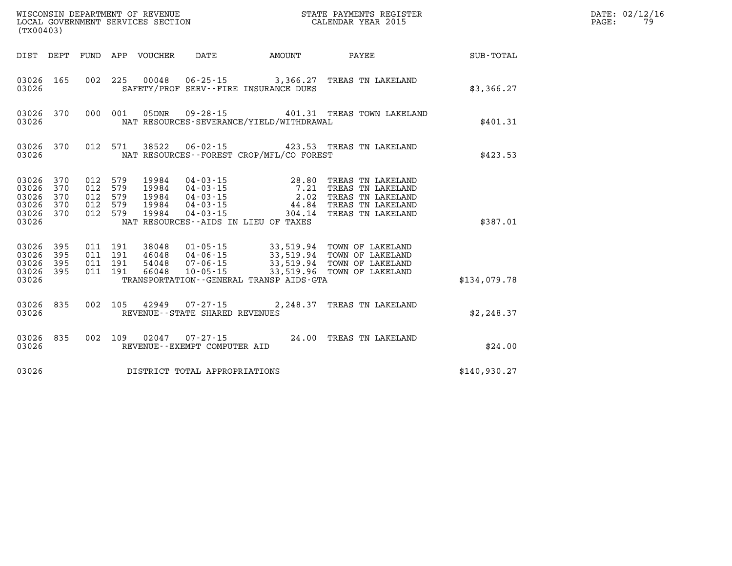WISCONSIN DEPARTMENT OF REVENUE
LOCAL GOVERNMENT SERVICES SECTION
(TX00403)

STATE PAYMENTS REGISTER
CALENDAR YEAR 2015

| DIST | DEPT | FUND | APP | VOUCHER | DATE | AMOUNT | PAYEE | SUB-TOTAL |
|---|---|---|---|---|---|---|---|---|
| 03026 | 165 | 002 | 225 | 00048 | 06-25-15 | 3,366.27 | TREAS TN LAKELAND | |
| 03026 | | | | | SAFETY/PROF SERV--FIRE INSURANCE DUES | | | $3,366.27 |
| 03026 | 370 | 000 | 001 | 05DNR | 09-28-15 | 401.31 | TREAS TOWN LAKELAND | |
| 03026 | | | | | NAT RESOURCES-SEVERANCE/YIELD/WITHDRAWAL | | | $401.31 |
| 03026 | 370 | 012 | 571 | 38522 | 06-02-15 | 423.53 | TREAS TN LAKELAND | |
| 03026 | | | | | NAT RESOURCES--FOREST CROP/MFL/CO FOREST | | | $423.53 |
| 03026 | 370 | 012 | 579 | 19984 | 04-03-15 | 28.80 | TREAS TN LAKELAND | |
| 03026 | 370 | 012 | 579 | 19984 | 04-03-15 | 7.21 | TREAS TN LAKELAND | |
| 03026 | 370 | 012 | 579 | 19984 | 04-03-15 | 2.02 | TREAS TN LAKELAND | |
| 03026 | 370 | 012 | 579 | 19984 | 04-03-15 | 44.84 | TREAS TN LAKELAND | |
| 03026 | 370 | 012 | 579 | 19984 | 04-03-15 | 304.14 | TREAS TN LAKELAND | |
| 03026 | | | | | NAT RESOURCES--AIDS IN LIEU OF TAXES | | | $387.01 |
| 03026 | 395 | 011 | 191 | 38048 | 01-05-15 | 33,519.94 | TOWN OF LAKELAND | |
| 03026 | 395 | 011 | 191 | 46048 | 04-06-15 | 33,519.94 | TOWN OF LAKELAND | |
| 03026 | 395 | 011 | 191 | 54048 | 07-06-15 | 33,519.94 | TOWN OF LAKELAND | |
| 03026 | 395 | 011 | 191 | 66048 | 10-05-15 | 33,519.96 | TOWN OF LAKELAND | |
| 03026 | | | | | TRANSPORTATION--GENERAL TRANSP AIDS-GTA | | | $134,079.78 |
| 03026 | 835 | 002 | 105 | 42949 | 07-27-15 | 2,248.37 | TREAS TN LAKELAND | |
| 03026 | | | | | REVENUE--STATE SHARED REVENUES | | | $2,248.37 |
| 03026 | 835 | 002 | 109 | 02047 | 07-27-15 | 24.00 | TREAS TN LAKELAND | |
| 03026 | | | | | REVENUE--EXEMPT COMPUTER AID | | | $24.00 |
| 03026 | | | | | DISTRICT TOTAL APPROPRIATIONS | | | $140,930.27 |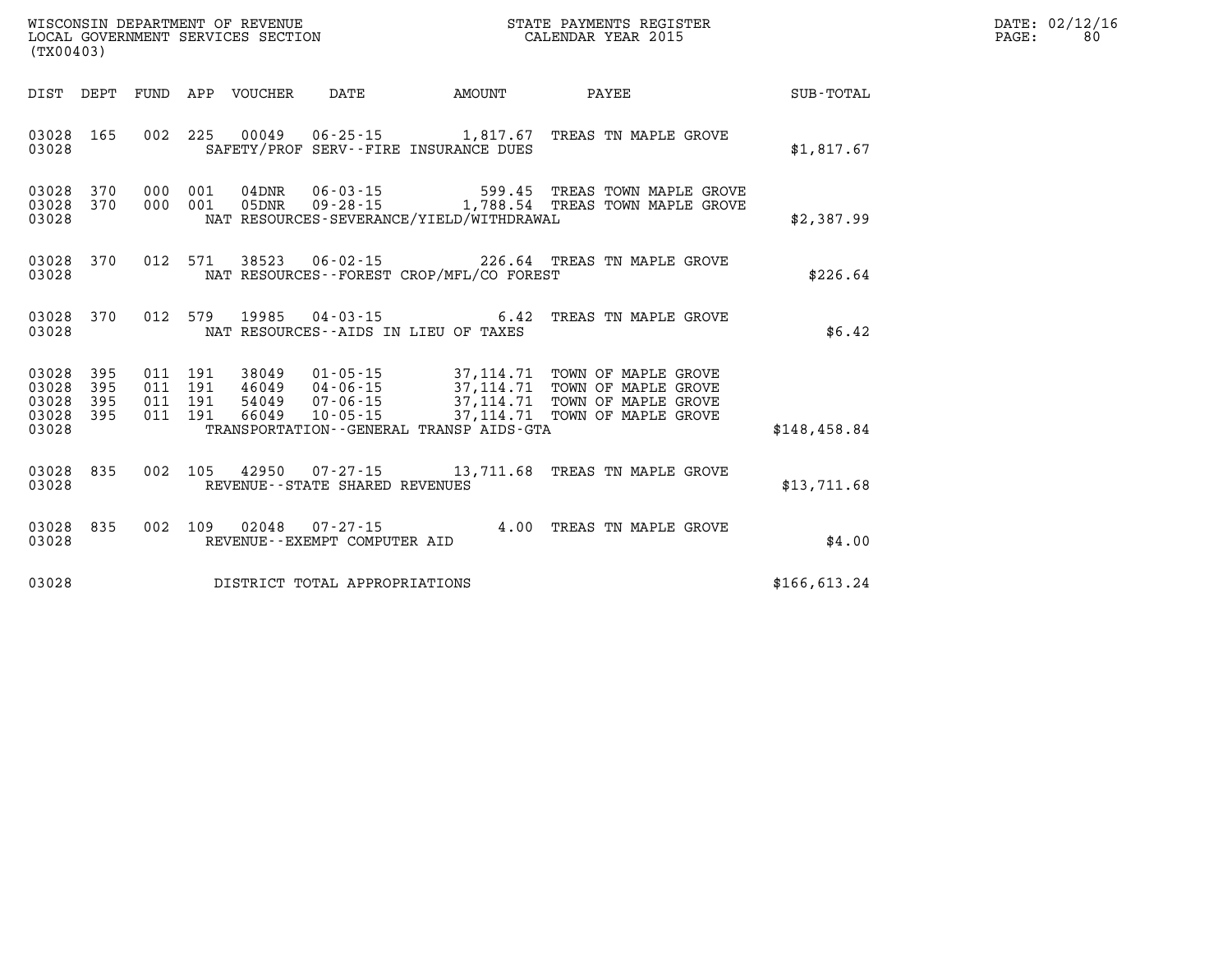WISCONSIN DEPARTMENT OF REVENUE
LOCAL GOVERNMENT SERVICES SECTION
(TX00403)

STATE PAYMENTS REGISTER
CALENDAR YEAR 2015

DATE: 02/12/16

| DIST | DEPT | FUND | APP | VOUCHER | DATE | AMOUNT | PAYEE | SUB-TOTAL |
|---|---|---|---|---|---|---|---|---|
| 03028 | 165 | 002 | 225 | 00049 | 06-25-15 | 1,817.67 | TREAS TN MAPLE GROVE | |
| 03028 | | | | | SAFETY/PROF SERV--FIRE INSURANCE DUES | | | $1,817.67 |
| 03028 | 370 | 000 | 001 | 04DNR | 06-03-15 | 599.45 | TREAS TOWN MAPLE GROVE | |
| 03028 | 370 | 000 | 001 | 05DNR | 09-28-15 | 1,788.54 | TREAS TOWN MAPLE GROVE | |
| 03028 | | | | | NAT RESOURCES-SEVERANCE/YIELD/WITHDRAWAL | | | $2,387.99 |
| 03028 | 370 | 012 | 571 | 38523 | 06-02-15 | 226.64 | TREAS TN MAPLE GROVE | |
| 03028 | | | | | NAT RESOURCES--FOREST CROP/MFL/CO FOREST | | | $226.64 |
| 03028 | 370 | 012 | 579 | 19985 | 04-03-15 | 6.42 | TREAS TN MAPLE GROVE | |
| 03028 | | | | | NAT RESOURCES--AIDS IN LIEU OF TAXES | | | $6.42 |
| 03028 | 395 | 011 | 191 | 38049 | 01-05-15 | 37,114.71 | TOWN OF MAPLE GROVE | |
| 03028 | 395 | 011 | 191 | 46049 | 04-06-15 | 37,114.71 | TOWN OF MAPLE GROVE | |
| 03028 | 395 | 011 | 191 | 54049 | 07-06-15 | 37,114.71 | TOWN OF MAPLE GROVE | |
| 03028 | 395 | 011 | 191 | 66049 | 10-05-15 | 37,114.71 | TOWN OF MAPLE GROVE | |
| 03028 | | | | | TRANSPORTATION--GENERAL TRANSP AIDS-GTA | | | $148,458.84 |
| 03028 | 835 | 002 | 105 | 42950 | 07-27-15 | 13,711.68 | TREAS TN MAPLE GROVE | |
| 03028 | | | | | REVENUE--STATE SHARED REVENUES | | | $13,711.68 |
| 03028 | 835 | 002 | 109 | 02048 | 07-27-15 | 4.00 | TREAS TN MAPLE GROVE | |
| 03028 | | | | | REVENUE--EXEMPT COMPUTER AID | | | $4.00 |
| 03028 | | | | | DISTRICT TOTAL APPROPRIATIONS | | | $166,613.24 |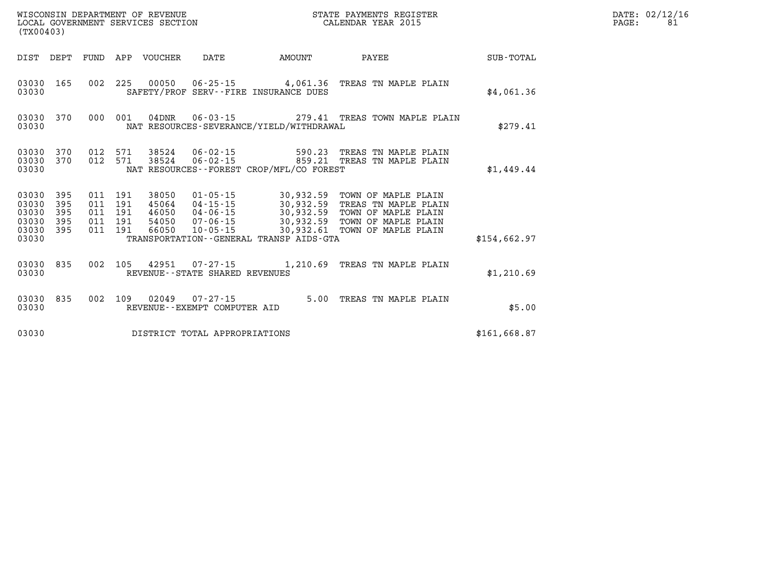WISCONSIN DEPARTMENT OF REVENUE
LOCAL GOVERNMENT SERVICES SECTION
(TX00403)

STATE PAYMENTS REGISTER
CALENDAR YEAR 2015

| DIST | DEPT | FUND | APP | VOUCHER | DATE | AMOUNT | PAYEE | SUB-TOTAL |
|---|---|---|---|---|---|---|---|---|
| 03030 | 165 | 002 | 225 | 00050 | 06-25-15 | 4,061.36 | TREAS TN MAPLE PLAIN | |
| 03030 | | | | | SAFETY/PROF SERV--FIRE INSURANCE DUES | | | $4,061.36 |
| 03030 | 370 | 000 | 001 | 04DNR | 06-03-15 | 279.41 | TREAS TOWN MAPLE PLAIN | |
| 03030 | | | | | NAT RESOURCES-SEVERANCE/YIELD/WITHDRAWAL | | | $279.41 |
| 03030 | 370 | 012 | 571 | 38524 | 06-02-15 | 590.23 | TREAS TN MAPLE PLAIN | |
| 03030 | 370 | 012 | 571 | 38524 | 06-02-15 | 859.21 | TREAS TN MAPLE PLAIN | |
| 03030 | | | | | NAT RESOURCES--FOREST CROP/MFL/CO FOREST | | | $1,449.44 |
| 03030 | 395 | 011 | 191 | 38050 | 01-05-15 | 30,932.59 | TOWN OF MAPLE PLAIN | |
| 03030 | 395 | 011 | 191 | 45064 | 04-15-15 | 30,932.59 | TREAS TN MAPLE PLAIN | |
| 03030 | 395 | 011 | 191 | 46050 | 04-06-15 | 30,932.59 | TOWN OF MAPLE PLAIN | |
| 03030 | 395 | 011 | 191 | 54050 | 07-06-15 | 30,932.59 | TOWN OF MAPLE PLAIN | |
| 03030 | 395 | 011 | 191 | 66050 | 10-05-15 | 30,932.61 | TOWN OF MAPLE PLAIN | |
| 03030 | | | | | TRANSPORTATION--GENERAL TRANSP AIDS-GTA | | | $154,662.97 |
| 03030 | 835 | 002 | 105 | 42951 | 07-27-15 | 1,210.69 | TREAS TN MAPLE PLAIN | |
| 03030 | | | | | REVENUE--STATE SHARED REVENUES | | | $1,210.69 |
| 03030 | 835 | 002 | 109 | 02049 | 07-27-15 | 5.00 | TREAS TN MAPLE PLAIN | |
| 03030 | | | | | REVENUE--EXEMPT COMPUTER AID | | | $5.00 |
| 03030 | | | | | DISTRICT TOTAL APPROPRIATIONS | | | $161,668.87 |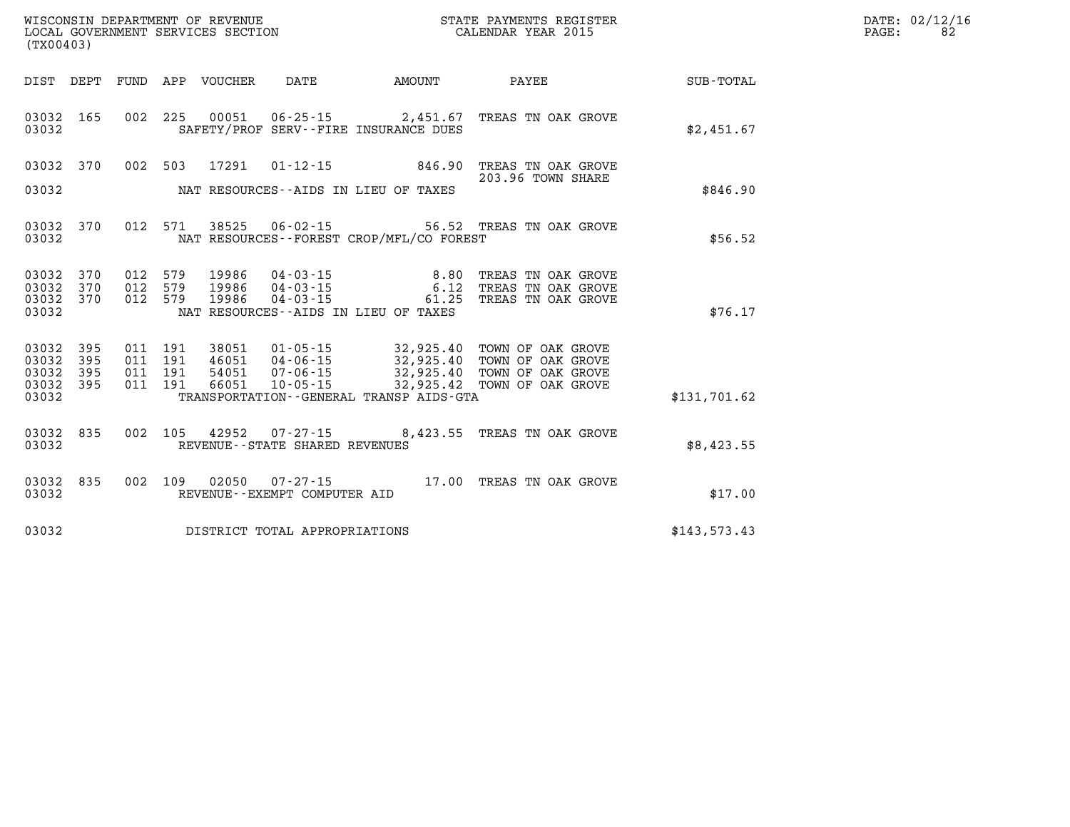WISCONSIN DEPARTMENT OF REVENUE
LOCAL GOVERNMENT SERVICES SECTION
(TX00403)

STATE PAYMENTS REGISTER
CALENDAR YEAR 2015

DATE: 02/12/16
PAGE: 82

| DIST | DEPT | FUND | APP | VOUCHER | DATE | AMOUNT | PAYEE | SUB-TOTAL |
|---|---|---|---|---|---|---|---|---|
| 03032 | 165 | 002 | 225 | 00051 | 06-25-15 | 2,451.67 | TREAS TN OAK GROVE | |
| 03032 | | | | | SAFETY/PROF SERV--FIRE INSURANCE DUES | | | $2,451.67 |
| 03032 | 370 | 002 | 503 | 17291 | 01-12-15 | 846.90 | TREAS TN OAK GROVE 203.96 TOWN SHARE | |
| 03032 | | | | | NAT RESOURCES--AIDS IN LIEU OF TAXES | | | $846.90 |
| 03032 | 370 | 012 | 571 | 38525 | 06-02-15 | 56.52 | TREAS TN OAK GROVE | |
| 03032 | | | | | NAT RESOURCES--FOREST CROP/MFL/CO FOREST | | | $56.52 |
| 03032 | 370 | 012 | 579 | 19986 | 04-03-15 | 8.80 | TREAS TN OAK GROVE | |
| 03032 | 370 | 012 | 579 | 19986 | 04-03-15 | 6.12 | TREAS TN OAK GROVE | |
| 03032 | 370 | 012 | 579 | 19986 | 04-03-15 | 61.25 | TREAS TN OAK GROVE | |
| 03032 | | | | | NAT RESOURCES--AIDS IN LIEU OF TAXES | | | $76.17 |
| 03032 | 395 | 011 | 191 | 38051 | 01-05-15 | 32,925.40 | TOWN OF OAK GROVE | |
| 03032 | 395 | 011 | 191 | 46051 | 04-06-15 | 32,925.40 | TOWN OF OAK GROVE | |
| 03032 | 395 | 011 | 191 | 54051 | 07-06-15 | 32,925.40 | TOWN OF OAK GROVE | |
| 03032 | 395 | 011 | 191 | 66051 | 10-05-15 | 32,925.42 | TOWN OF OAK GROVE | |
| 03032 | | | | | TRANSPORTATION--GENERAL TRANSP AIDS-GTA | | | $131,701.62 |
| 03032 | 835 | 002 | 105 | 42952 | 07-27-15 | 8,423.55 | TREAS TN OAK GROVE | |
| 03032 | | | | | REVENUE--STATE SHARED REVENUES | | | $8,423.55 |
| 03032 | 835 | 002 | 109 | 02050 | 07-27-15 | 17.00 | TREAS TN OAK GROVE | |
| 03032 | | | | | REVENUE--EXEMPT COMPUTER AID | | | $17.00 |
| 03032 | | | | | DISTRICT TOTAL APPROPRIATIONS | | | $143,573.43 |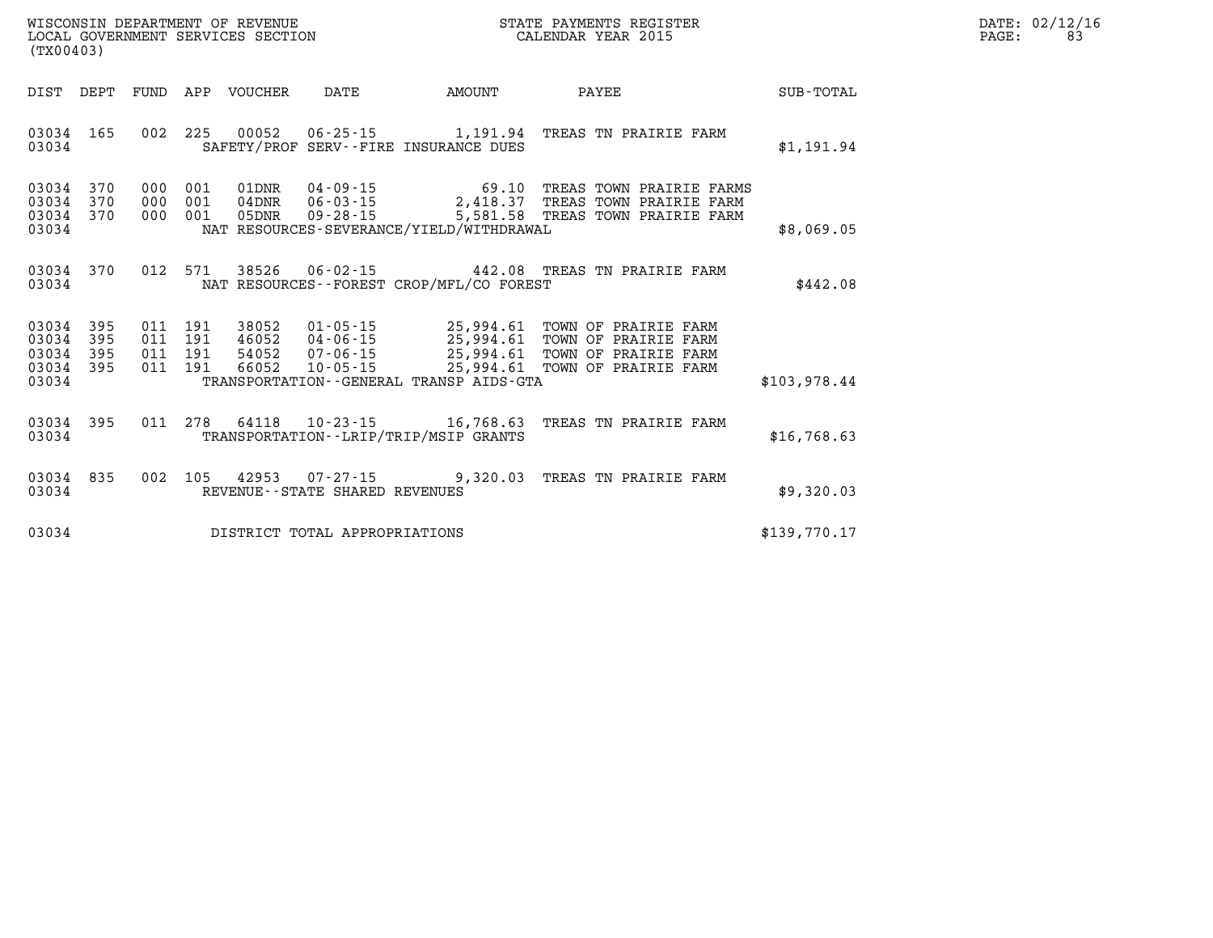WISCONSIN DEPARTMENT OF REVENUE
LOCAL GOVERNMENT SERVICES SECTION
(TX00403)

STATE PAYMENTS REGISTER
CALENDAR YEAR 2015

DATE: 02/12/16
PAGE: 83

| DIST | DEPT | FUND | APP | VOUCHER | DATE | AMOUNT | PAYEE | SUB-TOTAL |
|---|---|---|---|---|---|---|---|---|
| 03034 | 165 | 002 | 225 | 00052 | 06-25-15 | 1,191.94 | TREAS TN PRAIRIE FARM | |
| 03034 | | | | | SAFETY/PROF SERV--FIRE INSURANCE DUES | | | $1,191.94 |
| 03034 | 370 | 000 | 001 | 01DNR | 04-09-15 | 69.10 | TREAS TOWN PRAIRIE FARMS | |
| 03034 | 370 | 000 | 001 | 04DNR | 06-03-15 | 2,418.37 | TREAS TOWN PRAIRIE FARM | |
| 03034 | 370 | 000 | 001 | 05DNR | 09-28-15 | 5,581.58 | TREAS TOWN PRAIRIE FARM | |
| 03034 | | | | | NAT RESOURCES-SEVERANCE/YIELD/WITHDRAWAL | | | $8,069.05 |
| 03034 | 370 | 012 | 571 | 38526 | 06-02-15 | 442.08 | TREAS TN PRAIRIE FARM | |
| 03034 | | | | | NAT RESOURCES--FOREST CROP/MFL/CO FOREST | | | $442.08 |
| 03034 | 395 | 011 | 191 | 38052 | 01-05-15 | 25,994.61 | TOWN OF PRAIRIE FARM | |
| 03034 | 395 | 011 | 191 | 46052 | 04-06-15 | 25,994.61 | TOWN OF PRAIRIE FARM | |
| 03034 | 395 | 011 | 191 | 54052 | 07-06-15 | 25,994.61 | TOWN OF PRAIRIE FARM | |
| 03034 | 395 | 011 | 191 | 66052 | 10-05-15 | 25,994.61 | TOWN OF PRAIRIE FARM | |
| 03034 | | | | | TRANSPORTATION--GENERAL TRANSP AIDS-GTA | | | $103,978.44 |
| 03034 | 395 | 011 | 278 | 64118 | 10-23-15 | 16,768.63 | TREAS TN PRAIRIE FARM | |
| 03034 | | | | | TRANSPORTATION--LRIP/TRIP/MSIP GRANTS | | | $16,768.63 |
| 03034 | 835 | 002 | 105 | 42953 | 07-27-15 | 9,320.03 | TREAS TN PRAIRIE FARM | |
| 03034 | | | | | REVENUE--STATE SHARED REVENUES | | | $9,320.03 |
| 03034 | | | | | DISTRICT TOTAL APPROPRIATIONS | | | $139,770.17 |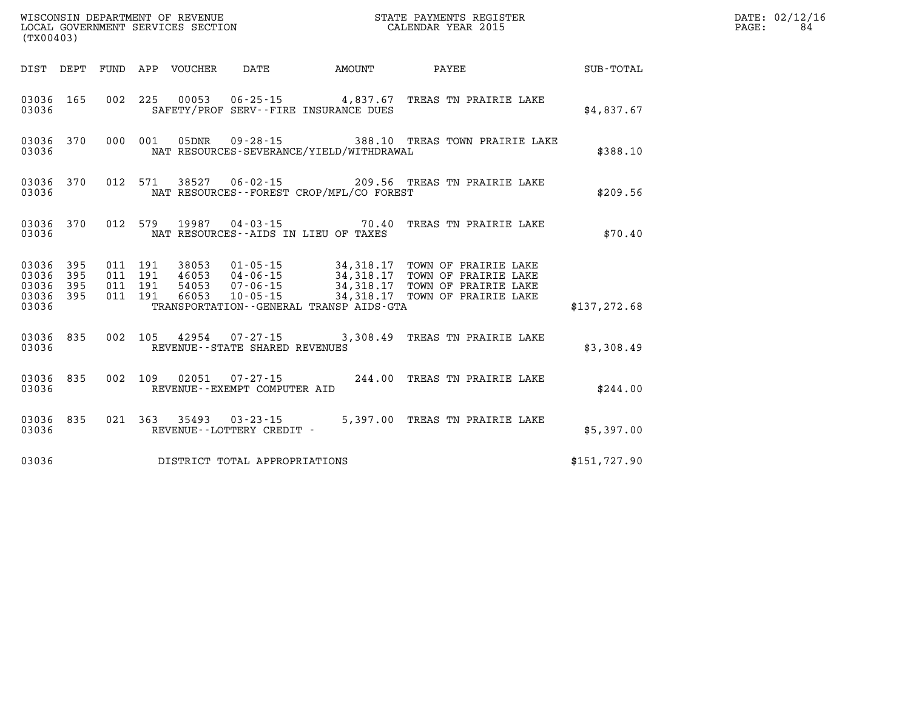WISCONSIN DEPARTMENT OF REVENUE
LOCAL GOVERNMENT SERVICES SECTION
(TX00403)

STATE PAYMENTS REGISTER
CALENDAR YEAR 2015

DATE: 02/12/16
PAGE: 84

| DIST | DEPT | FUND | APP | VOUCHER | DATE | AMOUNT | PAYEE | SUB-TOTAL |
|---|---|---|---|---|---|---|---|---|
| 03036 | 165 | 002 | 225 | 00053 | 06-25-15 | 4,837.67 | TREAS TN PRAIRIE LAKE | |
| 03036 | | | | | SAFETY/PROF SERV--FIRE INSURANCE DUES | | | $4,837.67 |
| 03036 | 370 | 000 | 001 | 05DNR | 09-28-15 | 388.10 | TREAS TOWN PRAIRIE LAKE | |
| 03036 | | | | | NAT RESOURCES-SEVERANCE/YIELD/WITHDRAWAL | | | $388.10 |
| 03036 | 370 | 012 | 571 | 38527 | 06-02-15 | 209.56 | TREAS TN PRAIRIE LAKE | |
| 03036 | | | | | NAT RESOURCES--FOREST CROP/MFL/CO FOREST | | | $209.56 |
| 03036 | 370 | 012 | 579 | 19987 | 04-03-15 | 70.40 | TREAS TN PRAIRIE LAKE | |
| 03036 | | | | | NAT RESOURCES--AIDS IN LIEU OF TAXES | | | $70.40 |
| 03036 | 395 | 011 | 191 | 38053 | 01-05-15 | 34,318.17 | TOWN OF PRAIRIE LAKE | |
| 03036 | 395 | 011 | 191 | 46053 | 04-06-15 | 34,318.17 | TOWN OF PRAIRIE LAKE | |
| 03036 | 395 | 011 | 191 | 54053 | 07-06-15 | 34,318.17 | TOWN OF PRAIRIE LAKE | |
| 03036 | 395 | 011 | 191 | 66053 | 10-05-15 | 34,318.17 | TOWN OF PRAIRIE LAKE | |
| 03036 | | | | | TRANSPORTATION--GENERAL TRANSP AIDS-GTA | | | $137,272.68 |
| 03036 | 835 | 002 | 105 | 42954 | 07-27-15 | 3,308.49 | TREAS TN PRAIRIE LAKE | |
| 03036 | | | | | REVENUE--STATE SHARED REVENUES | | | $3,308.49 |
| 03036 | 835 | 002 | 109 | 02051 | 07-27-15 | 244.00 | TREAS TN PRAIRIE LAKE | |
| 03036 | | | | | REVENUE--EXEMPT COMPUTER AID | | | $244.00 |
| 03036 | 835 | 021 | 363 | 35493 | 03-23-15 | 5,397.00 | TREAS TN PRAIRIE LAKE | |
| 03036 | | | | | REVENUE--LOTTERY CREDIT - | | | $5,397.00 |
| 03036 | | | | | DISTRICT TOTAL APPROPRIATIONS | | | $151,727.90 |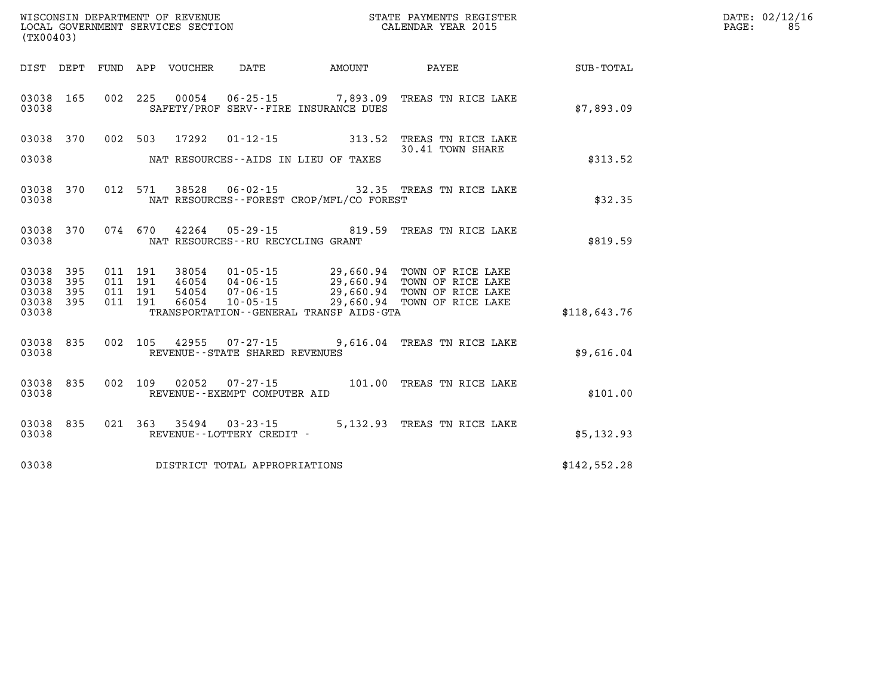WISCONSIN DEPARTMENT OF REVENUE
LOCAL GOVERNMENT SERVICES SECTION
(TX00403)

STATE PAYMENTS REGISTER
CALENDAR YEAR 2015

DATE: 02/12/16
PAGE: 85

| DIST | DEPT | FUND | APP | VOUCHER | DATE | AMOUNT | PAYEE | SUB-TOTAL |
|---|---|---|---|---|---|---|---|---|
| 03038 | 165 | 002 | 225 | 00054 | 06-25-15 | 7,893.09 | TREAS TN RICE LAKE | |
| 03038 | | | | | SAFETY/PROF SERV--FIRE INSURANCE DUES | | | $7,893.09 |
| 03038 | 370 | 002 | 503 | 17292 | 01-12-15 | 313.52 | TREAS TN RICE LAKE | |
| | | | | | | | 30.41 TOWN SHARE | |
| 03038 | | | | | NAT RESOURCES--AIDS IN LIEU OF TAXES | | | $313.52 |
| 03038 | 370 | 012 | 571 | 38528 | 06-02-15 | 32.35 | TREAS TN RICE LAKE | |
| 03038 | | | | | NAT RESOURCES--FOREST CROP/MFL/CO FOREST | | | $32.35 |
| 03038 | 370 | 074 | 670 | 42264 | 05-29-15 | 819.59 | TREAS TN RICE LAKE | |
| 03038 | | | | | NAT RESOURCES--RU RECYCLING GRANT | | | $819.59 |
| 03038 | 395 | 011 | 191 | 38054 | 01-05-15 | 29,660.94 | TOWN OF RICE LAKE | |
| 03038 | 395 | 011 | 191 | 46054 | 04-06-15 | 29,660.94 | TOWN OF RICE LAKE | |
| 03038 | 395 | 011 | 191 | 54054 | 07-06-15 | 29,660.94 | TOWN OF RICE LAKE | |
| 03038 | 395 | 011 | 191 | 66054 | 10-05-15 | 29,660.94 | TOWN OF RICE LAKE | |
| 03038 | | | | | TRANSPORTATION--GENERAL TRANSP AIDS-GTA | | | $118,643.76 |
| 03038 | 835 | 002 | 105 | 42955 | 07-27-15 | 9,616.04 | TREAS TN RICE LAKE | |
| 03038 | | | | | REVENUE--STATE SHARED REVENUES | | | $9,616.04 |
| 03038 | 835 | 002 | 109 | 02052 | 07-27-15 | 101.00 | TREAS TN RICE LAKE | |
| 03038 | | | | | REVENUE--EXEMPT COMPUTER AID | | | $101.00 |
| 03038 | 835 | 021 | 363 | 35494 | 03-23-15 | 5,132.93 | TREAS TN RICE LAKE | |
| 03038 | | | | | REVENUE--LOTTERY CREDIT - | | | $5,132.93 |
| 03038 | | | | | DISTRICT TOTAL APPROPRIATIONS | | | $142,552.28 |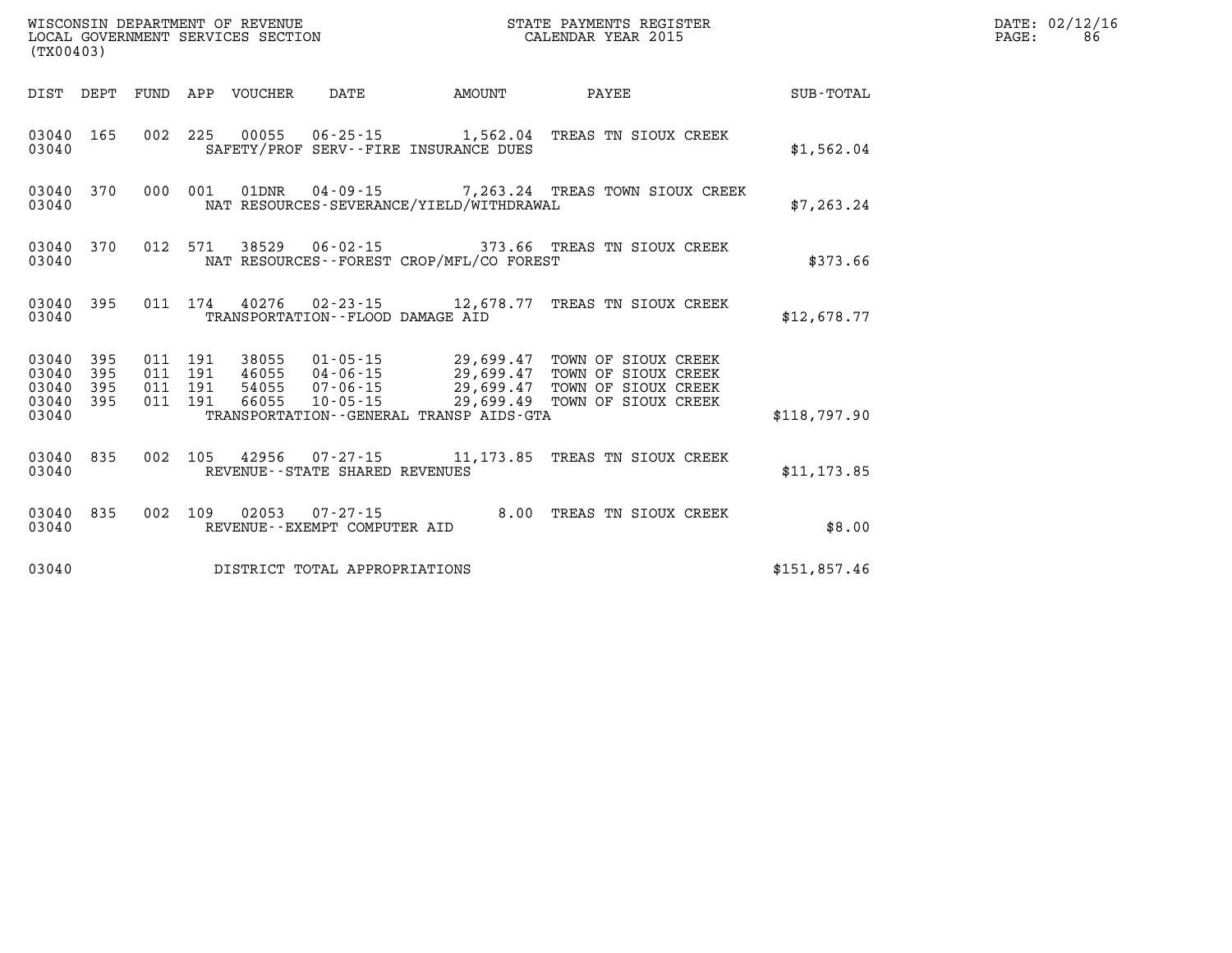WISCONSIN DEPARTMENT OF REVENUE
LOCAL GOVERNMENT SERVICES SECTION
(TX00403)

STATE PAYMENTS REGISTER
CALENDAR YEAR 2015

DATE: 02/12/16

| DIST | DEPT | FUND | APP | VOUCHER | DATE | AMOUNT | PAYEE | SUB-TOTAL |
|---|---|---|---|---|---|---|---|---|
| 03040 | 165 | 002 | 225 | 00055 | 06-25-15 | 1,562.04 | TREAS TN SIOUX CREEK | |
| 03040 | | | | SAFETY/PROF SERV--FIRE INSURANCE DUES | | | | $1,562.04 |
| 03040 | 370 | 000 | 001 | 01DNR | 04-09-15 | 7,263.24 | TREAS TOWN SIOUX CREEK | |
| 03040 | | | | NAT RESOURCES-SEVERANCE/YIELD/WITHDRAWAL | | | | $7,263.24 |
| 03040 | 370 | 012 | 571 | 38529 | 06-02-15 | 373.66 | TREAS TN SIOUX CREEK | |
| 03040 | | | | NAT RESOURCES--FOREST CROP/MFL/CO FOREST | | | | $373.66 |
| 03040 | 395 | 011 | 174 | 40276 | 02-23-15 | 12,678.77 | TREAS TN SIOUX CREEK | |
| 03040 | | | | TRANSPORTATION--FLOOD DAMAGE AID | | | | $12,678.77 |
| 03040 | 395 | 011 | 191 | 38055 | 01-05-15 | 29,699.47 | TOWN OF SIOUX CREEK | |
| 03040 | 395 | 011 | 191 | 46055 | 04-06-15 | 29,699.47 | TOWN OF SIOUX CREEK | |
| 03040 | 395 | 011 | 191 | 54055 | 07-06-15 | 29,699.47 | TOWN OF SIOUX CREEK | |
| 03040 | 395 | 011 | 191 | 66055 | 10-05-15 | 29,699.49 | TOWN OF SIOUX CREEK | |
| 03040 | | | | TRANSPORTATION--GENERAL TRANSP AIDS-GTA | | | | $118,797.90 |
| 03040 | 835 | 002 | 105 | 42956 | 07-27-15 | 11,173.85 | TREAS TN SIOUX CREEK | |
| 03040 | | | | REVENUE--STATE SHARED REVENUES | | | | $11,173.85 |
| 03040 | 835 | 002 | 109 | 02053 | 07-27-15 | 8.00 | TREAS TN SIOUX CREEK | |
| 03040 | | | | REVENUE--EXEMPT COMPUTER AID | | | | $8.00 |
| 03040 | | | | DISTRICT TOTAL APPROPRIATIONS | | | | $151,857.46 |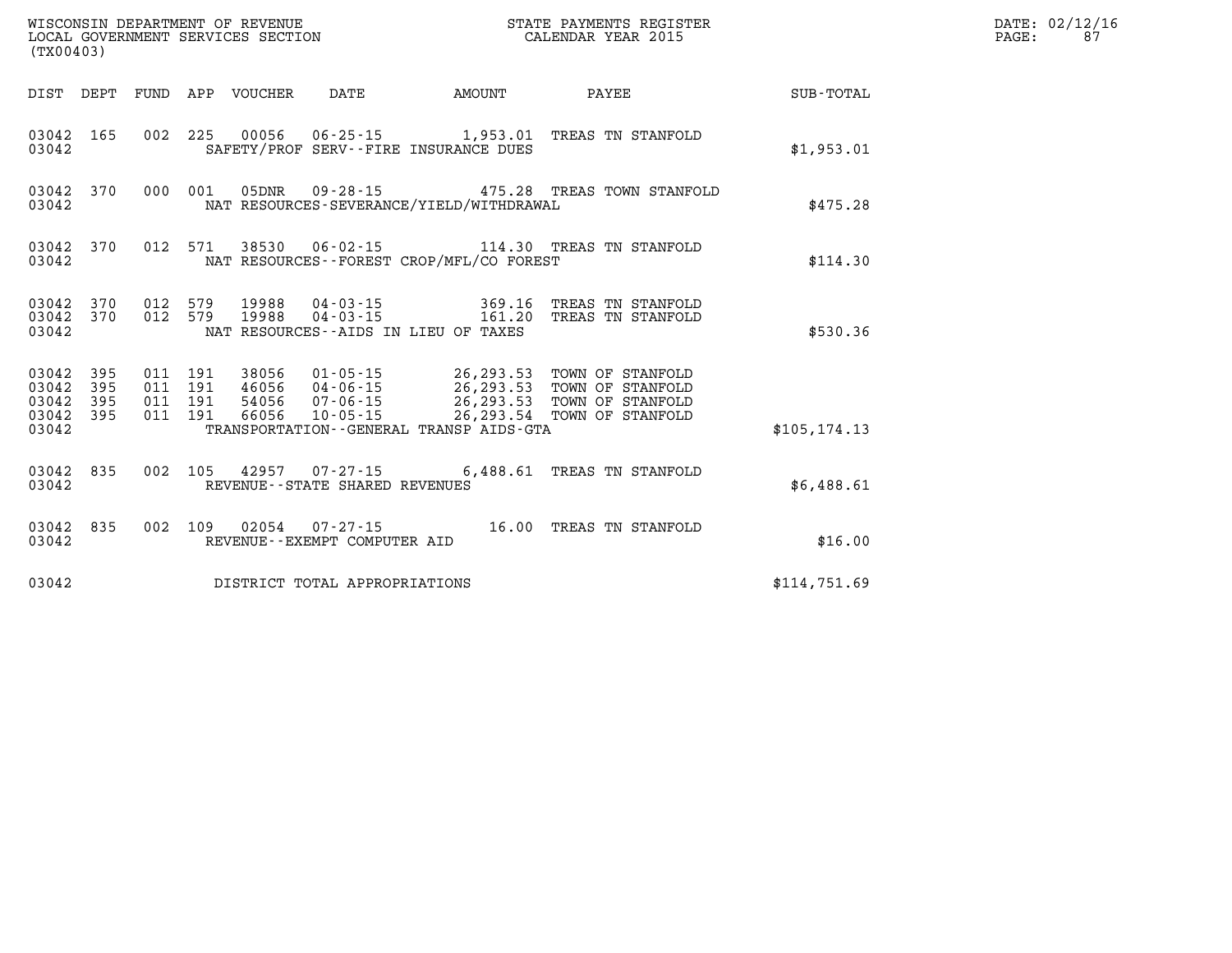WISCONSIN DEPARTMENT OF REVENUE
LOCAL GOVERNMENT SERVICES SECTION
(TX00403)

STATE PAYMENTS REGISTER
CALENDAR YEAR 2015

DATE: 02/12/16
PAGE: 87

| DIST | DEPT | FUND | APP | VOUCHER | DATE | AMOUNT | PAYEE | SUB-TOTAL |
|---|---|---|---|---|---|---|---|---|
| 03042 | 165 | 002 | 225 | 00056 | 06-25-15 | 1,953.01 | TREAS TN STANFOLD | |
| 03042 | | | | | SAFETY/PROF SERV--FIRE INSURANCE DUES | | | $1,953.01 |
| 03042 | 370 | 000 | 001 | 05DNR | 09-28-15 | 475.28 | TREAS TOWN STANFOLD | |
| 03042 | | | | | NAT RESOURCES-SEVERANCE/YIELD/WITHDRAWAL | | | $475.28 |
| 03042 | 370 | 012 | 571 | 38530 | 06-02-15 | 114.30 | TREAS TN STANFOLD | |
| 03042 | | | | | NAT RESOURCES--FOREST CROP/MFL/CO FOREST | | | $114.30 |
| 03042 | 370 | 012 | 579 | 19988 | 04-03-15 | 369.16 | TREAS TN STANFOLD | |
| 03042 | 370 | 012 | 579 | 19988 | 04-03-15 | 161.20 | TREAS TN STANFOLD | |
| 03042 | | | | | NAT RESOURCES--AIDS IN LIEU OF TAXES | | | $530.36 |
| 03042 | 395 | 011 | 191 | 38056 | 01-05-15 | 26,293.53 | TOWN OF STANFOLD | |
| 03042 | 395 | 011 | 191 | 46056 | 04-06-15 | 26,293.53 | TOWN OF STANFOLD | |
| 03042 | 395 | 011 | 191 | 54056 | 07-06-15 | 26,293.53 | TOWN OF STANFOLD | |
| 03042 | 395 | 011 | 191 | 66056 | 10-05-15 | 26,293.54 | TOWN OF STANFOLD | |
| 03042 | | | | | TRANSPORTATION--GENERAL TRANSP AIDS-GTA | | | $105,174.13 |
| 03042 | 835 | 002 | 105 | 42957 | 07-27-15 | 6,488.61 | TREAS TN STANFOLD | |
| 03042 | | | | | REVENUE--STATE SHARED REVENUES | | | $6,488.61 |
| 03042 | 835 | 002 | 109 | 02054 | 07-27-15 | 16.00 | TREAS TN STANFOLD | |
| 03042 | | | | | REVENUE--EXEMPT COMPUTER AID | | | $16.00 |
| 03042 | | | | | DISTRICT TOTAL APPROPRIATIONS | | | $114,751.69 |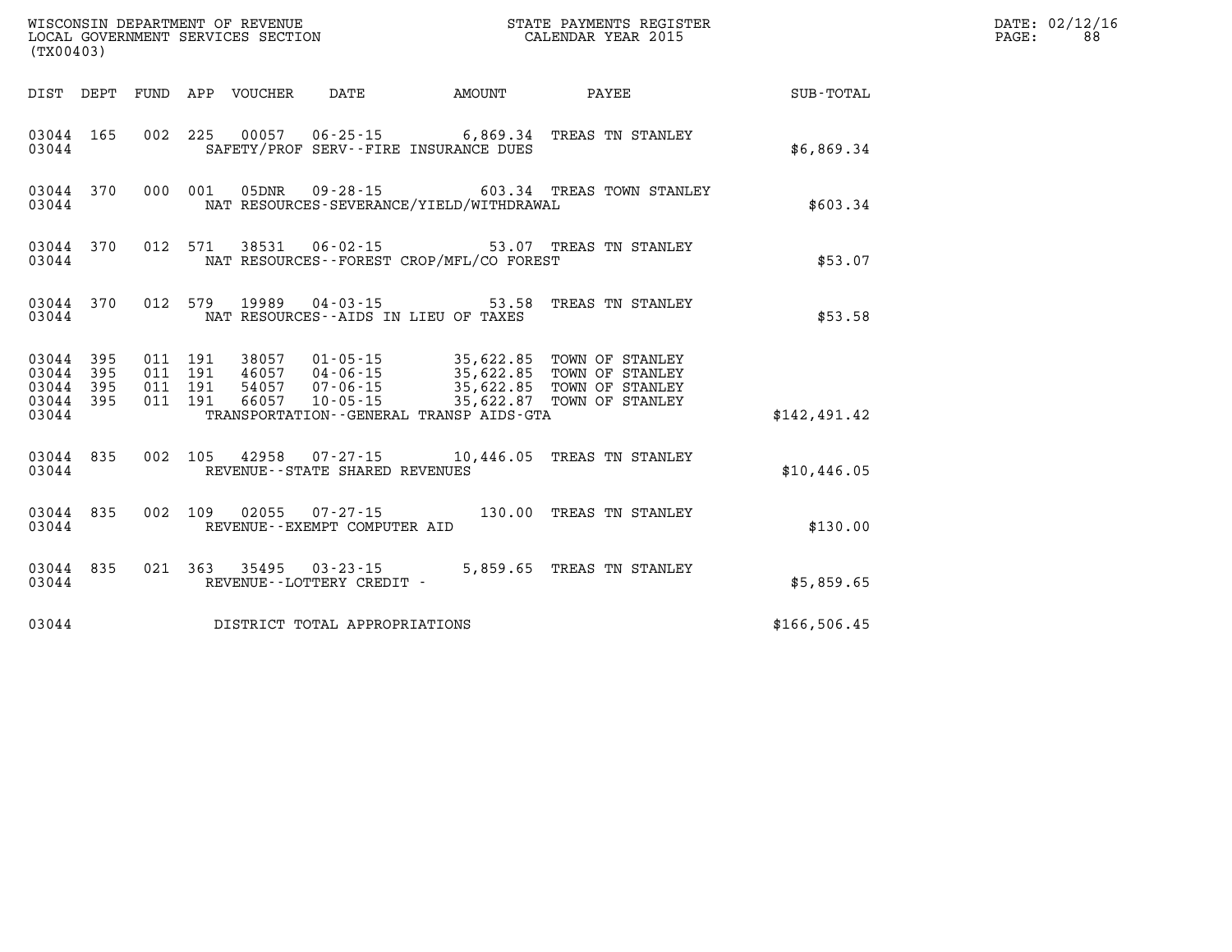WISCONSIN DEPARTMENT OF REVENUE
LOCAL GOVERNMENT SERVICES SECTION
(TX00403)

STATE PAYMENTS REGISTER
CALENDAR YEAR 2015

DATE: 02/12/16
PAGE: 88

| DIST | DEPT | FUND | APP | VOUCHER | DATE | AMOUNT | PAYEE | SUB-TOTAL |
|---|---|---|---|---|---|---|---|---|
| 03044 | 165 | 002 | 225 | 00057 | 06-25-15 | 6,869.34 | TREAS TN STANLEY | |
| 03044 | | | | SAFETY/PROF SERV--FIRE INSURANCE DUES | | | | $6,869.34 |
| 03044 | 370 | 000 | 001 | 05DNR | 09-28-15 | 603.34 | TREAS TOWN STANLEY | |
| 03044 | | | | NAT RESOURCES-SEVERANCE/YIELD/WITHDRAWAL | | | | $603.34 |
| 03044 | 370 | 012 | 571 | 38531 | 06-02-15 | 53.07 | TREAS TN STANLEY | |
| 03044 | | | | NAT RESOURCES--FOREST CROP/MFL/CO FOREST | | | | $53.07 |
| 03044 | 370 | 012 | 579 | 19989 | 04-03-15 | 53.58 | TREAS TN STANLEY | |
| 03044 | | | | NAT RESOURCES--AIDS IN LIEU OF TAXES | | | | $53.58 |
| 03044 | 395 | 011 | 191 | 38057 | 01-05-15 | 35,622.85 | TOWN OF STANLEY | |
| 03044 | 395 | 011 | 191 | 46057 | 04-06-15 | 35,622.85 | TOWN OF STANLEY | |
| 03044 | 395 | 011 | 191 | 54057 | 07-06-15 | 35,622.85 | TOWN OF STANLEY | |
| 03044 | 395 | 011 | 191 | 66057 | 10-05-15 | 35,622.87 | TOWN OF STANLEY | |
| 03044 | | | | TRANSPORTATION--GENERAL TRANSP AIDS-GTA | | | | $142,491.42 |
| 03044 | 835 | 002 | 105 | 42958 | 07-27-15 | 10,446.05 | TREAS TN STANLEY | |
| 03044 | | | | REVENUE--STATE SHARED REVENUES | | | | $10,446.05 |
| 03044 | 835 | 002 | 109 | 02055 | 07-27-15 | 130.00 | TREAS TN STANLEY | |
| 03044 | | | | REVENUE--EXEMPT COMPUTER AID | | | | $130.00 |
| 03044 | 835 | 021 | 363 | 35495 | 03-23-15 | 5,859.65 | TREAS TN STANLEY | |
| 03044 | | | | REVENUE--LOTTERY CREDIT - | | | | $5,859.65 |
| 03044 | | | | DISTRICT TOTAL APPROPRIATIONS | | | | $166,506.45 |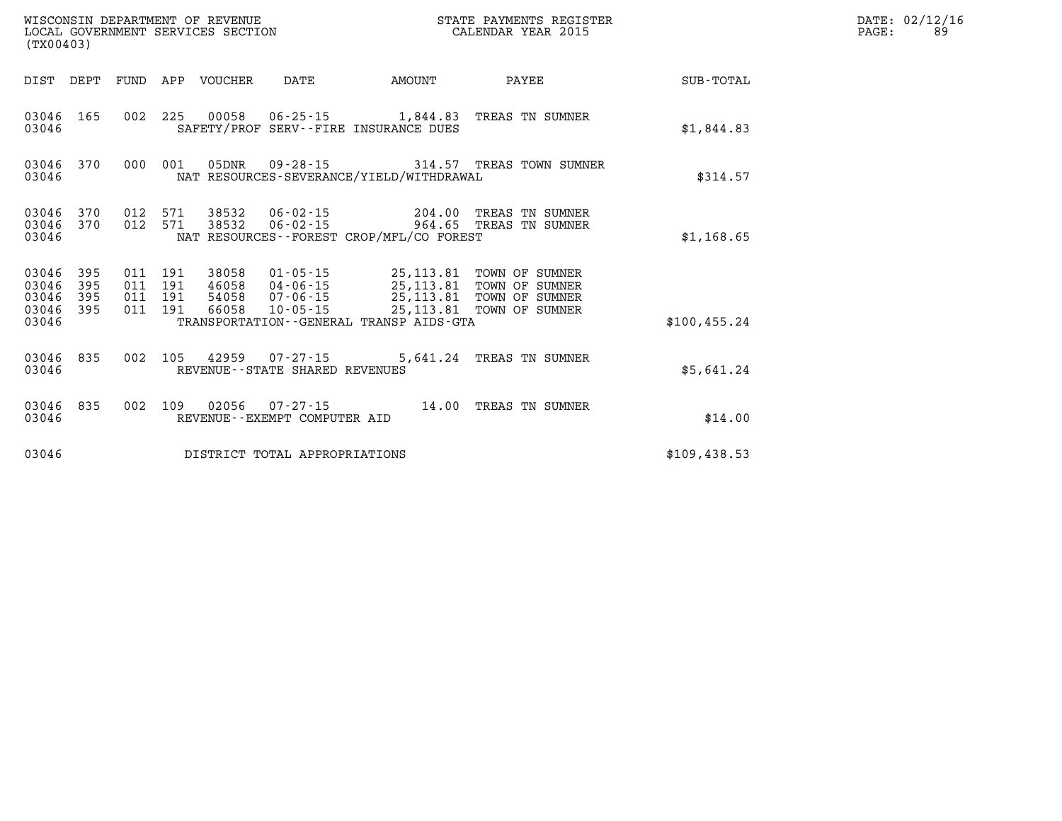WISCONSIN DEPARTMENT OF REVENUE
LOCAL GOVERNMENT SERVICES SECTION
(TX00403)

STATE PAYMENTS REGISTER
CALENDAR YEAR 2015

DATE: 02/12/16

| DIST | DEPT | FUND | APP | VOUCHER | DATE | AMOUNT | PAYEE | SUB-TOTAL |
|---|---|---|---|---|---|---|---|---|
| 03046 | 165 | 002 | 225 | 00058 | 06-25-15 | 1,844.83 | TREAS TN SUMNER | |
| 03046 | | | | SAFETY/PROF SERV--FIRE INSURANCE DUES | | | | $1,844.83 |
| 03046 | 370 | 000 | 001 | 05DNR | 09-28-15 | 314.57 | TREAS TOWN SUMNER | |
| 03046 | | | | NAT RESOURCES-SEVERANCE/YIELD/WITHDRAWAL | | | | $314.57 |
| 03046 | 370 | 012 | 571 | 38532 | 06-02-15 | 204.00 | TREAS TN SUMNER | |
| 03046 | 370 | 012 | 571 | 38532 | 06-02-15 | 964.65 | TREAS TN SUMNER | |
| 03046 | | | | NAT RESOURCES--FOREST CROP/MFL/CO FOREST | | | | $1,168.65 |
| 03046 | 395 | 011 | 191 | 38058 | 01-05-15 | 25,113.81 | TOWN OF SUMNER | |
| 03046 | 395 | 011 | 191 | 46058 | 04-06-15 | 25,113.81 | TOWN OF SUMNER | |
| 03046 | 395 | 011 | 191 | 54058 | 07-06-15 | 25,113.81 | TOWN OF SUMNER | |
| 03046 | 395 | 011 | 191 | 66058 | 10-05-15 | 25,113.81 | TOWN OF SUMNER | |
| 03046 | | | | TRANSPORTATION--GENERAL TRANSP AIDS-GTA | | | | $100,455.24 |
| 03046 | 835 | 002 | 105 | 42959 | 07-27-15 | 5,641.24 | TREAS TN SUMNER | |
| 03046 | | | | REVENUE--STATE SHARED REVENUES | | | | $5,641.24 |
| 03046 | 835 | 002 | 109 | 02056 | 07-27-15 | 14.00 | TREAS TN SUMNER | |
| 03046 | | | | REVENUE--EXEMPT COMPUTER AID | | | | $14.00 |
| 03046 | | | | DISTRICT TOTAL APPROPRIATIONS | | | | $109,438.53 |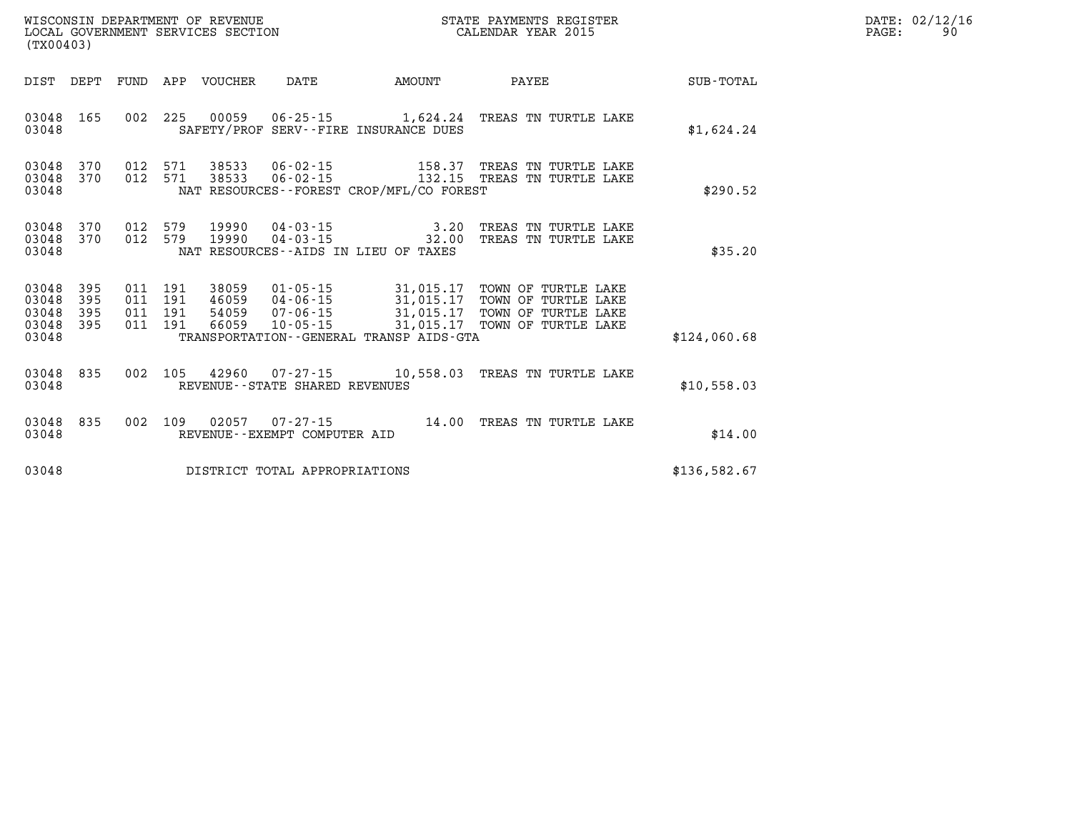WISCONSIN DEPARTMENT OF REVENUE
LOCAL GOVERNMENT SERVICES SECTION
(TX00403)

STATE PAYMENTS REGISTER
CALENDAR YEAR 2015

DATE: 02/12/16
PAGE: 90

| DIST | DEPT | FUND | APP | VOUCHER | DATE | AMOUNT | PAYEE | SUB-TOTAL |
|---|---|---|---|---|---|---|---|---|
| 03048 | 165 | 002 | 225 | 00059 | 06-25-15 | 1,624.24 | TREAS TN TURTLE LAKE | |
| 03048 | | | | SAFETY/PROF SERV--FIRE INSURANCE DUES | | | | $1,624.24 |
| 03048 | 370 | 012 | 571 | 38533 | 06-02-15 | 158.37 | TREAS TN TURTLE LAKE | |
| 03048 | 370 | 012 | 571 | 38533 | 06-02-15 | 132.15 | TREAS TN TURTLE LAKE | |
| 03048 | | | | NAT RESOURCES--FOREST CROP/MFL/CO FOREST | | | | $290.52 |
| 03048 | 370 | 012 | 579 | 19990 | 04-03-15 | 3.20 | TREAS TN TURTLE LAKE | |
| 03048 | 370 | 012 | 579 | 19990 | 04-03-15 | 32.00 | TREAS TN TURTLE LAKE | |
| 03048 | | | | NAT RESOURCES--AIDS IN LIEU OF TAXES | | | | $35.20 |
| 03048 | 395 | 011 | 191 | 38059 | 01-05-15 | 31,015.17 | TOWN OF TURTLE LAKE | |
| 03048 | 395 | 011 | 191 | 46059 | 04-06-15 | 31,015.17 | TOWN OF TURTLE LAKE | |
| 03048 | 395 | 011 | 191 | 54059 | 07-06-15 | 31,015.17 | TOWN OF TURTLE LAKE | |
| 03048 | 395 | 011 | 191 | 66059 | 10-05-15 | 31,015.17 | TOWN OF TURTLE LAKE | |
| 03048 | | | | TRANSPORTATION--GENERAL TRANSP AIDS-GTA | | | | $124,060.68 |
| 03048 | 835 | 002 | 105 | 42960 | 07-27-15 | 10,558.03 | TREAS TN TURTLE LAKE | |
| 03048 | | | | REVENUE--STATE SHARED REVENUES | | | | $10,558.03 |
| 03048 | 835 | 002 | 109 | 02057 | 07-27-15 | 14.00 | TREAS TN TURTLE LAKE | |
| 03048 | | | | REVENUE--EXEMPT COMPUTER AID | | | | $14.00 |
| 03048 | | | | DISTRICT TOTAL APPROPRIATIONS | | | | $136,582.67 |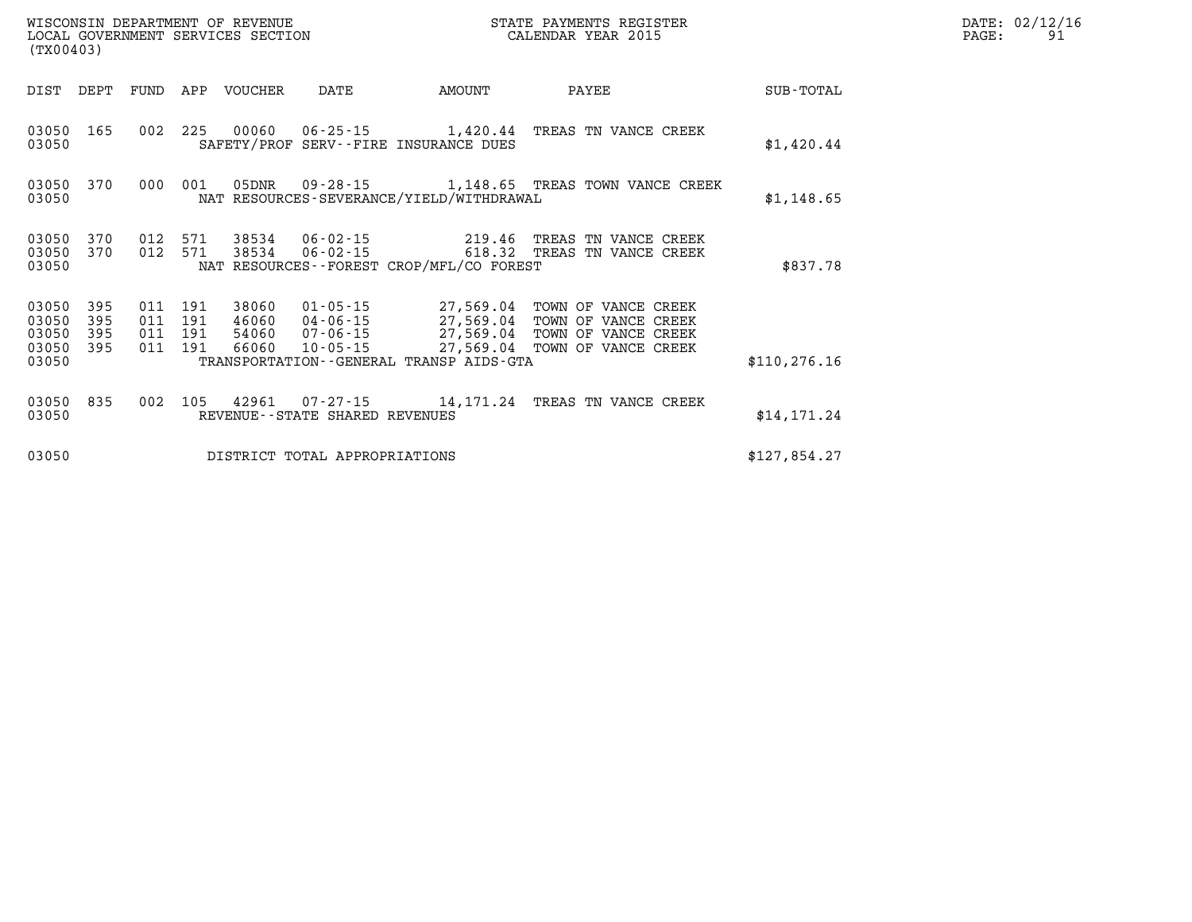WISCONSIN DEPARTMENT OF REVENUE
LOCAL GOVERNMENT SERVICES SECTION
(TX00403)

STATE PAYMENTS REGISTER
CALENDAR YEAR 2015

DATE: 02/12/16
PAGE: 91

| DIST | DEPT | FUND | APP | VOUCHER | DATE | AMOUNT | PAYEE | SUB-TOTAL |
|---|---|---|---|---|---|---|---|---|
| 03050 | 165 | 002 | 225 | 00060 | 06-25-15 | 1,420.44 | TREAS TN VANCE CREEK | |
| 03050 | | | | SAFETY/PROF SERV--FIRE INSURANCE DUES | | | | $1,420.44 |
| 03050 | 370 | 000 | 001 | 05DNR | 09-28-15 | 1,148.65 | TREAS TOWN VANCE CREEK | |
| 03050 | | | | NAT RESOURCES-SEVERANCE/YIELD/WITHDRAWAL | | | | $1,148.65 |
| 03050 | 370 | 012 | 571 | 38534 | 06-02-15 | 219.46 | TREAS TN VANCE CREEK | |
| 03050 | 370 | 012 | 571 | 38534 | 06-02-15 | 618.32 | TREAS TN VANCE CREEK | |
| 03050 | | | | NAT RESOURCES--FOREST CROP/MFL/CO FOREST | | | | $837.78 |
| 03050 | 395 | 011 | 191 | 38060 | 01-05-15 | 27,569.04 | TOWN OF VANCE CREEK | |
| 03050 | 395 | 011 | 191 | 46060 | 04-06-15 | 27,569.04 | TOWN OF VANCE CREEK | |
| 03050 | 395 | 011 | 191 | 54060 | 07-06-15 | 27,569.04 | TOWN OF VANCE CREEK | |
| 03050 | 395 | 011 | 191 | 66060 | 10-05-15 | 27,569.04 | TOWN OF VANCE CREEK | |
| 03050 | | | | TRANSPORTATION--GENERAL TRANSP AIDS-GTA | | | | $110,276.16 |
| 03050 | 835 | 002 | 105 | 42961 | 07-27-15 | 14,171.24 | TREAS TN VANCE CREEK | |
| 03050 | | | | REVENUE--STATE SHARED REVENUES | | | | $14,171.24 |
| 03050 | | | | DISTRICT TOTAL APPROPRIATIONS | | | | $127,854.27 |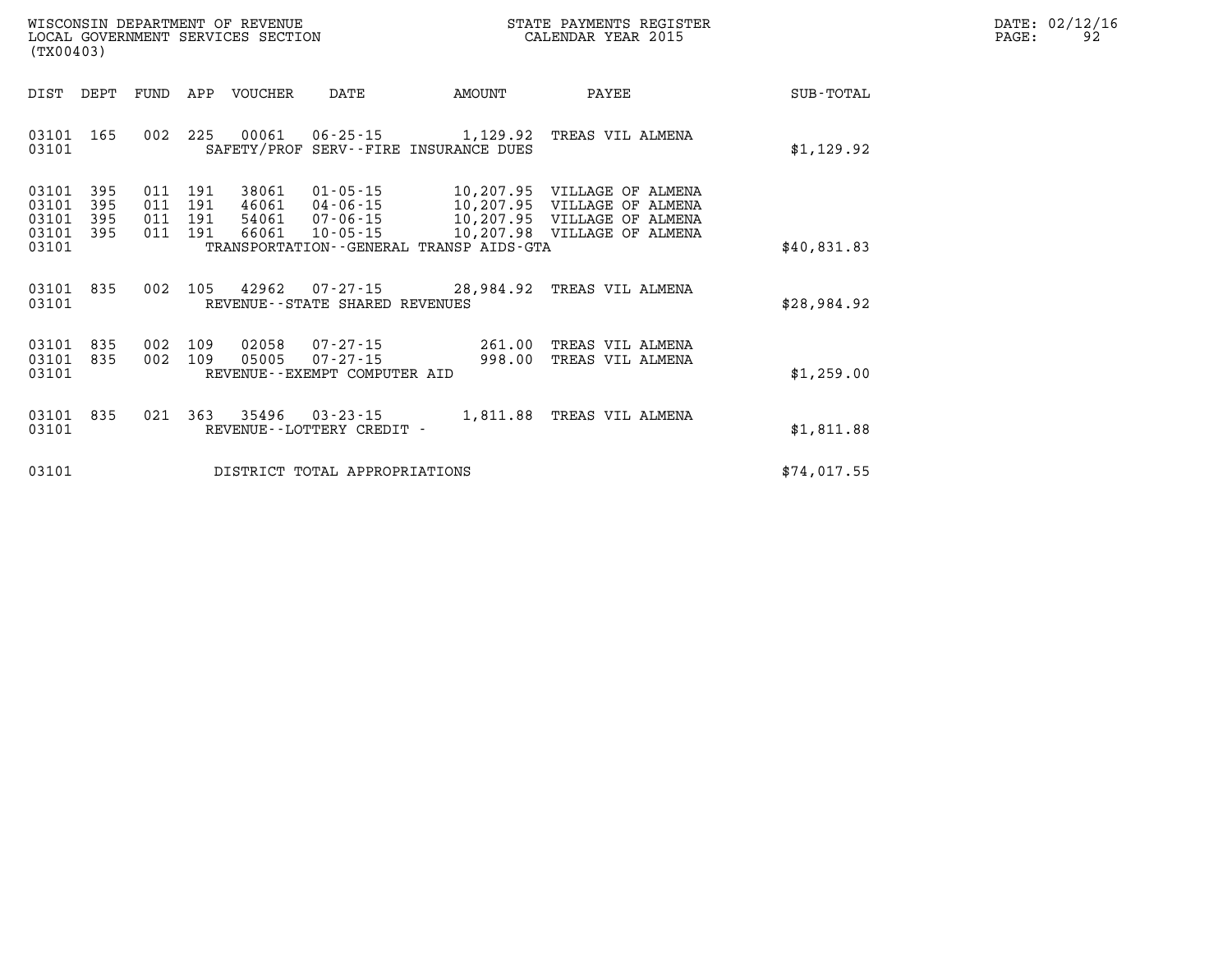WISCONSIN DEPARTMENT OF REVENUE
LOCAL GOVERNMENT SERVICES SECTION
(TX00403)

STATE PAYMENTS REGISTER
CALENDAR YEAR 2015

DATE: 02/12/16

| DIST | DEPT | FUND | APP | VOUCHER | DATE | AMOUNT | PAYEE | SUB-TOTAL |
|---|---|---|---|---|---|---|---|---|
| 03101 | 165 | 002 | 225 | 00061 | 06-25-15 | 1,129.92 | TREAS VIL ALMENA | |
| 03101 | | | | SAFETY/PROF SERV--FIRE INSURANCE DUES | | | | $1,129.92 |
| 03101 | 395 | 011 | 191 | 38061 | 01-05-15 | 10,207.95 | VILLAGE OF ALMENA | |
| 03101 | 395 | 011 | 191 | 46061 | 04-06-15 | 10,207.95 | VILLAGE OF ALMENA | |
| 03101 | 395 | 011 | 191 | 54061 | 07-06-15 | 10,207.95 | VILLAGE OF ALMENA | |
| 03101 | 395 | 011 | 191 | 66061 | 10-05-15 | 10,207.98 | VILLAGE OF ALMENA | |
| 03101 | | | | TRANSPORTATION--GENERAL TRANSP AIDS-GTA | | | | $40,831.83 |
| 03101 | 835 | 002 | 105 | 42962 | 07-27-15 | 28,984.92 | TREAS VIL ALMENA | |
| 03101 | | | | REVENUE--STATE SHARED REVENUES | | | | $28,984.92 |
| 03101 | 835 | 002 | 109 | 02058 | 07-27-15 | 261.00 | TREAS VIL ALMENA | |
| 03101 | 835 | 002 | 109 | 05005 | 07-27-15 | 998.00 | TREAS VIL ALMENA | |
| 03101 | | | | REVENUE--EXEMPT COMPUTER AID | | | | $1,259.00 |
| 03101 | 835 | 021 | 363 | 35496 | 03-23-15 | 1,811.88 | TREAS VIL ALMENA | |
| 03101 | | | | REVENUE--LOTTERY CREDIT - | | | | $1,811.88 |
| 03101 | | | | DISTRICT TOTAL APPROPRIATIONS | | | | $74,017.55 |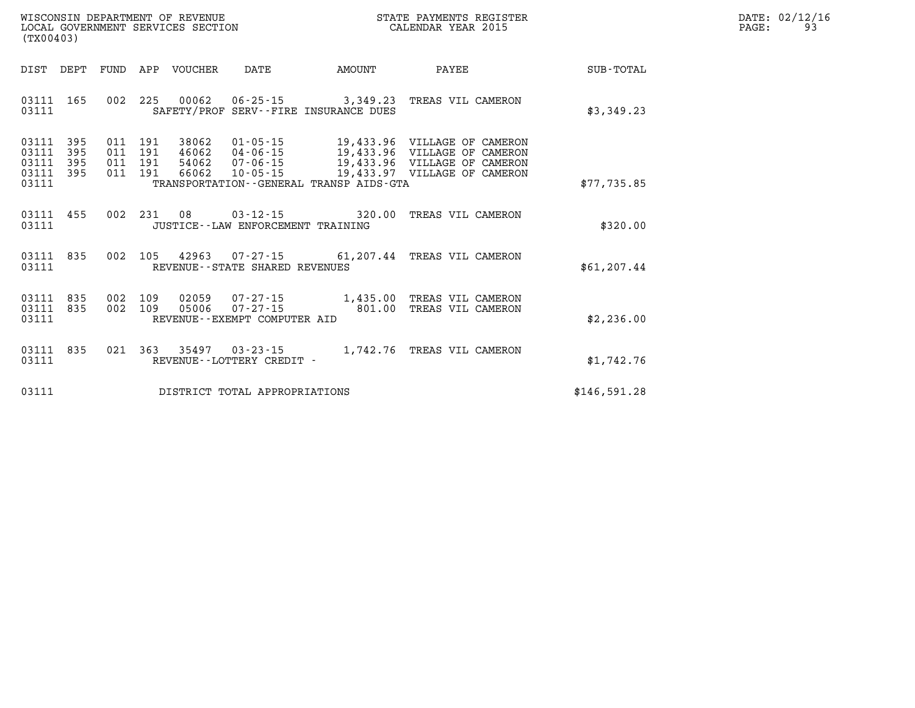WISCONSIN DEPARTMENT OF REVENUE
LOCAL GOVERNMENT SERVICES SECTION
(TX00403)

STATE PAYMENTS REGISTER
CALENDAR YEAR 2015

DATE: 02/12/16

| DIST | DEPT | FUND | APP | VOUCHER | DATE | AMOUNT | PAYEE | SUB-TOTAL |
|---|---|---|---|---|---|---|---|---|
| 03111 | 165 | 002 | 225 | 00062 | 06-25-15 | 3,349.23 | TREAS VIL CAMERON | |
| 03111 | | | | SAFETY/PROF SERV--FIRE INSURANCE DUES | | | | $3,349.23 |
| 03111 | 395 | 011 | 191 | 38062 | 01-05-15 | 19,433.96 | VILLAGE OF CAMERON | |
| 03111 | 395 | 011 | 191 | 46062 | 04-06-15 | 19,433.96 | VILLAGE OF CAMERON | |
| 03111 | 395 | 011 | 191 | 54062 | 07-06-15 | 19,433.96 | VILLAGE OF CAMERON | |
| 03111 | 395 | 011 | 191 | 66062 | 10-05-15 | 19,433.97 | VILLAGE OF CAMERON | |
| 03111 | | | | TRANSPORTATION--GENERAL TRANSP AIDS-GTA | | | | $77,735.85 |
| 03111 | 455 | 002 | 231 | 08 | 03-12-15 | 320.00 | TREAS VIL CAMERON | |
| 03111 | | | | JUSTICE--LAW ENFORCEMENT TRAINING | | | | $320.00 |
| 03111 | 835 | 002 | 105 | 42963 | 07-27-15 | 61,207.44 | TREAS VIL CAMERON | |
| 03111 | | | | REVENUE--STATE SHARED REVENUES | | | | $61,207.44 |
| 03111 | 835 | 002 | 109 | 02059 | 07-27-15 | 1,435.00 | TREAS VIL CAMERON | |
| 03111 | 835 | 002 | 109 | 05006 | 07-27-15 | 801.00 | TREAS VIL CAMERON | |
| 03111 | | | | REVENUE--EXEMPT COMPUTER AID | | | | $2,236.00 |
| 03111 | 835 | 021 | 363 | 35497 | 03-23-15 | 1,742.76 | TREAS VIL CAMERON | |
| 03111 | | | | REVENUE--LOTTERY CREDIT - | | | | $1,742.76 |
| 03111 | | | | DISTRICT TOTAL APPROPRIATIONS | | | | $146,591.28 |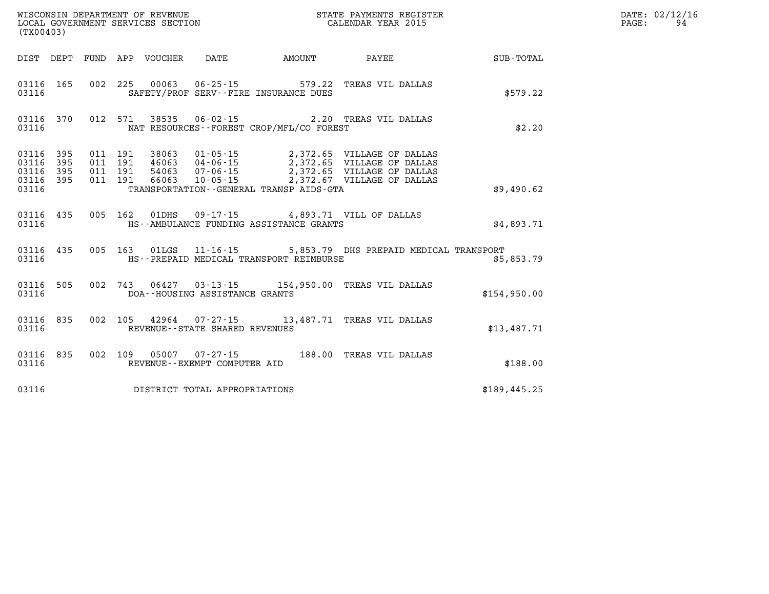WISCONSIN DEPARTMENT OF REVENUE
LOCAL GOVERNMENT SERVICES SECTION
(TX00403)

STATE PAYMENTS REGISTER
CALENDAR YEAR 2015

DATE: 02/12/16

| DIST | DEPT | FUND | APP | VOUCHER | DATE | AMOUNT | PAYEE | SUB-TOTAL |
|---|---|---|---|---|---|---|---|---|
| 03116 | 165 | 002 | 225 | 00063 | 06-25-15 | 579.22 | TREAS VIL DALLAS | |
| 03116 | | | | | SAFETY/PROF SERV--FIRE INSURANCE DUES | | | $579.22 |
| 03116 | 370 | 012 | 571 | 38535 | 06-02-15 | 2.20 | TREAS VIL DALLAS | |
| 03116 | | | | | NAT RESOURCES--FOREST CROP/MFL/CO FOREST | | | $2.20 |
| 03116 | 395 | 011 | 191 | 38063 | 01-05-15 | 2,372.65 | VILLAGE OF DALLAS | |
| 03116 | 395 | 011 | 191 | 46063 | 04-06-15 | 2,372.65 | VILLAGE OF DALLAS | |
| 03116 | 395 | 011 | 191 | 54063 | 07-06-15 | 2,372.65 | VILLAGE OF DALLAS | |
| 03116 | 395 | 011 | 191 | 66063 | 10-05-15 | 2,372.67 | VILLAGE OF DALLAS | |
| 03116 | | | | | TRANSPORTATION--GENERAL TRANSP AIDS-GTA | | | $9,490.62 |
| 03116 | 435 | 005 | 162 | 01DHS | 09-17-15 | 4,893.71 | VILL OF DALLAS | |
| 03116 | | | | | HS--AMBULANCE FUNDING ASSISTANCE GRANTS | | | $4,893.71 |
| 03116 | 435 | 005 | 163 | 01LGS | 11-16-15 | 5,853.79 | DHS PREPAID MEDICAL TRANSPORT | |
| 03116 | | | | | HS--PREPAID MEDICAL TRANSPORT REIMBURSE | | | $5,853.79 |
| 03116 | 505 | 002 | 743 | 06427 | 03-13-15 | 154,950.00 | TREAS VIL DALLAS | |
| 03116 | | | | | DOA--HOUSING ASSISTANCE GRANTS | | | $154,950.00 |
| 03116 | 835 | 002 | 105 | 42964 | 07-27-15 | 13,487.71 | TREAS VIL DALLAS | |
| 03116 | | | | | REVENUE--STATE SHARED REVENUES | | | $13,487.71 |
| 03116 | 835 | 002 | 109 | 05007 | 07-27-15 | 188.00 | TREAS VIL DALLAS | |
| 03116 | | | | | REVENUE--EXEMPT COMPUTER AID | | | $188.00 |
| 03116 | | | | | DISTRICT TOTAL APPROPRIATIONS | | | $189,445.25 |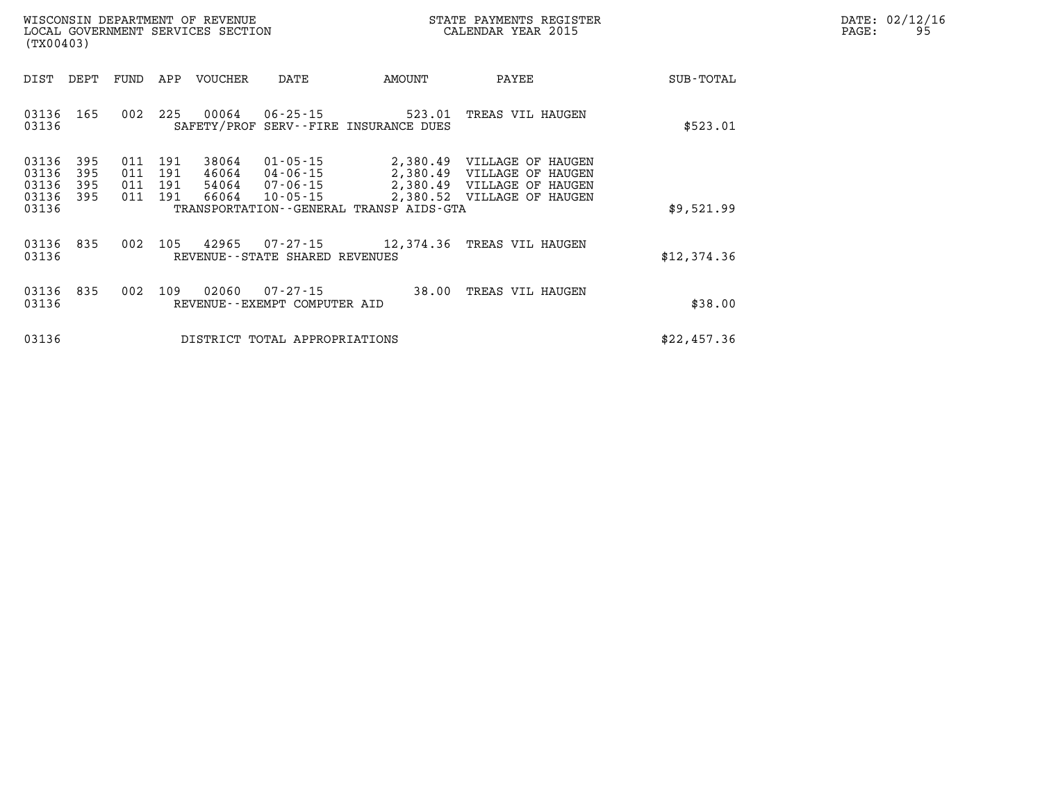WISCONSIN DEPARTMENT OF REVENUE
LOCAL GOVERNMENT SERVICES SECTION
(TX00403)

STATE PAYMENTS REGISTER
CALENDAR YEAR 2015

DATE: 02/12/16

| DIST | DEPT | FUND | APP | VOUCHER | DATE | AMOUNT | PAYEE | SUB-TOTAL |
|---|---|---|---|---|---|---|---|---|
| 03136 | 165 | 002 | 225 | 00064 | 06-25-15 | 523.01 | TREAS VIL HAUGEN | |
| 03136 | | | | SAFETY/PROF SERV--FIRE INSURANCE DUES | | | | $523.01 |
| 03136 | 395 | 011 | 191 | 38064 | 01-05-15 | 2,380.49 | VILLAGE OF HAUGEN | |
| 03136 | 395 | 011 | 191 | 46064 | 04-06-15 | 2,380.49 | VILLAGE OF HAUGEN | |
| 03136 | 395 | 011 | 191 | 54064 | 07-06-15 | 2,380.49 | VILLAGE OF HAUGEN | |
| 03136 | 395 | 011 | 191 | 66064 | 10-05-15 | 2,380.52 | VILLAGE OF HAUGEN | |
| 03136 | | | | TRANSPORTATION--GENERAL TRANSP AIDS-GTA | | | | $9,521.99 |
| 03136 | 835 | 002 | 105 | 42965 | 07-27-15 | 12,374.36 | TREAS VIL HAUGEN | |
| 03136 | | | | REVENUE--STATE SHARED REVENUES | | | | $12,374.36 |
| 03136 | 835 | 002 | 109 | 02060 | 07-27-15 | 38.00 | TREAS VIL HAUGEN | |
| 03136 | | | | REVENUE--EXEMPT COMPUTER AID | | | | $38.00 |
| 03136 | | | | DISTRICT TOTAL APPROPRIATIONS | | | | $22,457.36 |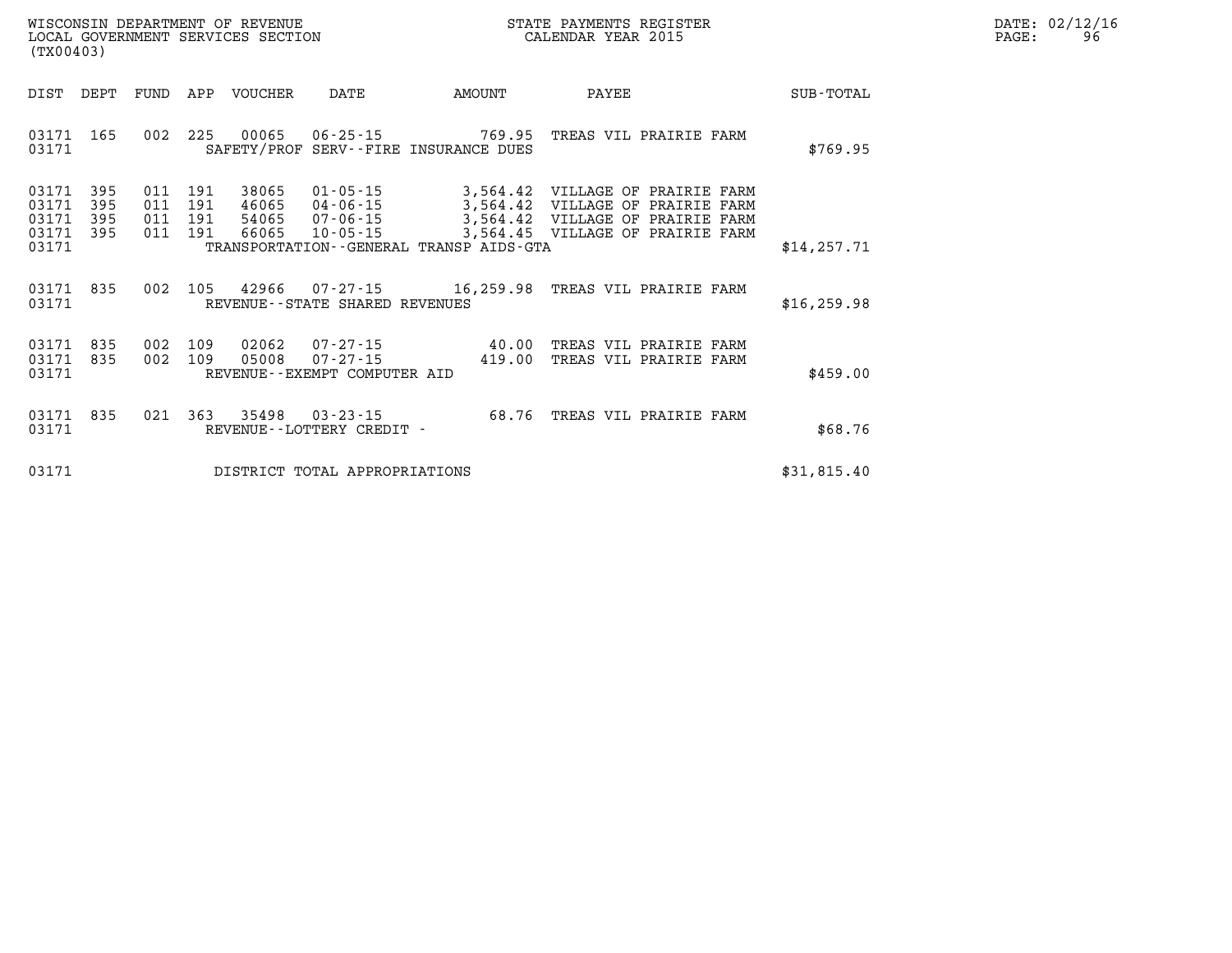WISCONSIN DEPARTMENT OF REVENUE
LOCAL GOVERNMENT SERVICES SECTION
(TX00403)

STATE PAYMENTS REGISTER
CALENDAR YEAR 2015

DATE: 02/12/16

| DIST | DEPT | FUND | APP | VOUCHER | DATE | AMOUNT | PAYEE | SUB-TOTAL |
|---|---|---|---|---|---|---|---|---|
| 03171 | 165 | 002 | 225 | 00065 | 06-25-15 | 769.95 | TREAS VIL PRAIRIE FARM | |
| 03171 | | | | | SAFETY/PROF SERV--FIRE INSURANCE DUES | | | $769.95 |
| 03171 | 395 | 011 | 191 | 38065 | 01-05-15 | 3,564.42 | VILLAGE OF PRAIRIE FARM | |
| 03171 | 395 | 011 | 191 | 46065 | 04-06-15 | 3,564.42 | VILLAGE OF PRAIRIE FARM | |
| 03171 | 395 | 011 | 191 | 54065 | 07-06-15 | 3,564.42 | VILLAGE OF PRAIRIE FARM | |
| 03171 | 395 | 011 | 191 | 66065 | 10-05-15 | 3,564.45 | VILLAGE OF PRAIRIE FARM | |
| 03171 | | | | | TRANSPORTATION--GENERAL TRANSP AIDS-GTA | | | $14,257.71 |
| 03171 | 835 | 002 | 105 | 42966 | 07-27-15 | 16,259.98 | TREAS VIL PRAIRIE FARM | |
| 03171 | | | | | REVENUE--STATE SHARED REVENUES | | | $16,259.98 |
| 03171 | 835 | 002 | 109 | 02062 | 07-27-15 | 40.00 | TREAS VIL PRAIRIE FARM | |
| 03171 | 835 | 002 | 109 | 05008 | 07-27-15 | 419.00 | TREAS VIL PRAIRIE FARM | |
| 03171 | | | | | REVENUE--EXEMPT COMPUTER AID | | | $459.00 |
| 03171 | 835 | 021 | 363 | 35498 | 03-23-15 | 68.76 | TREAS VIL PRAIRIE FARM | |
| 03171 | | | | | REVENUE--LOTTERY CREDIT - | | | $68.76 |
| 03171 | | | | | DISTRICT TOTAL APPROPRIATIONS | | | $31,815.40 |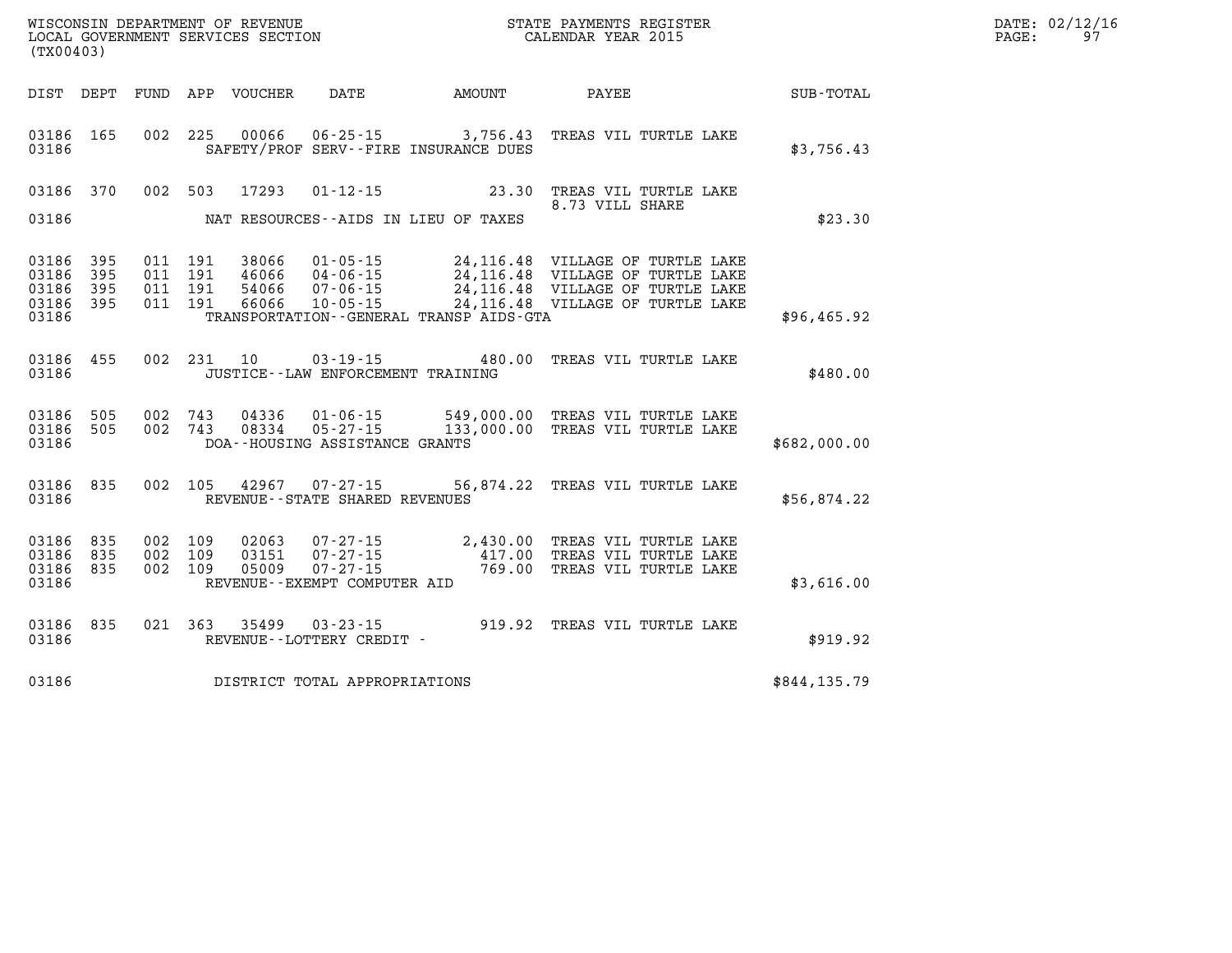WISCONSIN DEPARTMENT OF REVENUE
LOCAL GOVERNMENT SERVICES SECTION
(TX00403)

STATE PAYMENTS REGISTER
CALENDAR YEAR 2015

DATE: 02/12/16
PAGE: 97

| DIST | DEPT | FUND | APP | VOUCHER | DATE | AMOUNT | PAYEE | SUB-TOTAL |
|---|---|---|---|---|---|---|---|---|
| 03186 | 165 | 002 | 225 | 00066 | 06-25-15 | 3,756.43 | TREAS VIL TURTLE LAKE | |
| 03186 | | | | | SAFETY/PROF SERV--FIRE INSURANCE DUES | | | $3,756.43 |
| 03186 | 370 | 002 | 503 | 17293 | 01-12-15 | 23.30 | TREAS VIL TURTLE LAKE 8.73 VILL SHARE | |
| 03186 | | | | | NAT RESOURCES--AIDS IN LIEU OF TAXES | | | $23.30 |
| 03186 | 395 | 011 | 191 | 38066 | 01-05-15 | 24,116.48 | VILLAGE OF TURTLE LAKE | |
| 03186 | 395 | 011 | 191 | 46066 | 04-06-15 | 24,116.48 | VILLAGE OF TURTLE LAKE | |
| 03186 | 395 | 011 | 191 | 54066 | 07-06-15 | 24,116.48 | VILLAGE OF TURTLE LAKE | |
| 03186 | 395 | 011 | 191 | 66066 | 10-05-15 | 24,116.48 | VILLAGE OF TURTLE LAKE | |
| 03186 | | | | | TRANSPORTATION--GENERAL TRANSP AIDS-GTA | | | $96,465.92 |
| 03186 | 455 | 002 | 231 | 10 | 03-19-15 | 480.00 | TREAS VIL TURTLE LAKE | |
| 03186 | | | | | JUSTICE--LAW ENFORCEMENT TRAINING | | | $480.00 |
| 03186 | 505 | 002 | 743 | 04336 | 01-06-15 | 549,000.00 | TREAS VIL TURTLE LAKE | |
| 03186 | 505 | 002 | 743 | 08334 | 05-27-15 | 133,000.00 | TREAS VIL TURTLE LAKE | |
| 03186 | | | | | DOA--HOUSING ASSISTANCE GRANTS | | | $682,000.00 |
| 03186 | 835 | 002 | 105 | 42967 | 07-27-15 | 56,874.22 | TREAS VIL TURTLE LAKE | |
| 03186 | | | | | REVENUE--STATE SHARED REVENUES | | | $56,874.22 |
| 03186 | 835 | 002 | 109 | 02063 | 07-27-15 | 2,430.00 | TREAS VIL TURTLE LAKE | |
| 03186 | 835 | 002 | 109 | 03151 | 07-27-15 | 417.00 | TREAS VIL TURTLE LAKE | |
| 03186 | 835 | 002 | 109 | 05009 | 07-27-15 | 769.00 | TREAS VIL TURTLE LAKE | |
| 03186 | | | | | REVENUE--EXEMPT COMPUTER AID | | | $3,616.00 |
| 03186 | 835 | 021 | 363 | 35499 | 03-23-15 | 919.92 | TREAS VIL TURTLE LAKE | |
| 03186 | | | | | REVENUE--LOTTERY CREDIT - | | | $919.92 |
| 03186 | | | | | DISTRICT TOTAL APPROPRIATIONS | | | $844,135.79 |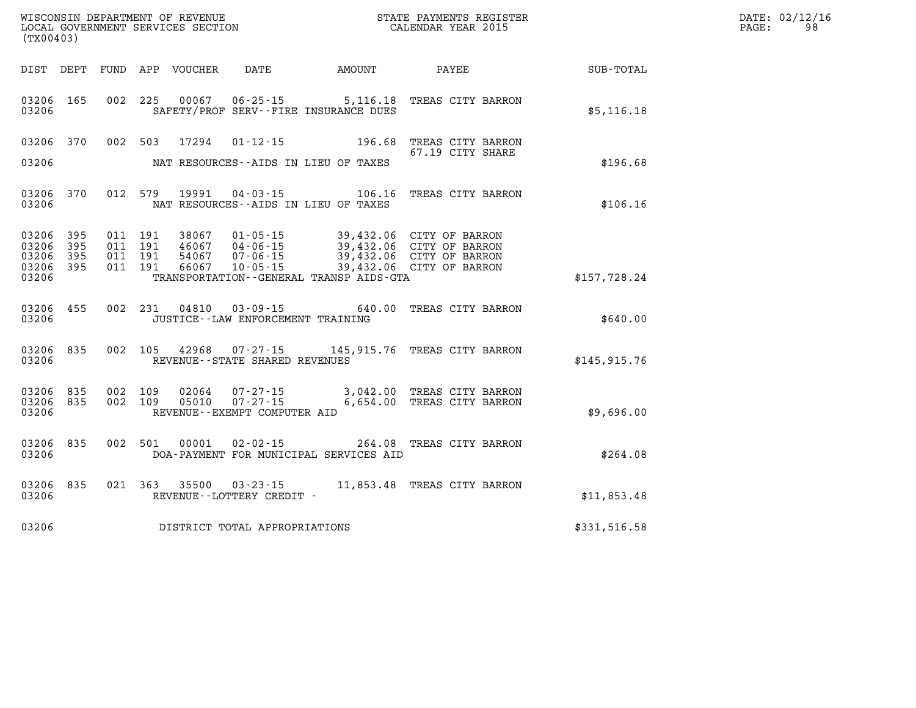WISCONSIN DEPARTMENT OF REVENUE
LOCAL GOVERNMENT SERVICES SECTION
(TX00403)

STATE PAYMENTS REGISTER
CALENDAR YEAR 2015

DATE: 02/12/16
PAGE: 98

| DIST | DEPT | FUND | APP | VOUCHER | DATE | AMOUNT | PAYEE | SUB-TOTAL |
|---|---|---|---|---|---|---|---|---|
| 03206 | 165 | 002 | 225 | 00067 | 06-25-15 | 5,116.18 | TREAS CITY BARRON | |
| 03206 | | | | | SAFETY/PROF SERV--FIRE INSURANCE DUES | | | $5,116.18 |
| 03206 | 370 | 002 | 503 | 17294 | 01-12-15 | 196.68 | TREAS CITY BARRON | |
| | | | | | | | 67.19 CITY SHARE | |
| 03206 | | | | | NAT RESOURCES--AIDS IN LIEU OF TAXES | | | $196.68 |
| 03206 | 370 | 012 | 579 | 19991 | 04-03-15 | 106.16 | TREAS CITY BARRON | |
| 03206 | | | | | NAT RESOURCES--AIDS IN LIEU OF TAXES | | | $106.16 |
| 03206 | 395 | 011 | 191 | 38067 | 01-05-15 | 39,432.06 | CITY OF BARRON | |
| 03206 | 395 | 011 | 191 | 46067 | 04-06-15 | 39,432.06 | CITY OF BARRON | |
| 03206 | 395 | 011 | 191 | 54067 | 07-06-15 | 39,432.06 | CITY OF BARRON | |
| 03206 | 395 | 011 | 191 | 66067 | 10-05-15 | 39,432.06 | CITY OF BARRON | |
| 03206 | | | | | TRANSPORTATION--GENERAL TRANSP AIDS-GTA | | | $157,728.24 |
| 03206 | 455 | 002 | 231 | 04810 | 03-09-15 | 640.00 | TREAS CITY BARRON | |
| 03206 | | | | | JUSTICE--LAW ENFORCEMENT TRAINING | | | $640.00 |
| 03206 | 835 | 002 | 105 | 42968 | 07-27-15 | 145,915.76 | TREAS CITY BARRON | |
| 03206 | | | | | REVENUE--STATE SHARED REVENUES | | | $145,915.76 |
| 03206 | 835 | 002 | 109 | 02064 | 07-27-15 | 3,042.00 | TREAS CITY BARRON | |
| 03206 | 835 | 002 | 109 | 05010 | 07-27-15 | 6,654.00 | TREAS CITY BARRON | |
| 03206 | | | | | REVENUE--EXEMPT COMPUTER AID | | | $9,696.00 |
| 03206 | 835 | 002 | 501 | 00001 | 02-02-15 | 264.08 | TREAS CITY BARRON | |
| 03206 | | | | | DOA-PAYMENT FOR MUNICIPAL SERVICES AID | | | $264.08 |
| 03206 | 835 | 021 | 363 | 35500 | 03-23-15 | 11,853.48 | TREAS CITY BARRON | |
| 03206 | | | | | REVENUE--LOTTERY CREDIT - | | | $11,853.48 |
| 03206 | | | | | DISTRICT TOTAL APPROPRIATIONS | | | $331,516.58 |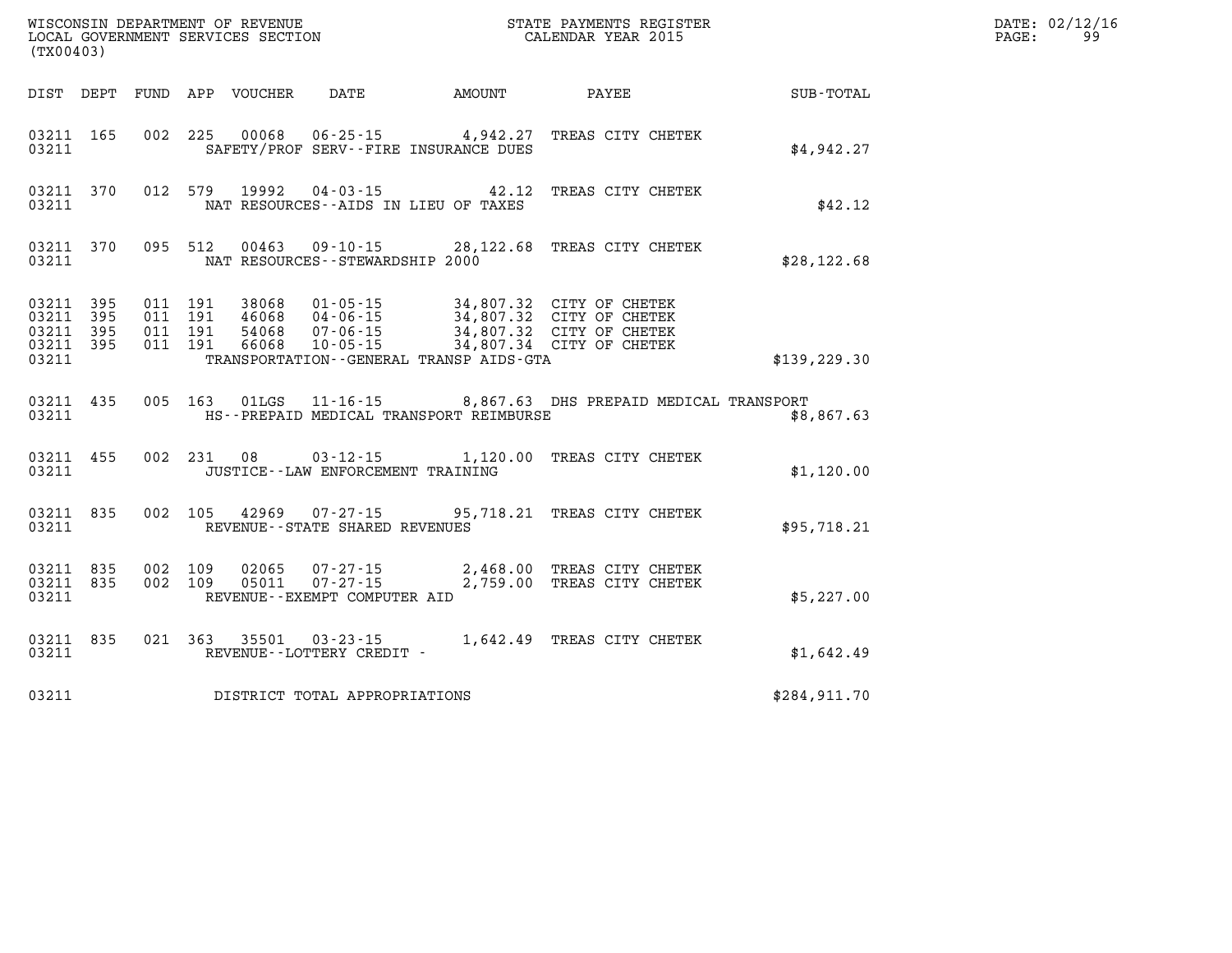WISCONSIN DEPARTMENT OF REVENUE
LOCAL GOVERNMENT SERVICES SECTION
(TX00403)

STATE PAYMENTS REGISTER
CALENDAR YEAR 2015

DATE: 02/12/16
PAGE: 99

| DIST | DEPT | FUND | APP | VOUCHER | DATE | AMOUNT | PAYEE | SUB-TOTAL |
|---|---|---|---|---|---|---|---|---|
| 03211 | 165 | 002 | 225 | 00068 | 06-25-15 | 4,942.27 | TREAS CITY CHETEK | |
| 03211 | | | | SAFETY/PROF SERV--FIRE INSURANCE DUES | | | | $4,942.27 |
| 03211 | 370 | 012 | 579 | 19992 | 04-03-15 | 42.12 | TREAS CITY CHETEK | |
| 03211 | | | | NAT RESOURCES--AIDS IN LIEU OF TAXES | | | | $42.12 |
| 03211 | 370 | 095 | 512 | 00463 | 09-10-15 | 28,122.68 | TREAS CITY CHETEK | |
| 03211 | | | | NAT RESOURCES--STEWARDSHIP 2000 | | | | $28,122.68 |
| 03211 | 395 | 011 | 191 | 38068 | 01-05-15 | 34,807.32 | CITY OF CHETEK | |
| 03211 | 395 | 011 | 191 | 46068 | 04-06-15 | 34,807.32 | CITY OF CHETEK | |
| 03211 | 395 | 011 | 191 | 54068 | 07-06-15 | 34,807.32 | CITY OF CHETEK | |
| 03211 | 395 | 011 | 191 | 66068 | 10-05-15 | 34,807.34 | CITY OF CHETEK | |
| 03211 | | | | TRANSPORTATION--GENERAL TRANSP AIDS-GTA | | | | $139,229.30 |
| 03211 | 435 | 005 | 163 | 01LGS | 11-16-15 | 8,867.63 | DHS PREPAID MEDICAL TRANSPORT | |
| 03211 | | | | HS--PREPAID MEDICAL TRANSPORT REIMBURSE | | | | $8,867.63 |
| 03211 | 455 | 002 | 231 | 08 | 03-12-15 | 1,120.00 | TREAS CITY CHETEK | |
| 03211 | | | | JUSTICE--LAW ENFORCEMENT TRAINING | | | | $1,120.00 |
| 03211 | 835 | 002 | 105 | 42969 | 07-27-15 | 95,718.21 | TREAS CITY CHETEK | |
| 03211 | | | | REVENUE--STATE SHARED REVENUES | | | | $95,718.21 |
| 03211 | 835 | 002 | 109 | 02065 | 07-27-15 | 2,468.00 | TREAS CITY CHETEK | |
| 03211 | 835 | 002 | 109 | 05011 | 07-27-15 | 2,759.00 | TREAS CITY CHETEK | |
| 03211 | | | | REVENUE--EXEMPT COMPUTER AID | | | | $5,227.00 |
| 03211 | 835 | 021 | 363 | 35501 | 03-23-15 | 1,642.49 | TREAS CITY CHETEK | |
| 03211 | | | | REVENUE--LOTTERY CREDIT - | | | | $1,642.49 |
| 03211 | | | | DISTRICT TOTAL APPROPRIATIONS | | | | $284,911.70 |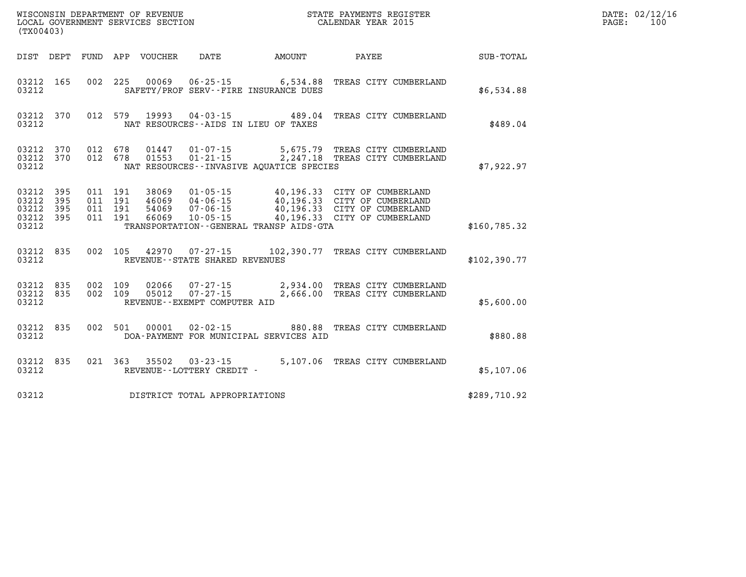WISCONSIN DEPARTMENT OF REVENUE
LOCAL GOVERNMENT SERVICES SECTION
(TX00403)

STATE PAYMENTS REGISTER
CALENDAR YEAR 2015

DATE: 02/12/16

| DIST | DEPT | FUND | APP | VOUCHER | DATE | AMOUNT | PAYEE | SUB-TOTAL |
|---|---|---|---|---|---|---|---|---|
| 03212 | 165 | 002 | 225 | 00069 | 06-25-15 | 6,534.88 | TREAS CITY CUMBERLAND | |
| 03212 | | | | | SAFETY/PROF SERV--FIRE INSURANCE DUES | | | $6,534.88 |
| 03212 | 370 | 012 | 579 | 19993 | 04-03-15 | 489.04 | TREAS CITY CUMBERLAND | |
| 03212 | | | | | NAT RESOURCES--AIDS IN LIEU OF TAXES | | | $489.04 |
| 03212 | 370 | 012 | 678 | 01447 | 01-07-15 | 5,675.79 | TREAS CITY CUMBERLAND | |
| 03212 | 370 | 012 | 678 | 01553 | 01-21-15 | 2,247.18 | TREAS CITY CUMBERLAND | |
| 03212 | | | | | NAT RESOURCES--INVASIVE AQUATICE SPECIES | | | $7,922.97 |
| 03212 | 395 | 011 | 191 | 38069 | 01-05-15 | 40,196.33 | CITY OF CUMBERLAND | |
| 03212 | 395 | 011 | 191 | 46069 | 04-06-15 | 40,196.33 | CITY OF CUMBERLAND | |
| 03212 | 395 | 011 | 191 | 54069 | 07-06-15 | 40,196.33 | CITY OF CUMBERLAND | |
| 03212 | 395 | 011 | 191 | 66069 | 10-05-15 | 40,196.33 | CITY OF CUMBERLAND | |
| 03212 | | | | | TRANSPORTATION--GENERAL TRANSP AIDS-GTA | | | $160,785.32 |
| 03212 | 835 | 002 | 105 | 42970 | 07-27-15 | 102,390.77 | TREAS CITY CUMBERLAND | |
| 03212 | | | | | REVENUE--STATE SHARED REVENUES | | | $102,390.77 |
| 03212 | 835 | 002 | 109 | 02066 | 07-27-15 | 2,934.00 | TREAS CITY CUMBERLAND | |
| 03212 | 835 | 002 | 109 | 05012 | 07-27-15 | 2,666.00 | TREAS CITY CUMBERLAND | |
| 03212 | | | | | REVENUE--EXEMPT COMPUTER AID | | | $5,600.00 |
| 03212 | 835 | 002 | 501 | 00001 | 02-02-15 | 880.88 | TREAS CITY CUMBERLAND | |
| 03212 | | | | | DOA-PAYMENT FOR MUNICIPAL SERVICES AID | | | $880.88 |
| 03212 | 835 | 021 | 363 | 35502 | 03-23-15 | 5,107.06 | TREAS CITY CUMBERLAND | |
| 03212 | | | | | REVENUE--LOTTERY CREDIT - | | | $5,107.06 |
| 03212 | | | | | DISTRICT TOTAL APPROPRIATIONS | | | $289,710.92 |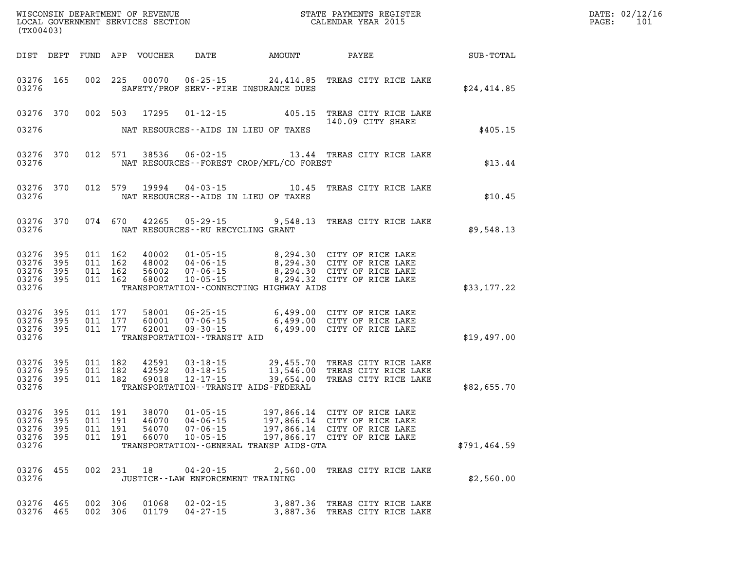WISCONSIN DEPARTMENT OF REVENUE
LOCAL GOVERNMENT SERVICES SECTION
(TX00403)

STATE PAYMENTS REGISTER
CALENDAR YEAR 2015

| DIST | DEPT | FUND | APP | VOUCHER | DATE | AMOUNT | PAYEE | SUB-TOTAL |
|---|---|---|---|---|---|---|---|---|
| 03276 | 165 | 002 | 225 | 00070 | 06-25-15 | 24,414.85 | TREAS CITY RICE LAKE | |
| 03276 | | | | | SAFETY/PROF SERV--FIRE INSURANCE DUES | | | $24,414.85 |
| 03276 | 370 | 002 | 503 | 17295 | 01-12-15 | 405.15 | TREAS CITY RICE LAKE 140.09 CITY SHARE | |
| 03276 | | | | | NAT RESOURCES--AIDS IN LIEU OF TAXES | | | $405.15 |
| 03276 | 370 | 012 | 571 | 38536 | 06-02-15 | 13.44 | TREAS CITY RICE LAKE | |
| 03276 | | | | | NAT RESOURCES--FOREST CROP/MFL/CO FOREST | | | $13.44 |
| 03276 | 370 | 012 | 579 | 19994 | 04-03-15 | 10.45 | TREAS CITY RICE LAKE | |
| 03276 | | | | | NAT RESOURCES--AIDS IN LIEU OF TAXES | | | $10.45 |
| 03276 | 370 | 074 | 670 | 42265 | 05-29-15 | 9,548.13 | TREAS CITY RICE LAKE | |
| 03276 | | | | | NAT RESOURCES--RU RECYCLING GRANT | | | $9,548.13 |
| 03276 | 395 | 011 | 162 | 40002 | 01-05-15 | 8,294.30 | CITY OF RICE LAKE | |
| 03276 | 395 | 011 | 162 | 48002 | 04-06-15 | 8,294.30 | CITY OF RICE LAKE | |
| 03276 | 395 | 011 | 162 | 56002 | 07-06-15 | 8,294.30 | CITY OF RICE LAKE | |
| 03276 | 395 | 011 | 162 | 68002 | 10-05-15 | 8,294.32 | CITY OF RICE LAKE | |
| 03276 | | | | | TRANSPORTATION--CONNECTING HIGHWAY AIDS | | | $33,177.22 |
| 03276 | 395 | 011 | 177 | 58001 | 06-25-15 | 6,499.00 | CITY OF RICE LAKE | |
| 03276 | 395 | 011 | 177 | 60001 | 07-06-15 | 6,499.00 | CITY OF RICE LAKE | |
| 03276 | 395 | 011 | 177 | 62001 | 09-30-15 | 6,499.00 | CITY OF RICE LAKE | |
| 03276 | | | | | TRANSPORTATION--TRANSIT AID | | | $19,497.00 |
| 03276 | 395 | 011 | 182 | 42591 | 03-18-15 | 29,455.70 | TREAS CITY RICE LAKE | |
| 03276 | 395 | 011 | 182 | 42592 | 03-18-15 | 13,546.00 | TREAS CITY RICE LAKE | |
| 03276 | 395 | 011 | 182 | 69018 | 12-17-15 | 39,654.00 | TREAS CITY RICE LAKE | |
| 03276 | | | | | TRANSPORTATION--TRANSIT AIDS-FEDERAL | | | $82,655.70 |
| 03276 | 395 | 011 | 191 | 38070 | 01-05-15 | 197,866.14 | CITY OF RICE LAKE | |
| 03276 | 395 | 011 | 191 | 46070 | 04-06-15 | 197,866.14 | CITY OF RICE LAKE | |
| 03276 | 395 | 011 | 191 | 54070 | 07-06-15 | 197,866.14 | CITY OF RICE LAKE | |
| 03276 | 395 | 011 | 191 | 66070 | 10-05-15 | 197,866.17 | CITY OF RICE LAKE | |
| 03276 | | | | | TRANSPORTATION--GENERAL TRANSP AIDS-GTA | | | $791,464.59 |
| 03276 | 455 | 002 | 231 | 18 | 04-20-15 | 2,560.00 | TREAS CITY RICE LAKE | |
| 03276 | | | | | JUSTICE--LAW ENFORCEMENT TRAINING | | | $2,560.00 |
| 03276 | 465 | 002 | 306 | 01068 | 02-02-15 | 3,887.36 | TREAS CITY RICE LAKE | |
| 03276 | 465 | 002 | 306 | 01179 | 04-27-15 | 3,887.36 | TREAS CITY RICE LAKE | |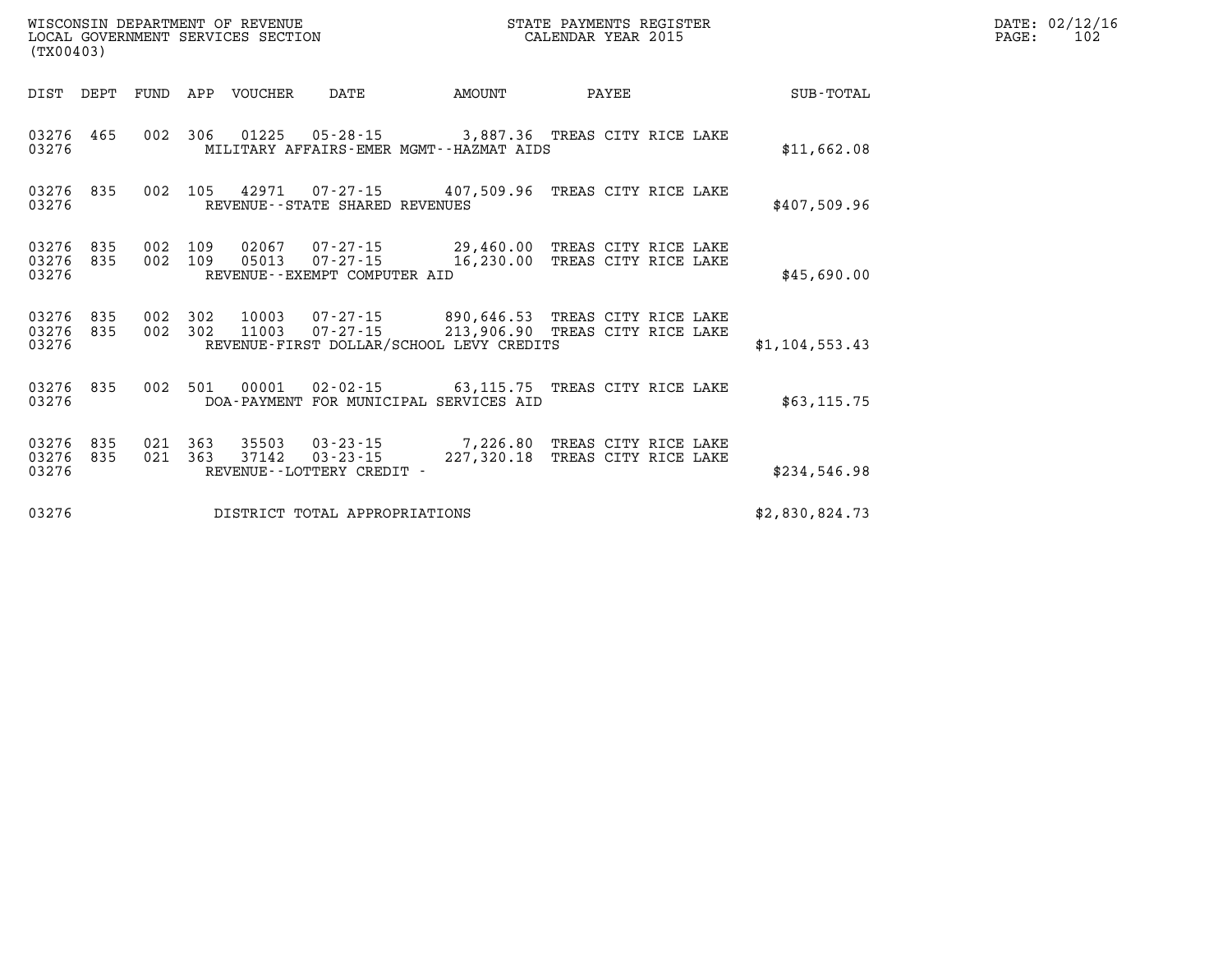WISCONSIN DEPARTMENT OF REVENUE
LOCAL GOVERNMENT SERVICES SECTION
(TX00403)

STATE PAYMENTS REGISTER
CALENDAR YEAR 2015

DATE: 02/12/16
PAGE: 102

| DIST | DEPT | FUND | APP | VOUCHER | DATE | AMOUNT | PAYEE | SUB-TOTAL |
|---|---|---|---|---|---|---|---|---|
| 03276 | 465 | 002 | 306 | 01225 | 05-28-15 | 3,887.36 | TREAS CITY RICE LAKE | |
| 03276 | | | | | MILITARY AFFAIRS-EMER MGMT--HAZMAT AIDS | | | $11,662.08 |
| 03276 | 835 | 002 | 105 | 42971 | 07-27-15 | 407,509.96 | TREAS CITY RICE LAKE | |
| 03276 | | | | | REVENUE--STATE SHARED REVENUES | | | $407,509.96 |
| 03276 | 835 | 002 | 109 | 02067 | 07-27-15 | 29,460.00 | TREAS CITY RICE LAKE | |
| 03276 | 835 | 002 | 109 | 05013 | 07-27-15 | 16,230.00 | TREAS CITY RICE LAKE | |
| 03276 | | | | | REVENUE--EXEMPT COMPUTER AID | | | $45,690.00 |
| 03276 | 835 | 002 | 302 | 10003 | 07-27-15 | 890,646.53 | TREAS CITY RICE LAKE | |
| 03276 | 835 | 002 | 302 | 11003 | 07-27-15 | 213,906.90 | TREAS CITY RICE LAKE | |
| 03276 | | | | | REVENUE-FIRST DOLLAR/SCHOOL LEVY CREDITS | | | $1,104,553.43 |
| 03276 | 835 | 002 | 501 | 00001 | 02-02-15 | 63,115.75 | TREAS CITY RICE LAKE | |
| 03276 | | | | | DOA-PAYMENT FOR MUNICIPAL SERVICES AID | | | $63,115.75 |
| 03276 | 835 | 021 | 363 | 35503 | 03-23-15 | 7,226.80 | TREAS CITY RICE LAKE | |
| 03276 | 835 | 021 | 363 | 37142 | 03-23-15 | 227,320.18 | TREAS CITY RICE LAKE | |
| 03276 | | | | | REVENUE--LOTTERY CREDIT - | | | $234,546.98 |
| 03276 | | | | | DISTRICT TOTAL APPROPRIATIONS | | | $2,830,824.73 |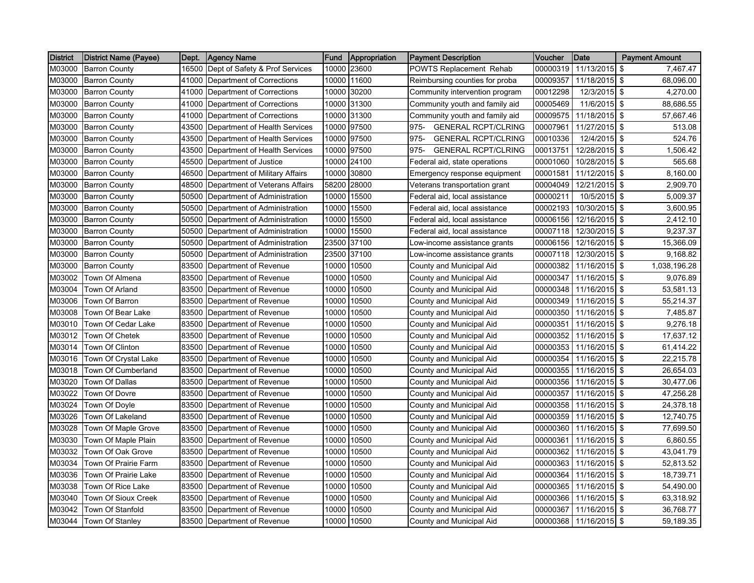| District | District Name (Payee) | Dept. | Agency Name | Fund | Appropriation | Payment Description | Voucher | Date | Payment Amount |
|---|---|---|---|---|---|---|---|---|---|
| M03000 | Barron County | 16500 | Dept of Safety & Prof Services | 10000 | 23600 | POWTS Replacement Rehab | 00000319 | 11/13/2015 | $ 7,467.47 |
| M03000 | Barron County | 41000 | Department of Corrections | 10000 | 11600 | Reimbursing counties for proba | 00009357 | 11/18/2015 | $ 68,096.00 |
| M03000 | Barron County | 41000 | Department of Corrections | 10000 | 30200 | Community intervention program | 00012298 | 12/3/2015 | $ 4,270.00 |
| M03000 | Barron County | 41000 | Department of Corrections | 10000 | 31300 | Community youth and family aid | 00005469 | 11/6/2015 | $ 88,686.55 |
| M03000 | Barron County | 41000 | Department of Corrections | 10000 | 31300 | Community youth and family aid | 00009575 | 11/18/2015 | $ 57,667.46 |
| M03000 | Barron County | 43500 | Department of Health Services | 10000 | 97500 | 975- GENERAL RCPT/CLRING | 00007961 | 11/27/2015 | $ 513.08 |
| M03000 | Barron County | 43500 | Department of Health Services | 10000 | 97500 | 975- GENERAL RCPT/CLRING | 00010336 | 12/4/2015 | $ 524.76 |
| M03000 | Barron County | 43500 | Department of Health Services | 10000 | 97500 | 975- GENERAL RCPT/CLRING | 00013751 | 12/28/2015 | $ 1,506.42 |
| M03000 | Barron County | 45500 | Department of Justice | 10000 | 24100 | Federal aid, state operations | 00001060 | 10/28/2015 | $ 565.68 |
| M03000 | Barron County | 46500 | Department of Military Affairs | 10000 | 30800 | Emergency response equipment | 00001581 | 11/12/2015 | $ 8,160.00 |
| M03000 | Barron County | 48500 | Department of Veterans Affairs | 58200 | 28000 | Veterans transportation grant | 00004049 | 12/21/2015 | $ 2,909.70 |
| M03000 | Barron County | 50500 | Department of Administration | 10000 | 15500 | Federal aid, local assistance | 00000211 | 10/5/2015 | $ 5,009.37 |
| M03000 | Barron County | 50500 | Department of Administration | 10000 | 15500 | Federal aid, local assistance | 00002193 | 10/30/2015 | $ 3,600.95 |
| M03000 | Barron County | 50500 | Department of Administration | 10000 | 15500 | Federal aid, local assistance | 00006156 | 12/16/2015 | $ 2,412.10 |
| M03000 | Barron County | 50500 | Department of Administration | 10000 | 15500 | Federal aid, local assistance | 00007118 | 12/30/2015 | $ 9,237.37 |
| M03000 | Barron County | 50500 | Department of Administration | 23500 | 37100 | Low-income assistance grants | 00006156 | 12/16/2015 | $ 15,366.09 |
| M03000 | Barron County | 50500 | Department of Administration | 23500 | 37100 | Low-income assistance grants | 00007118 | 12/30/2015 | $ 9,168.82 |
| M03000 | Barron County | 83500 | Department of Revenue | 10000 | 10500 | County and Municipal Aid | 00000382 | 11/16/2015 | $ 1,038,196.28 |
| M03002 | Town Of Almena | 83500 | Department of Revenue | 10000 | 10500 | County and Municipal Aid | 00000347 | 11/16/2015 | $ 9,076.89 |
| M03004 | Town Of Arland | 83500 | Department of Revenue | 10000 | 10500 | County and Municipal Aid | 00000348 | 11/16/2015 | $ 53,581.13 |
| M03006 | Town Of Barron | 83500 | Department of Revenue | 10000 | 10500 | County and Municipal Aid | 00000349 | 11/16/2015 | $ 55,214.37 |
| M03008 | Town Of Bear Lake | 83500 | Department of Revenue | 10000 | 10500 | County and Municipal Aid | 00000350 | 11/16/2015 | $ 7,485.87 |
| M03010 | Town Of Cedar Lake | 83500 | Department of Revenue | 10000 | 10500 | County and Municipal Aid | 00000351 | 11/16/2015 | $ 9,276.18 |
| M03012 | Town Of Chetek | 83500 | Department of Revenue | 10000 | 10500 | County and Municipal Aid | 00000352 | 11/16/2015 | $ 17,637.12 |
| M03014 | Town Of Clinton | 83500 | Department of Revenue | 10000 | 10500 | County and Municipal Aid | 00000353 | 11/16/2015 | $ 61,414.22 |
| M03016 | Town Of Crystal Lake | 83500 | Department of Revenue | 10000 | 10500 | County and Municipal Aid | 00000354 | 11/16/2015 | $ 22,215.78 |
| M03018 | Town Of Cumberland | 83500 | Department of Revenue | 10000 | 10500 | County and Municipal Aid | 00000355 | 11/16/2015 | $ 26,654.03 |
| M03020 | Town Of Dallas | 83500 | Department of Revenue | 10000 | 10500 | County and Municipal Aid | 00000356 | 11/16/2015 | $ 30,477.06 |
| M03022 | Town Of Dovre | 83500 | Department of Revenue | 10000 | 10500 | County and Municipal Aid | 00000357 | 11/16/2015 | $ 47,256.28 |
| M03024 | Town Of Doyle | 83500 | Department of Revenue | 10000 | 10500 | County and Municipal Aid | 00000358 | 11/16/2015 | $ 24,378.18 |
| M03026 | Town Of Lakeland | 83500 | Department of Revenue | 10000 | 10500 | County and Municipal Aid | 00000359 | 11/16/2015 | $ 12,740.75 |
| M03028 | Town Of Maple Grove | 83500 | Department of Revenue | 10000 | 10500 | County and Municipal Aid | 00000360 | 11/16/2015 | $ 77,699.50 |
| M03030 | Town Of Maple Plain | 83500 | Department of Revenue | 10000 | 10500 | County and Municipal Aid | 00000361 | 11/16/2015 | $ 6,860.55 |
| M03032 | Town Of Oak Grove | 83500 | Department of Revenue | 10000 | 10500 | County and Municipal Aid | 00000362 | 11/16/2015 | $ 43,041.79 |
| M03034 | Town Of Prairie Farm | 83500 | Department of Revenue | 10000 | 10500 | County and Municipal Aid | 00000363 | 11/16/2015 | $ 52,813.52 |
| M03036 | Town Of Prairie Lake | 83500 | Department of Revenue | 10000 | 10500 | County and Municipal Aid | 00000364 | 11/16/2015 | $ 18,739.71 |
| M03038 | Town Of Rice Lake | 83500 | Department of Revenue | 10000 | 10500 | County and Municipal Aid | 00000365 | 11/16/2015 | $ 54,490.00 |
| M03040 | Town Of Sioux Creek | 83500 | Department of Revenue | 10000 | 10500 | County and Municipal Aid | 00000366 | 11/16/2015 | $ 63,318.92 |
| M03042 | Town Of Stanfold | 83500 | Department of Revenue | 10000 | 10500 | County and Municipal Aid | 00000367 | 11/16/2015 | $ 36,768.77 |
| M03044 | Town Of Stanley | 83500 | Department of Revenue | 10000 | 10500 | County and Municipal Aid | 00000368 | 11/16/2015 | $ 59,189.35 |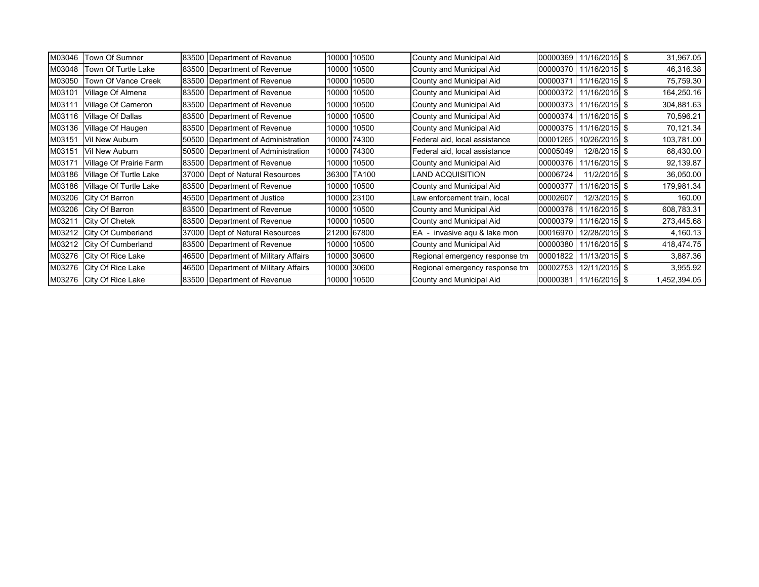| | | | | | | | | | | |
|---|---|---|---|---|---|---|---|---|---|---|
| M03046 | Town Of Sumner | 83500 | Department of Revenue | 10000 | 10500 | County and Municipal Aid | 00000369 | 11/16/2015 | $ | 31,967.05 |
| M03048 | Town Of Turtle Lake | 83500 | Department of Revenue | 10000 | 10500 | County and Municipal Aid | 00000370 | 11/16/2015 | $ | 46,316.38 |
| M03050 | Town Of Vance Creek | 83500 | Department of Revenue | 10000 | 10500 | County and Municipal Aid | 00000371 | 11/16/2015 | $ | 75,759.30 |
| M03101 | Village Of Almena | 83500 | Department of Revenue | 10000 | 10500 | County and Municipal Aid | 00000372 | 11/16/2015 | $ | 164,250.16 |
| M03111 | Village Of Cameron | 83500 | Department of Revenue | 10000 | 10500 | County and Municipal Aid | 00000373 | 11/16/2015 | $ | 304,881.63 |
| M03116 | Village Of Dallas | 83500 | Department of Revenue | 10000 | 10500 | County and Municipal Aid | 00000374 | 11/16/2015 | $ | 70,596.21 |
| M03136 | Village Of Haugen | 83500 | Department of Revenue | 10000 | 10500 | County and Municipal Aid | 00000375 | 11/16/2015 | $ | 70,121.34 |
| M03151 | Vil New Auburn | 50500 | Department of Administration | 10000 | 74300 | Federal aid, local assistance | 00001265 | 10/26/2015 | $ | 103,781.00 |
| M03151 | Vil New Auburn | 50500 | Department of Administration | 10000 | 74300 | Federal aid, local assistance | 00005049 | 12/8/2015 | $ | 68,430.00 |
| M03171 | Village Of Prairie Farm | 83500 | Department of Revenue | 10000 | 10500 | County and Municipal Aid | 00000376 | 11/16/2015 | $ | 92,139.87 |
| M03186 | Village Of Turtle Lake | 37000 | Dept of Natural Resources | 36300 | TA100 | LAND ACQUISITION | 00006724 | 11/2/2015 | $ | 36,050.00 |
| M03186 | Village Of Turtle Lake | 83500 | Department of Revenue | 10000 | 10500 | County and Municipal Aid | 00000377 | 11/16/2015 | $ | 179,981.34 |
| M03206 | City Of Barron | 45500 | Department of Justice | 10000 | 23100 | Law enforcement train, local | 00002607 | 12/3/2015 | $ | 160.00 |
| M03206 | City Of Barron | 83500 | Department of Revenue | 10000 | 10500 | County and Municipal Aid | 00000378 | 11/16/2015 | $ | 608,783.31 |
| M03211 | City Of Chetek | 83500 | Department of Revenue | 10000 | 10500 | County and Municipal Aid | 00000379 | 11/16/2015 | $ | 273,445.68 |
| M03212 | City Of Cumberland | 37000 | Dept of Natural Resources | 21200 | 67800 | EA - invasive aqu & lake mon | 00016970 | 12/28/2015 | $ | 4,160.13 |
| M03212 | City Of Cumberland | 83500 | Department of Revenue | 10000 | 10500 | County and Municipal Aid | 00000380 | 11/16/2015 | $ | 418,474.75 |
| M03276 | City Of Rice Lake | 46500 | Department of Military Affairs | 10000 | 30600 | Regional emergency response tm | 00001822 | 11/13/2015 | $ | 3,887.36 |
| M03276 | City Of Rice Lake | 46500 | Department of Military Affairs | 10000 | 30600 | Regional emergency response tm | 00002753 | 12/11/2015 | $ | 3,955.92 |
| M03276 | City Of Rice Lake | 83500 | Department of Revenue | 10000 | 10500 | County and Municipal Aid | 00000381 | 11/16/2015 | $ | 1,452,394.05 |